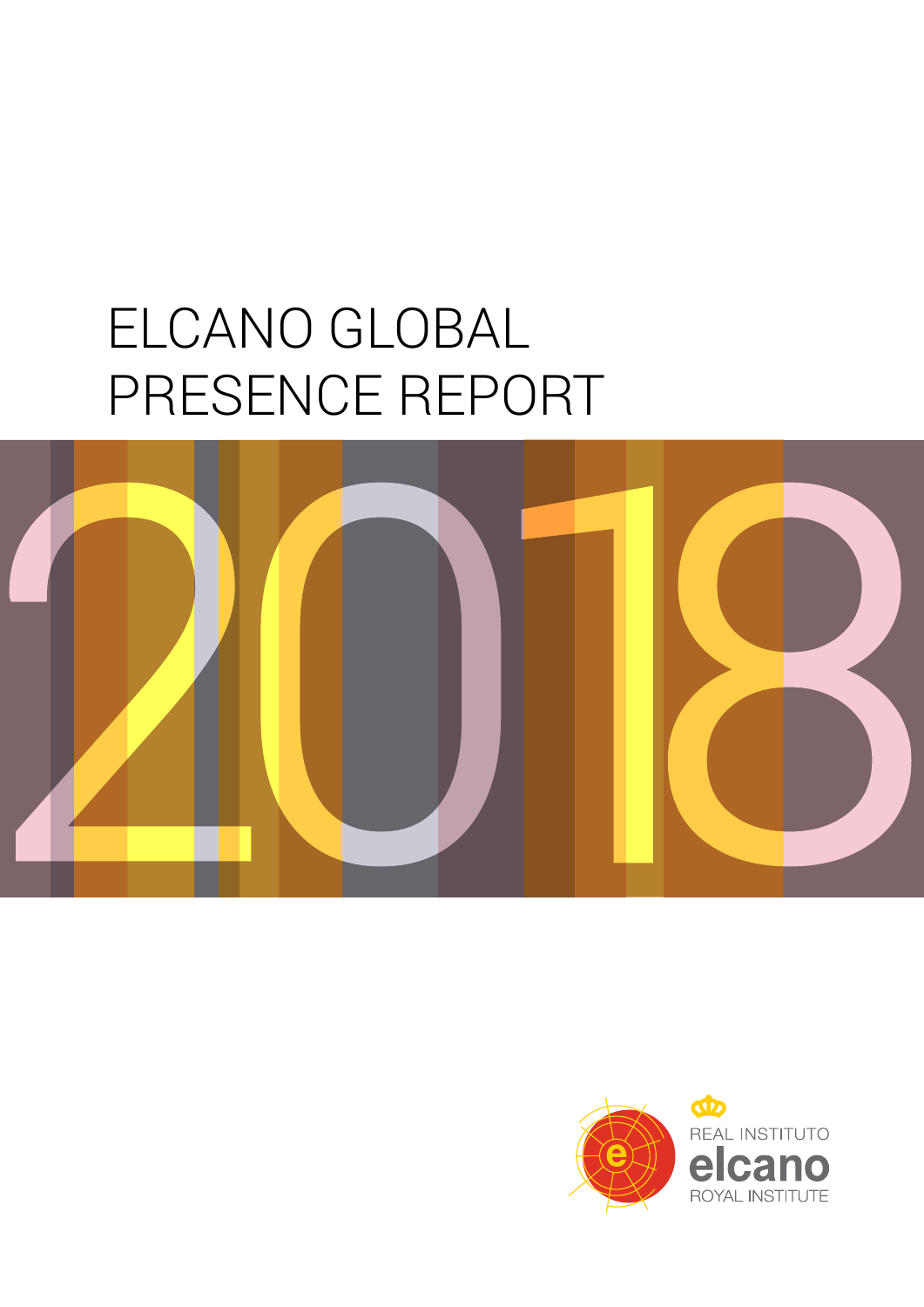# ELCANO GLOBAL PRESENCE REPORT

2018

REAL INSTITUTO
elcano
ROYAL INSTITUTE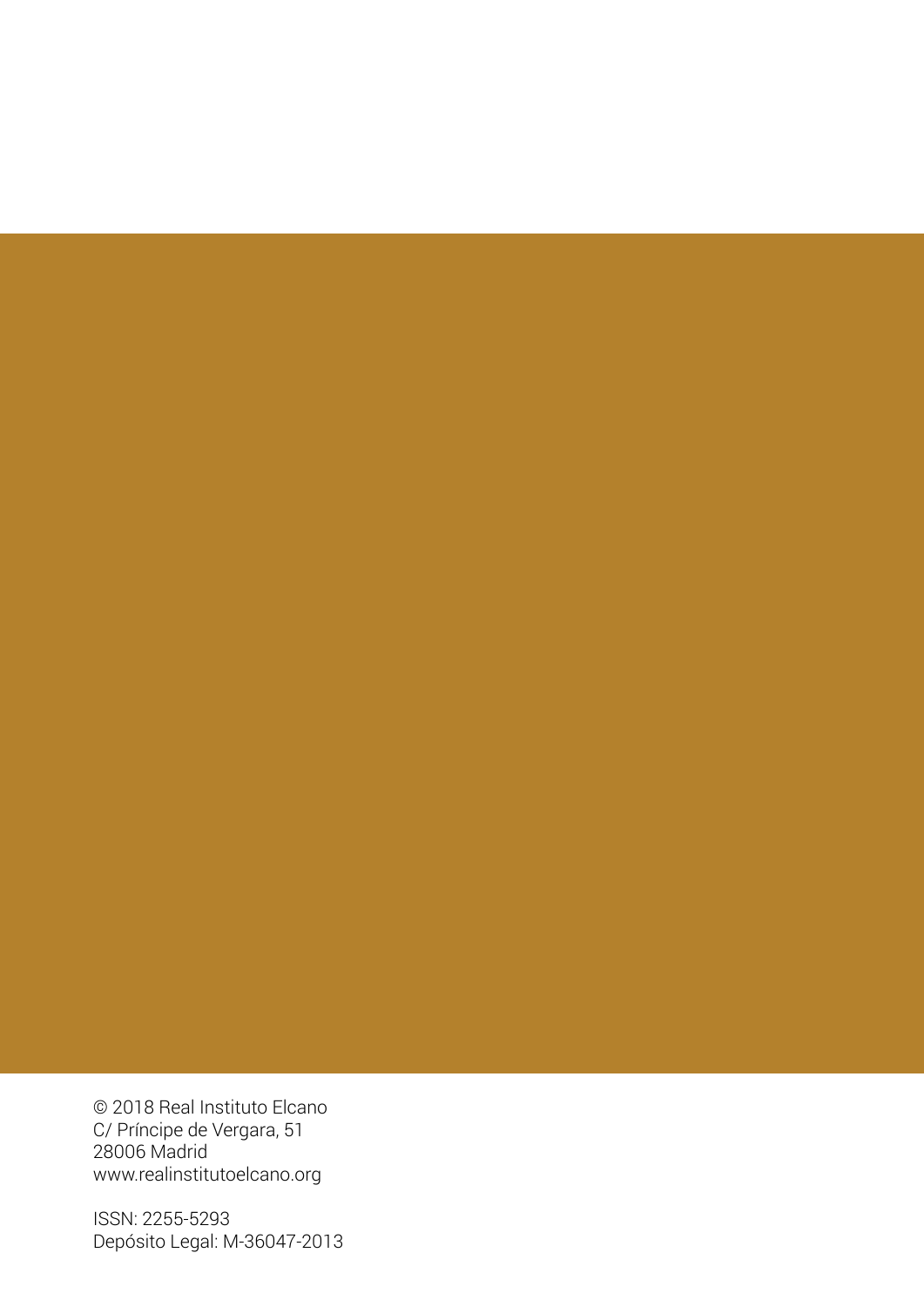© 2018 Real Instituto Elcano
C/ Príncipe de Vergara, 51
28006 Madrid
www.realinstitutoelcano.org

ISSN: 2255-5293
Depósito Legal: M-36047-2013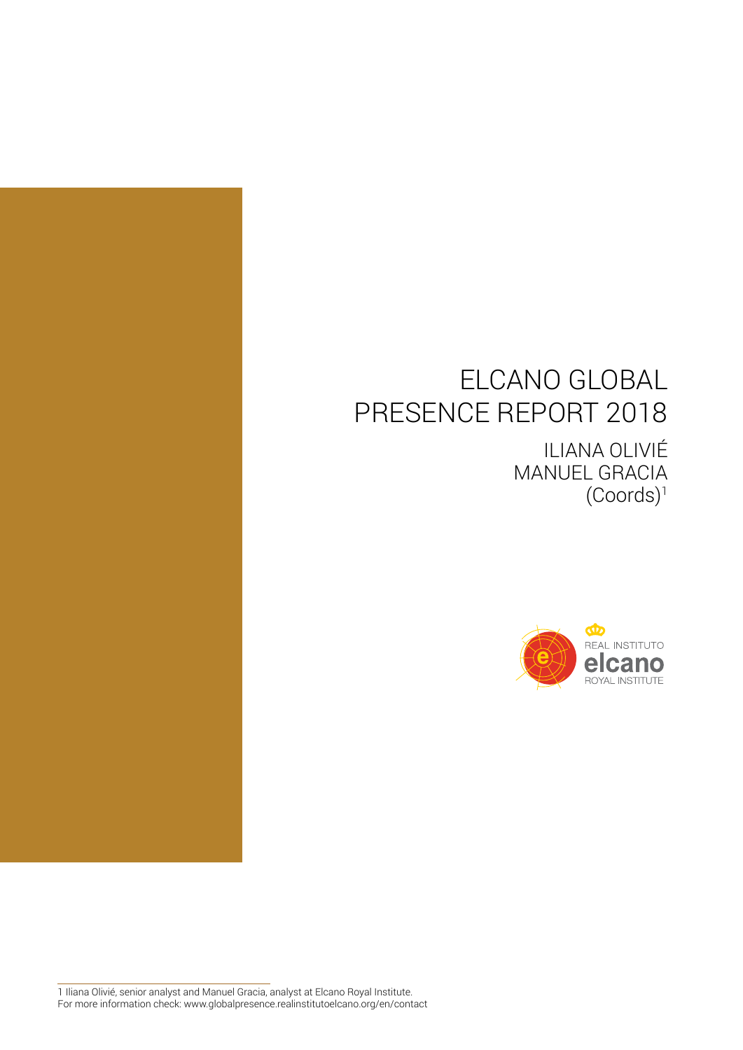# ELCANO GLOBAL PRESENCE REPORT 2018

ILIANA OLIVIÉ
MANUEL GRACIA
(Coords)[1]

REAL INSTITUTO
elcano
ROYAL INSTITUTE

---

1 Iliana Olivié, senior analyst and Manuel Gracia, analyst at Elcano Royal Institute.
For more information check: www.globalpresence.realinstitutoelcano.org/en/contact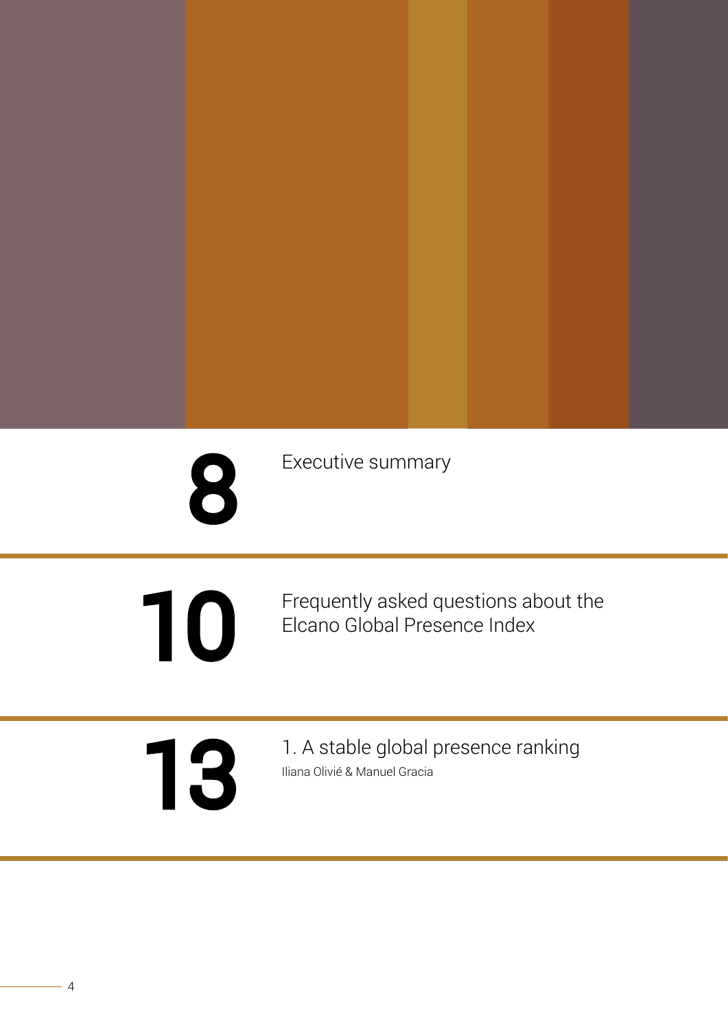**8** Executive summary

**10** Frequently asked questions about the Elcano Global Presence Index

**13** 1. A stable global presence ranking
Iliana Olivié & Manuel Gracia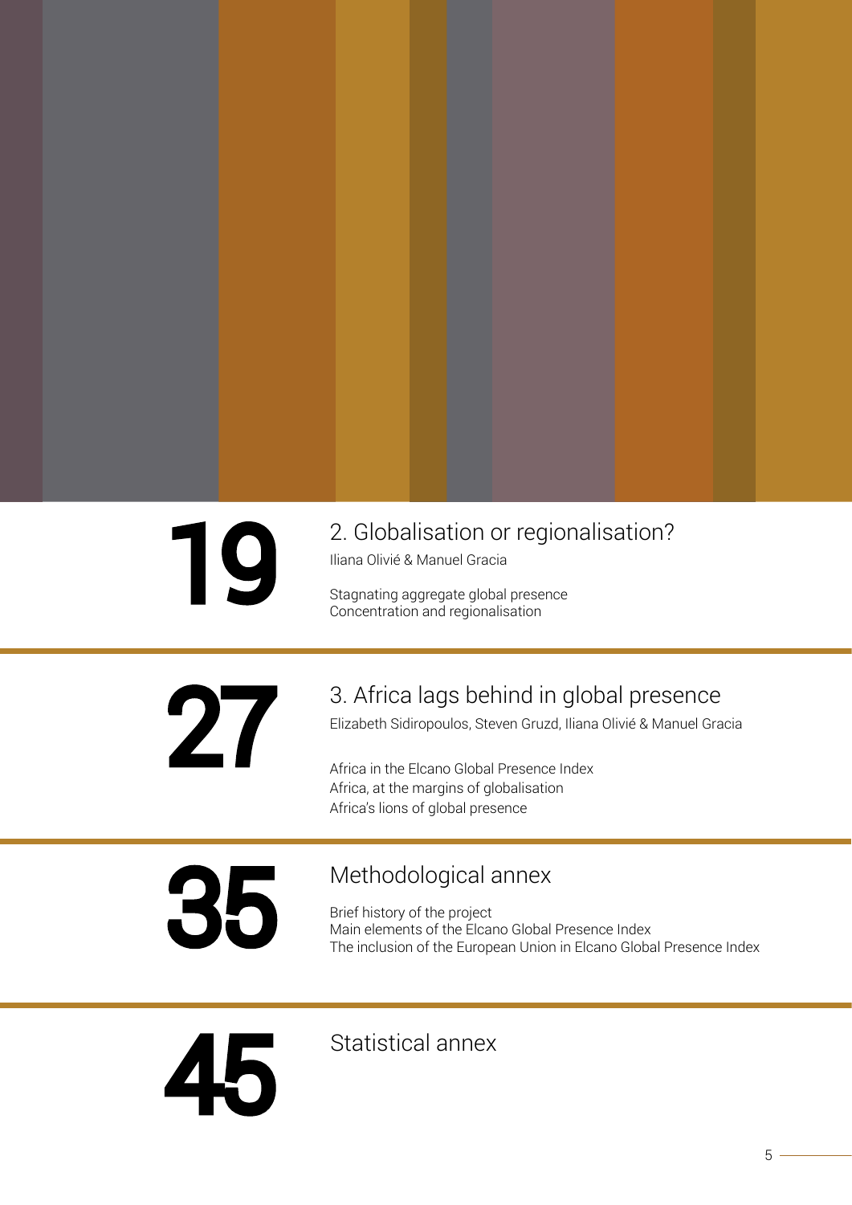**19**

## 2. Globalisation or regionalisation?

Iliana Olivié & Manuel Gracia

Stagnating aggregate global presence
Concentration and regionalisation

**27**

## 3. Africa lags behind in global presence

Elizabeth Sidiropoulos, Steven Gruzd, Iliana Olivié & Manuel Gracia

Africa in the Elcano Global Presence Index
Africa, at the margins of globalisation
Africa's lions of global presence

**35**

## Methodological annex

Brief history of the project
Main elements of the Elcano Global Presence Index
The inclusion of the European Union in Elcano Global Presence Index

**45**

## Statistical annex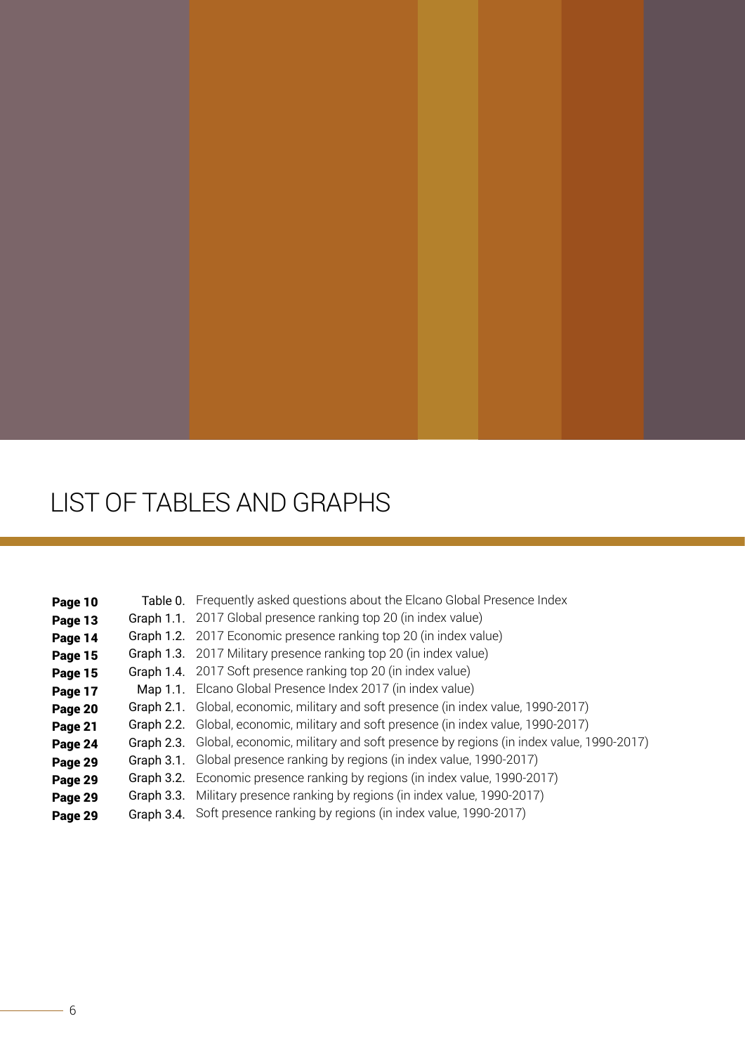# LIST OF TABLES AND GRAPHS

| | | |
|---|---|---|
| **Page 10** | Table 0. | Frequently asked questions about the Elcano Global Presence Index |
| **Page 13** | Graph 1.1. | 2017 Global presence ranking top 20 (in index value) |
| **Page 14** | Graph 1.2. | 2017 Economic presence ranking top 20 (in index value) |
| **Page 15** | Graph 1.3. | 2017 Military presence ranking top 20 (in index value) |
| **Page 15** | Graph 1.4. | 2017 Soft presence ranking top 20 (in index value) |
| **Page 17** | Map 1.1. | Elcano Global Presence Index 2017 (in index value) |
| **Page 20** | Graph 2.1. | Global, economic, military and soft presence (in index value, 1990-2017) |
| **Page 21** | Graph 2.2. | Global, economic, military and soft presence (in index value, 1990-2017) |
| **Page 24** | Graph 2.3. | Global, economic, military and soft presence by regions (in index value, 1990-2017) |
| **Page 29** | Graph 3.1. | Global presence ranking by regions (in index value, 1990-2017) |
| **Page 29** | Graph 3.2. | Economic presence ranking by regions (in index value, 1990-2017) |
| **Page 29** | Graph 3.3. | Military presence ranking by regions (in index value, 1990-2017) |
| **Page 29** | Graph 3.4. | Soft presence ranking by regions (in index value, 1990-2017) |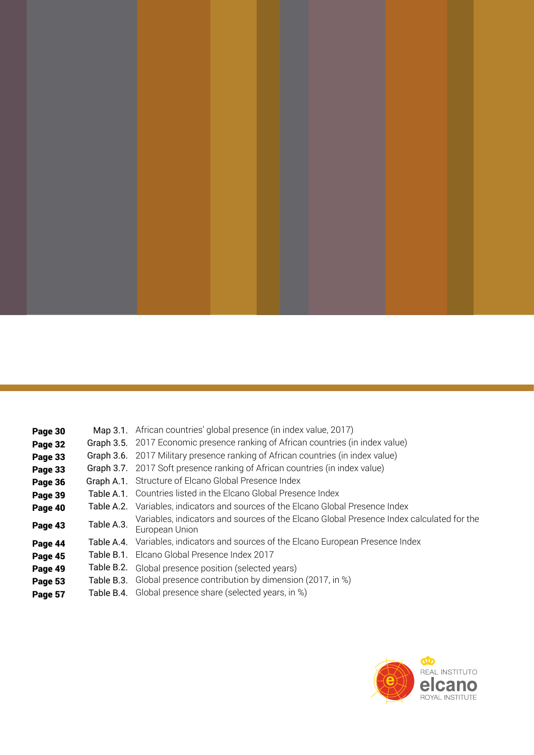| | | |
|---|---|---|
| **Page 30** | Map 3.1. | African countries' global presence (in index value, 2017) |
| **Page 32** | Graph 3.5. | 2017 Economic presence ranking of African countries (in index value) |
| **Page 33** | Graph 3.6. | 2017 Military presence ranking of African countries (in index value) |
| **Page 33** | Graph 3.7. | 2017 Soft presence ranking of African countries (in index value) |
| **Page 36** | Graph A.1. | Structure of Elcano Global Presence Index |
| **Page 39** | Table A.1. | Countries listed in the Elcano Global Presence Index |
| **Page 40** | Table A.2. | Variables, indicators and sources of the Elcano Global Presence Index |
| **Page 43** | Table A.3. | Variables, indicators and sources of the Elcano Global Presence Index calculated for the European Union |
| **Page 44** | Table A.4. | Variables, indicators and sources of the Elcano European Presence Index |
| **Page 45** | Table B.1. | Elcano Global Presence Index 2017 |
| **Page 49** | Table B.2. | Global presence position (selected years) |
| **Page 53** | Table B.3. | Global presence contribution by dimension (2017, in %) |
| **Page 57** | Table B.4. | Global presence share (selected years, in %) |

REAL INSTITUTO
elcano
ROYAL INSTITUTE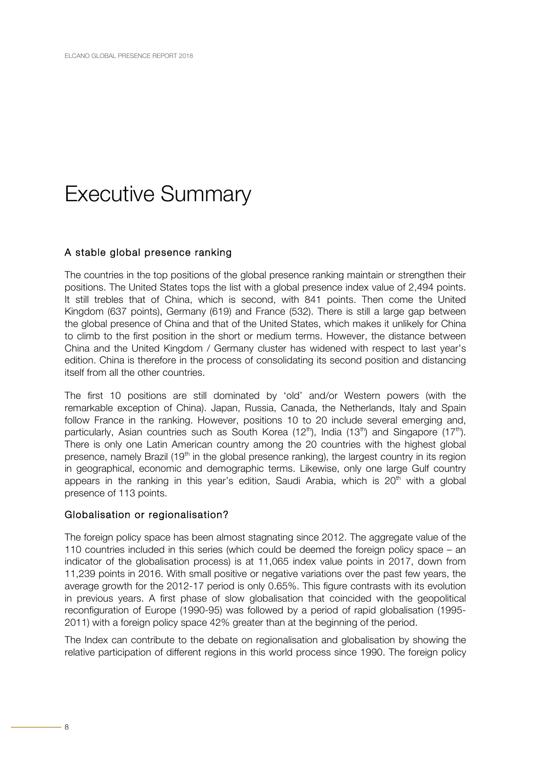# Executive Summary

## A stable global presence ranking

The countries in the top positions of the global presence ranking maintain or strengthen their positions. The United States tops the list with a global presence index value of 2,494 points. It still trebles that of China, which is second, with 841 points. Then come the United Kingdom (637 points), Germany (619) and France (532). There is still a large gap between the global presence of China and that of the United States, which makes it unlikely for China to climb to the first position in the short or medium terms. However, the distance between China and the United Kingdom / Germany cluster has widened with respect to last year's edition. China is therefore in the process of consolidating its second position and distancing itself from all the other countries.

The first 10 positions are still dominated by 'old' and/or Western powers (with the remarkable exception of China). Japan, Russia, Canada, the Netherlands, Italy and Spain follow France in the ranking. However, positions 10 to 20 include several emerging and, particularly, Asian countries such as South Korea (12th), India (13th) and Singapore (17th). There is only one Latin American country among the 20 countries with the highest global presence, namely Brazil (19th in the global presence ranking), the largest country in its region in geographical, economic and demographic terms. Likewise, only one large Gulf country appears in the ranking in this year's edition, Saudi Arabia, which is 20th with a global presence of 113 points.

## Globalisation or regionalisation?

The foreign policy space has been almost stagnating since 2012. The aggregate value of the 110 countries included in this series (which could be deemed the foreign policy space – an indicator of the globalisation process) is at 11,065 index value points in 2017, down from 11,239 points in 2016. With small positive or negative variations over the past few years, the average growth for the 2012-17 period is only 0.65%. This figure contrasts with its evolution in previous years. A first phase of slow globalisation that coincided with the geopolitical reconfiguration of Europe (1990-95) was followed by a period of rapid globalisation (1995-2011) with a foreign policy space 42% greater than at the beginning of the period.

The Index can contribute to the debate on regionalisation and globalisation by showing the relative participation of different regions in this world process since 1990. The foreign policy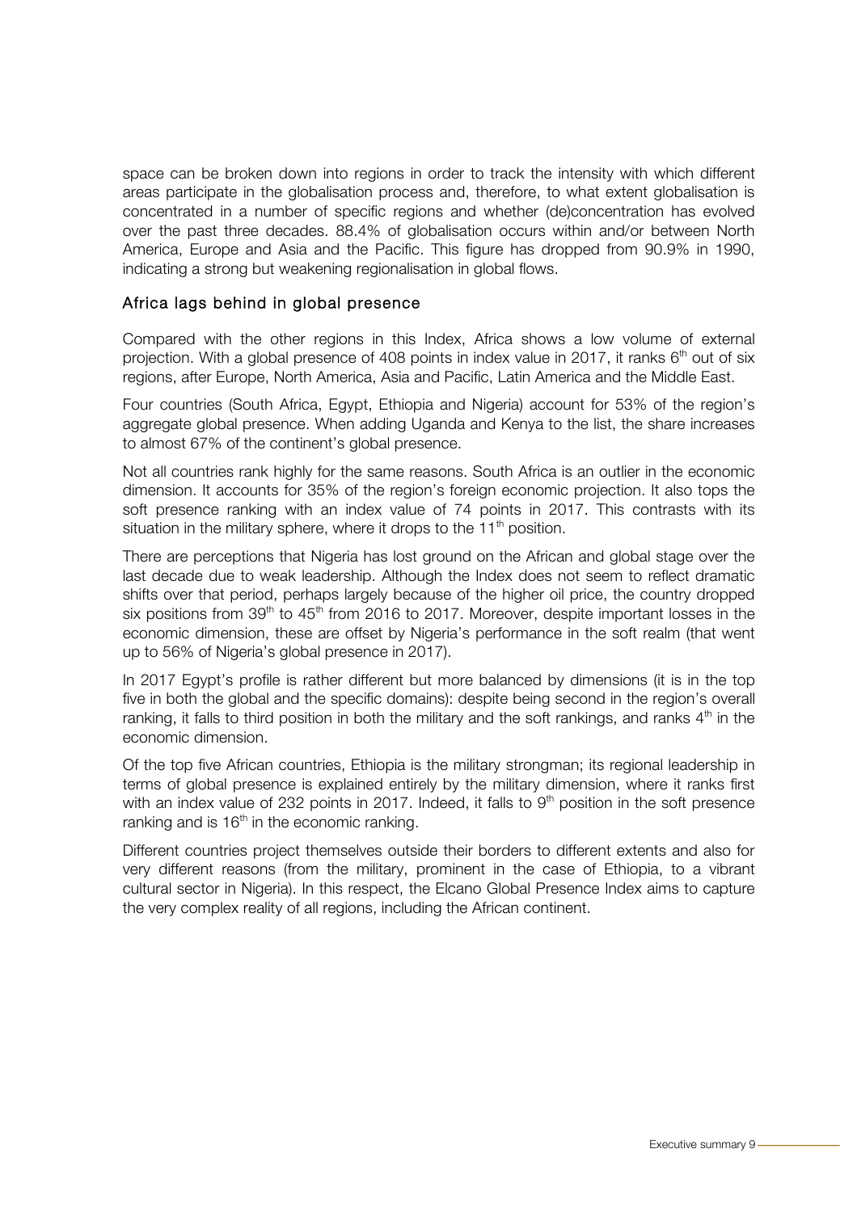space can be broken down into regions in order to track the intensity with which different areas participate in the globalisation process and, therefore, to what extent globalisation is concentrated in a number of specific regions and whether (de)concentration has evolved over the past three decades. 88.4% of globalisation occurs within and/or between North America, Europe and Asia and the Pacific. This figure has dropped from 90.9% in 1990, indicating a strong but weakening regionalisation in global flows.

### Africa lags behind in global presence

Compared with the other regions in this Index, Africa shows a low volume of external projection. With a global presence of 408 points in index value in 2017, it ranks 6th out of six regions, after Europe, North America, Asia and Pacific, Latin America and the Middle East.

Four countries (South Africa, Egypt, Ethiopia and Nigeria) account for 53% of the region's aggregate global presence. When adding Uganda and Kenya to the list, the share increases to almost 67% of the continent's global presence.

Not all countries rank highly for the same reasons. South Africa is an outlier in the economic dimension. It accounts for 35% of the region's foreign economic projection. It also tops the soft presence ranking with an index value of 74 points in 2017. This contrasts with its situation in the military sphere, where it drops to the 11th position.

There are perceptions that Nigeria has lost ground on the African and global stage over the last decade due to weak leadership. Although the Index does not seem to reflect dramatic shifts over that period, perhaps largely because of the higher oil price, the country dropped six positions from 39th to 45th from 2016 to 2017. Moreover, despite important losses in the economic dimension, these are offset by Nigeria's performance in the soft realm (that went up to 56% of Nigeria's global presence in 2017).

In 2017 Egypt's profile is rather different but more balanced by dimensions (it is in the top five in both the global and the specific domains): despite being second in the region's overall ranking, it falls to third position in both the military and the soft rankings, and ranks 4th in the economic dimension.

Of the top five African countries, Ethiopia is the military strongman; its regional leadership in terms of global presence is explained entirely by the military dimension, where it ranks first with an index value of 232 points in 2017. Indeed, it falls to 9th position in the soft presence ranking and is 16th in the economic ranking.

Different countries project themselves outside their borders to different extents and also for very different reasons (from the military, prominent in the case of Ethiopia, to a vibrant cultural sector in Nigeria). In this respect, the Elcano Global Presence Index aims to capture the very complex reality of all regions, including the African continent.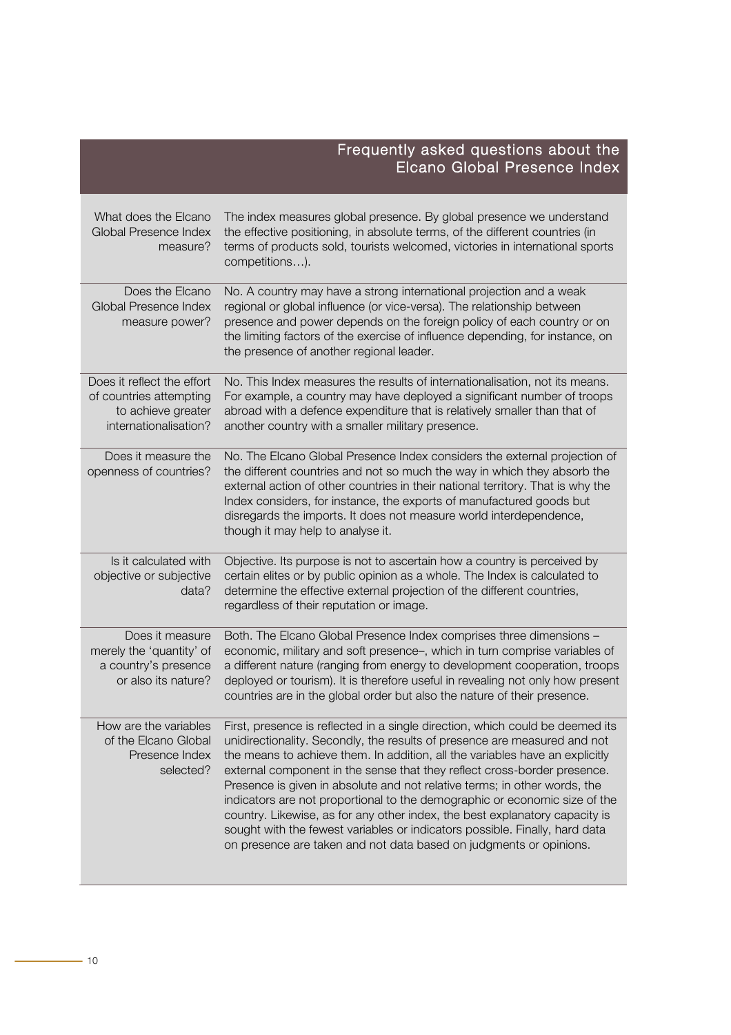## Frequently asked questions about the Elcano Global Presence Index

| Question | Answer |
| --- | --- |
| What does the Elcano Global Presence Index measure? | The index measures global presence. By global presence we understand the effective positioning, in absolute terms, of the different countries (in terms of products sold, tourists welcomed, victories in international sports competitions…). |
| Does the Elcano Global Presence Index measure power? | No. A country may have a strong international projection and a weak regional or global influence (or vice-versa). The relationship between presence and power depends on the foreign policy of each country or on the limiting factors of the exercise of influence depending, for instance, on the presence of another regional leader. |
| Does it reflect the effort of countries attempting to achieve greater internationalisation? | No. This Index measures the results of internationalisation, not its means. For example, a country may have deployed a significant number of troops abroad with a defence expenditure that is relatively smaller than that of another country with a smaller military presence. |
| Does it measure the openness of countries? | No. The Elcano Global Presence Index considers the external projection of the different countries and not so much the way in which they absorb the external action of other countries in their national territory. That is why the Index considers, for instance, the exports of manufactured goods but disregards the imports. It does not measure world interdependence, though it may help to analyse it. |
| Is it calculated with objective or subjective data? | Objective. Its purpose is not to ascertain how a country is perceived by certain elites or by public opinion as a whole. The Index is calculated to determine the effective external projection of the different countries, regardless of their reputation or image. |
| Does it measure merely the 'quantity' of a country's presence or also its nature? | Both. The Elcano Global Presence Index comprises three dimensions – economic, military and soft presence–, which in turn comprise variables of a different nature (ranging from energy to development cooperation, troops deployed or tourism). It is therefore useful in revealing not only how present countries are in the global order but also the nature of their presence. |
| How are the variables of the Elcano Global Presence Index selected? | First, presence is reflected in a single direction, which could be deemed its unidirectionality. Secondly, the results of presence are measured and not the means to achieve them. In addition, all the variables have an explicitly external component in the sense that they reflect cross-border presence. Presence is given in absolute and not relative terms; in other words, the indicators are not proportional to the demographic or economic size of the country. Likewise, as for any other index, the best explanatory capacity is sought with the fewest variables or indicators possible. Finally, hard data on presence are taken and not data based on judgments or opinions. |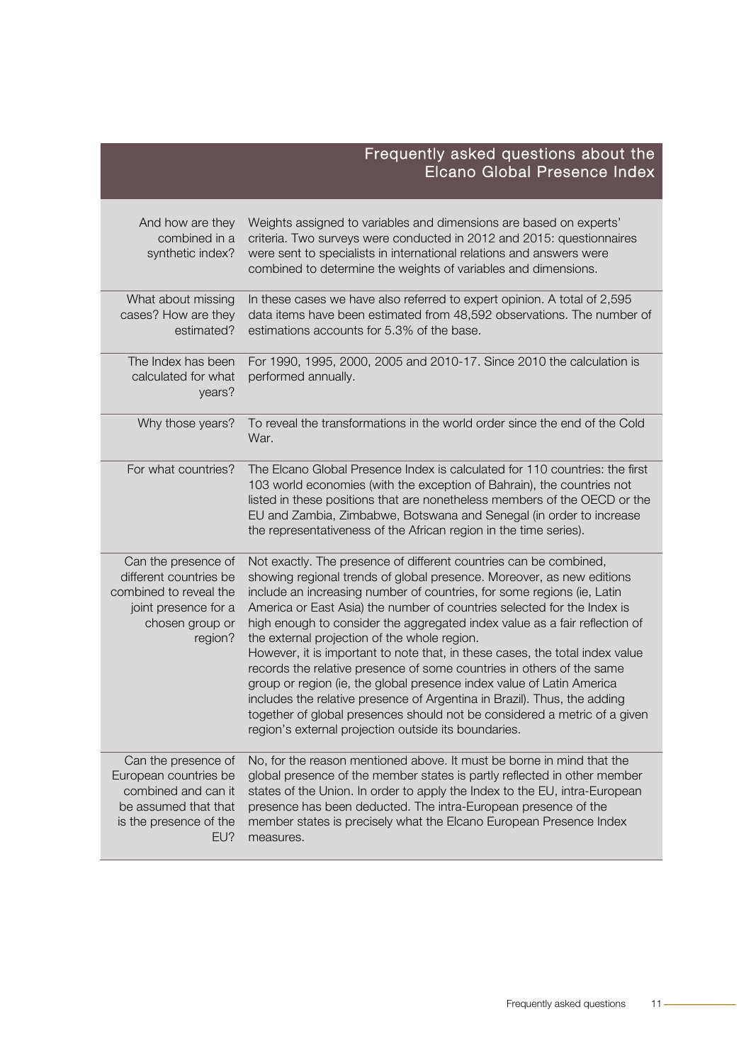## Frequently asked questions about the Elcano Global Presence Index

| | |
|---|---|
| And how are they combined in a synthetic index? | Weights assigned to variables and dimensions are based on experts' criteria. Two surveys were conducted in 2012 and 2015: questionnaires were sent to specialists in international relations and answers were combined to determine the weights of variables and dimensions. |
| What about missing cases? How are they estimated? | In these cases we have also referred to expert opinion. A total of 2,595 data items have been estimated from 48,592 observations. The number of estimations accounts for 5.3% of the base. |
| The Index has been calculated for what years? | For 1990, 1995, 2000, 2005 and 2010-17. Since 2010 the calculation is performed annually. |
| Why those years? | To reveal the transformations in the world order since the end of the Cold War. |
| For what countries? | The Elcano Global Presence Index is calculated for 110 countries: the first 103 world economies (with the exception of Bahrain), the countries not listed in these positions that are nonetheless members of the OECD or the EU and Zambia, Zimbabwe, Botswana and Senegal (in order to increase the representativeness of the African region in the time series). |
| Can the presence of different countries be combined to reveal the joint presence for a chosen group or region? | Not exactly. The presence of different countries can be combined, showing regional trends of global presence. Moreover, as new editions include an increasing number of countries, for some regions (ie, Latin America or East Asia) the number of countries selected for the Index is high enough to consider the aggregated index value as a fair reflection of the external projection of the whole region. However, it is important to note that, in these cases, the total index value records the relative presence of some countries in others of the same group or region (ie, the global presence index value of Latin America includes the relative presence of Argentina in Brazil). Thus, the adding together of global presences should not be considered a metric of a given region's external projection outside its boundaries. |
| Can the presence of European countries be combined and can it be assumed that that is the presence of the EU? | No, for the reason mentioned above. It must be borne in mind that the global presence of the member states is partly reflected in other member states of the Union. In order to apply the Index to the EU, intra-European presence has been deducted. The intra-European presence of the member states is precisely what the Elcano European Presence Index measures. |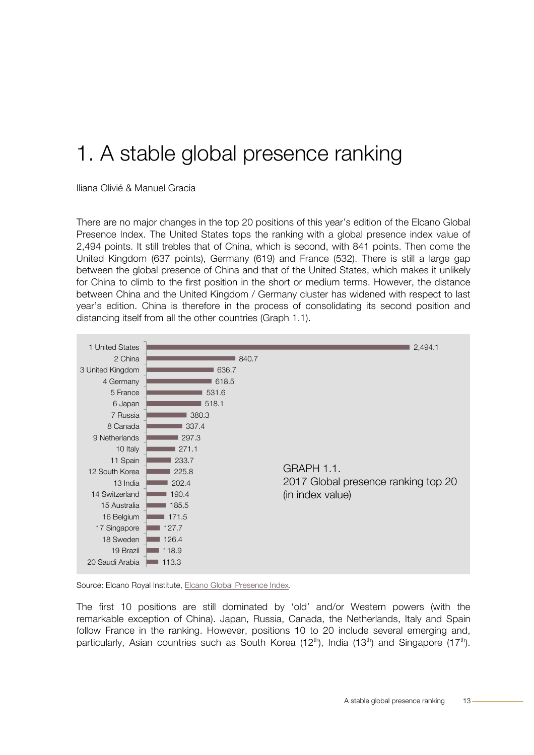# 1. A stable global presence ranking

Iliana Olivié & Manuel Gracia

There are no major changes in the top 20 positions of this year's edition of the Elcano Global Presence Index. The United States tops the ranking with a global presence index value of 2,494 points. It still trebles that of China, which is second, with 841 points. Then come the United Kingdom (637 points), Germany (619) and France (532). There is still a large gap between the global presence of China and that of the United States, which makes it unlikely for China to climb to the first position in the short or medium terms. However, the distance between China and the United Kingdom / Germany cluster has widened with respect to last year's edition. China is therefore in the process of consolidating its second position and distancing itself from all the other countries (Graph 1.1).

GRAPH 1.1.
2017 Global presence ranking top 20
(in index value)

| Rank | Country | Index value |
|---|---|---|
| 1 | United States | 2,494.1 |
| 2 | China | 840.7 |
| 3 | United Kingdom | 636.7 |
| 4 | Germany | 618.5 |
| 5 | France | 531.6 |
| 6 | Japan | 518.1 |
| 7 | Russia | 380.3 |
| 8 | Canada | 337.4 |
| 9 | Netherlands | 297.3 |
| 10 | Italy | 271.1 |
| 11 | Spain | 233.7 |
| 12 | South Korea | 225.8 |
| 13 | India | 202.4 |
| 14 | Switzerland | 190.4 |
| 15 | Australia | 185.5 |
| 16 | Belgium | 171.5 |
| 17 | Singapore | 127.7 |
| 18 | Sweden | 126.4 |
| 19 | Brazil | 118.9 |
| 20 | Saudi Arabia | 113.3 |

Source: Elcano Royal Institute, Elcano Global Presence Index.

The first 10 positions are still dominated by 'old' and/or Western powers (with the remarkable exception of China). Japan, Russia, Canada, the Netherlands, Italy and Spain follow France in the ranking. However, positions 10 to 20 include several emerging and, particularly, Asian countries such as South Korea (12th), India (13th) and Singapore (17th).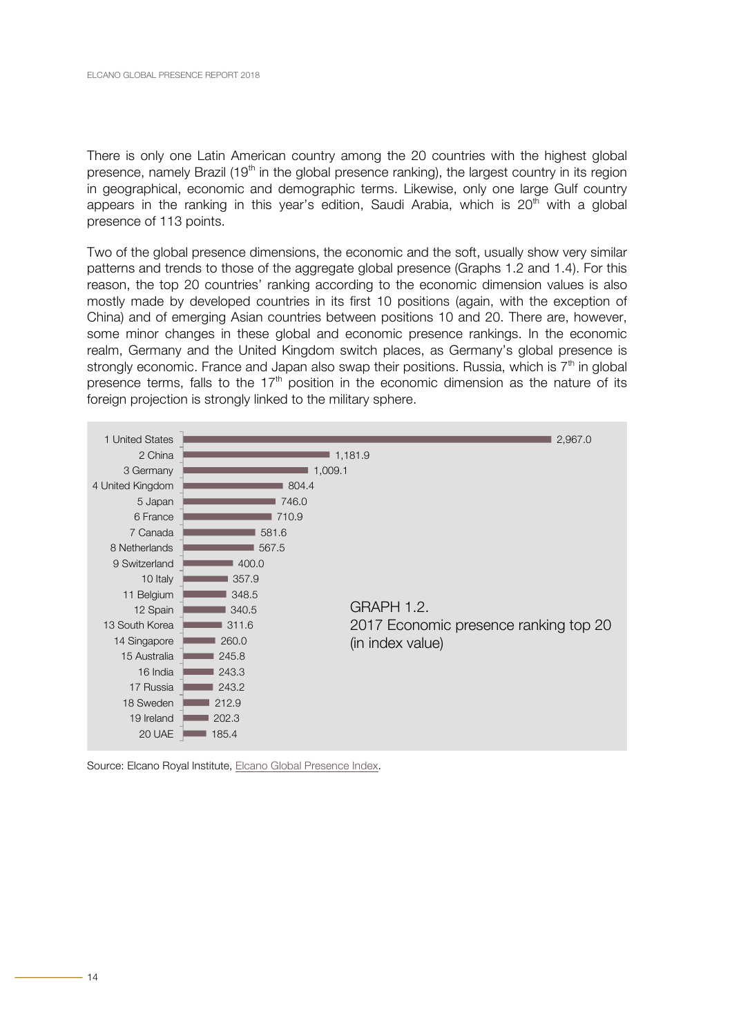There is only one Latin American country among the 20 countries with the highest global presence, namely Brazil (19th in the global presence ranking), the largest country in its region in geographical, economic and demographic terms. Likewise, only one large Gulf country appears in the ranking in this year's edition, Saudi Arabia, which is 20th with a global presence of 113 points.

Two of the global presence dimensions, the economic and the soft, usually show very similar patterns and trends to those of the aggregate global presence (Graphs 1.2 and 1.4). For this reason, the top 20 countries' ranking according to the economic dimension values is also mostly made by developed countries in its first 10 positions (again, with the exception of China) and of emerging Asian countries between positions 10 and 20. There are, however, some minor changes in these global and economic presence rankings. In the economic realm, Germany and the United Kingdom switch places, as Germany's global presence is strongly economic. France and Japan also swap their positions. Russia, which is 7th in global presence terms, falls to the 17th position in the economic dimension as the nature of its foreign projection is strongly linked to the military sphere.

GRAPH 1.2.
2017 Economic presence ranking top 20 (in index value)

| Rank | Country | Index value |
|---|---|---|
| 1 | United States | 2,967.0 |
| 2 | China | 1,181.9 |
| 3 | Germany | 1,009.1 |
| 4 | United Kingdom | 804.4 |
| 5 | Japan | 746.0 |
| 6 | France | 710.9 |
| 7 | Canada | 581.6 |
| 8 | Netherlands | 567.5 |
| 9 | Switzerland | 400.0 |
| 10 | Italy | 357.9 |
| 11 | Belgium | 348.5 |
| 12 | Spain | 340.5 |
| 13 | South Korea | 311.6 |
| 14 | Singapore | 260.0 |
| 15 | Australia | 245.8 |
| 16 | India | 243.3 |
| 17 | Russia | 243.2 |
| 18 | Sweden | 212.9 |
| 19 | Ireland | 202.3 |
| 20 | UAE | 185.4 |

Source: Elcano Royal Institute, Elcano Global Presence Index.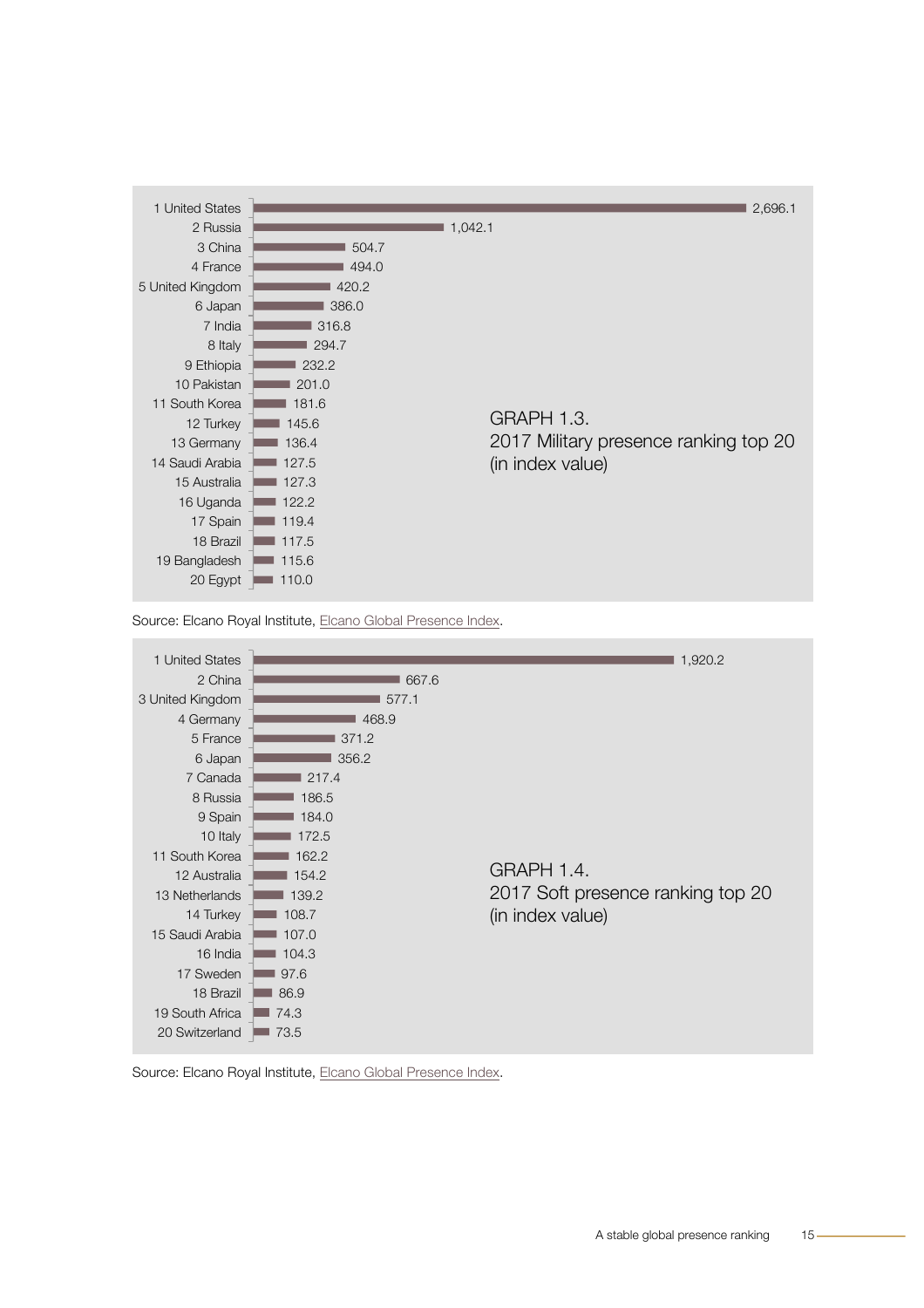**GRAPH 1.3.**
**2017 Military presence ranking top 20 (in index value)**

| Rank | Country | Index value |
|---|---|---|
| 1 | United States | 2,696.1 |
| 2 | Russia | 1,042.1 |
| 3 | China | 504.7 |
| 4 | France | 494.0 |
| 5 | United Kingdom | 420.2 |
| 6 | Japan | 386.0 |
| 7 | India | 316.8 |
| 8 | Italy | 294.7 |
| 9 | Ethiopia | 232.2 |
| 10 | Pakistan | 201.0 |
| 11 | South Korea | 181.6 |
| 12 | Turkey | 145.6 |
| 13 | Germany | 136.4 |
| 14 | Saudi Arabia | 127.5 |
| 15 | Australia | 127.3 |
| 16 | Uganda | 122.2 |
| 17 | Spain | 119.4 |
| 18 | Brazil | 117.5 |
| 19 | Bangladesh | 115.6 |
| 20 | Egypt | 110.0 |

Source: Elcano Royal Institute, Elcano Global Presence Index.

**GRAPH 1.4.**
**2017 Soft presence ranking top 20 (in index value)**

| Rank | Country | Index value |
|---|---|---|
| 1 | United States | 1,920.2 |
| 2 | China | 667.6 |
| 3 | United Kingdom | 577.1 |
| 4 | Germany | 468.9 |
| 5 | France | 371.2 |
| 6 | Japan | 356.2 |
| 7 | Canada | 217.4 |
| 8 | Russia | 186.5 |
| 9 | Spain | 184.0 |
| 10 | Italy | 172.5 |
| 11 | South Korea | 162.2 |
| 12 | Australia | 154.2 |
| 13 | Netherlands | 139.2 |
| 14 | Turkey | 108.7 |
| 15 | Saudi Arabia | 107.0 |
| 16 | India | 104.3 |
| 17 | Sweden | 97.6 |
| 18 | Brazil | 86.9 |
| 19 | South Africa | 74.3 |
| 20 | Switzerland | 73.5 |

Source: Elcano Royal Institute, Elcano Global Presence Index.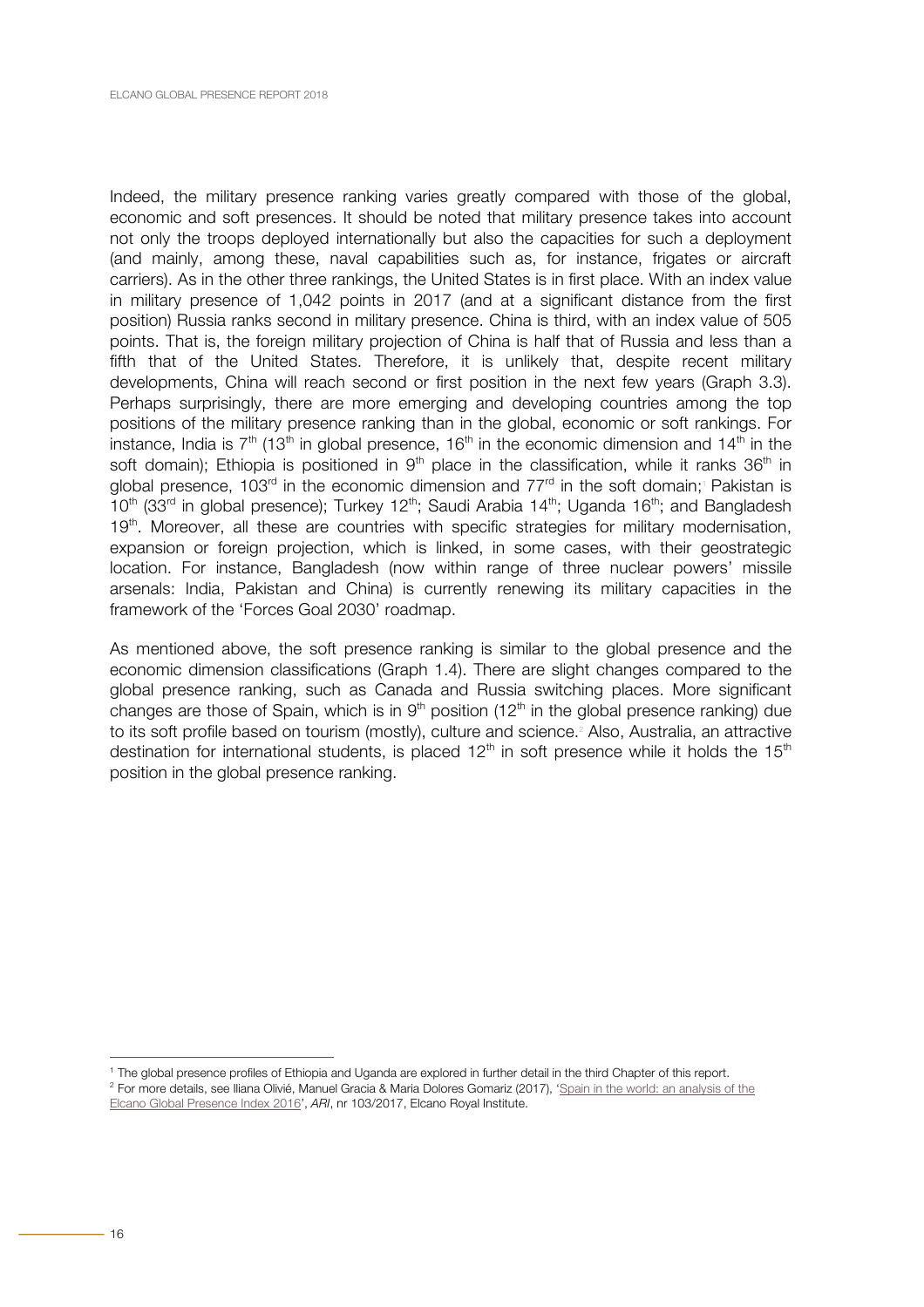Indeed, the military presence ranking varies greatly compared with those of the global, economic and soft presences. It should be noted that military presence takes into account not only the troops deployed internationally but also the capacities for such a deployment (and mainly, among these, naval capabilities such as, for instance, frigates or aircraft carriers). As in the other three rankings, the United States is in first place. With an index value in military presence of 1,042 points in 2017 (and at a significant distance from the first position) Russia ranks second in military presence. China is third, with an index value of 505 points. That is, the foreign military projection of China is half that of Russia and less than a fifth that of the United States. Therefore, it is unlikely that, despite recent military developments, China will reach second or first position in the next few years (Graph 3.3). Perhaps surprisingly, there are more emerging and developing countries among the top positions of the military presence ranking than in the global, economic or soft rankings. For instance, India is 7th (13th in global presence, 16th in the economic dimension and 14th in the soft domain); Ethiopia is positioned in 9th place in the classification, while it ranks 36th in global presence, 103rd in the economic dimension and 77rd in the soft domain;[1] Pakistan is 10th (33rd in global presence); Turkey 12th; Saudi Arabia 14th; Uganda 16th; and Bangladesh 19th. Moreover, all these are countries with specific strategies for military modernisation, expansion or foreign projection, which is linked, in some cases, with their geostrategic location. For instance, Bangladesh (now within range of three nuclear powers' missile arsenals: India, Pakistan and China) is currently renewing its military capacities in the framework of the 'Forces Goal 2030' roadmap.

As mentioned above, the soft presence ranking is similar to the global presence and the economic dimension classifications (Graph 1.4). There are slight changes compared to the global presence ranking, such as Canada and Russia switching places. More significant changes are those of Spain, which is in 9th position (12th in the global presence ranking) due to its soft profile based on tourism (mostly), culture and science.[2] Also, Australia, an attractive destination for international students, is placed 12th in soft presence while it holds the 15th position in the global presence ranking.

---

[1] The global presence profiles of Ethiopia and Uganda are explored in further detail in the third Chapter of this report.

[2] For more details, see Iliana Olivié, Manuel Gracia & Maria Dolores Gomariz (2017), 'Spain in the world: an analysis of the Elcano Global Presence Index 2016', *ARI*, nr 103/2017, Elcano Royal Institute.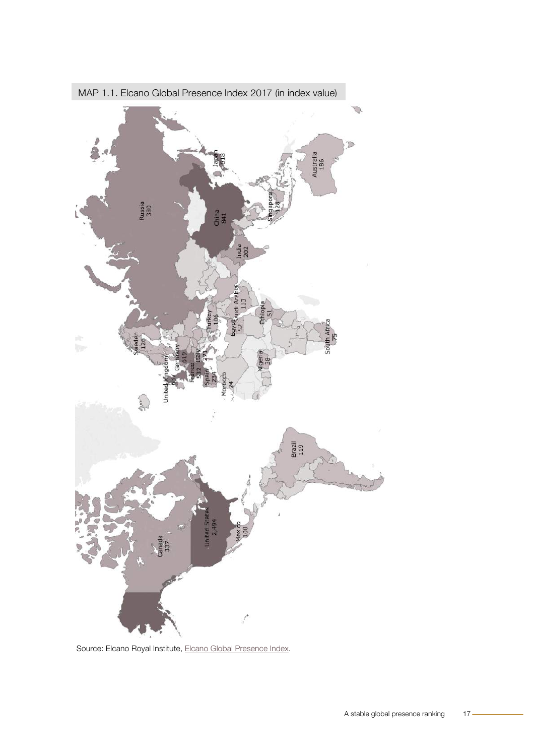MAP 1.1. Elcano Global Presence Index 2017 (in index value)

Source: Elcano Royal Institute, Elcano Global Presence Index.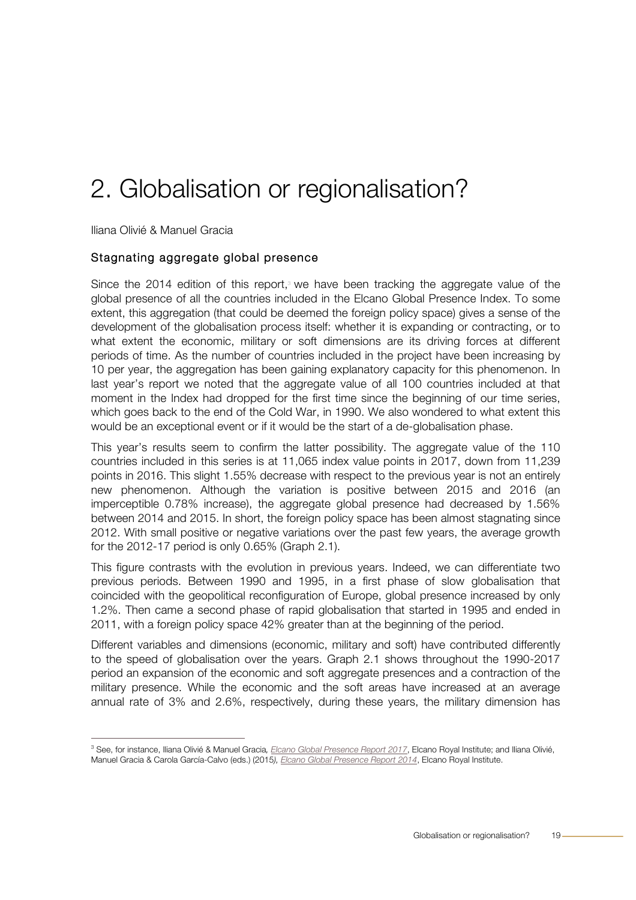# 2. Globalisation or regionalisation?

Iliana Olivié & Manuel Gracia

## Stagnating aggregate global presence

Since the 2014 edition of this report,[3] we have been tracking the aggregate value of the global presence of all the countries included in the Elcano Global Presence Index. To some extent, this aggregation (that could be deemed the foreign policy space) gives a sense of the development of the globalisation process itself: whether it is expanding or contracting, or to what extent the economic, military or soft dimensions are its driving forces at different periods of time. As the number of countries included in the project have been increasing by 10 per year, the aggregation has been gaining explanatory capacity for this phenomenon. In last year's report we noted that the aggregate value of all 100 countries included at that moment in the Index had dropped for the first time since the beginning of our time series, which goes back to the end of the Cold War, in 1990. We also wondered to what extent this would be an exceptional event or if it would be the start of a de-globalisation phase.

This year's results seem to confirm the latter possibility. The aggregate value of the 110 countries included in this series is at 11,065 index value points in 2017, down from 11,239 points in 2016. This slight 1.55% decrease with respect to the previous year is not an entirely new phenomenon. Although the variation is positive between 2015 and 2016 (an imperceptible 0.78% increase), the aggregate global presence had decreased by 1.56% between 2014 and 2015. In short, the foreign policy space has been almost stagnating since 2012. With small positive or negative variations over the past few years, the average growth for the 2012-17 period is only 0.65% (Graph 2.1).

This figure contrasts with the evolution in previous years. Indeed, we can differentiate two previous periods. Between 1990 and 1995, in a first phase of slow globalisation that coincided with the geopolitical reconfiguration of Europe, global presence increased by only 1.2%. Then came a second phase of rapid globalisation that started in 1995 and ended in 2011, with a foreign policy space 42% greater than at the beginning of the period.

Different variables and dimensions (economic, military and soft) have contributed differently to the speed of globalisation over the years. Graph 2.1 shows throughout the 1990-2017 period an expansion of the economic and soft aggregate presences and a contraction of the military presence. While the economic and the soft areas have increased at an average annual rate of 3% and 2.6%, respectively, during these years, the military dimension has

---

[3] See, for instance, Iliana Olivié & Manuel Gracia, *Elcano Global Presence Report 2017*, Elcano Royal Institute; and Iliana Olivié, Manuel Gracia & Carola García-Calvo (eds.) (2015), *Elcano Global Presence Report 2014*, Elcano Royal Institute.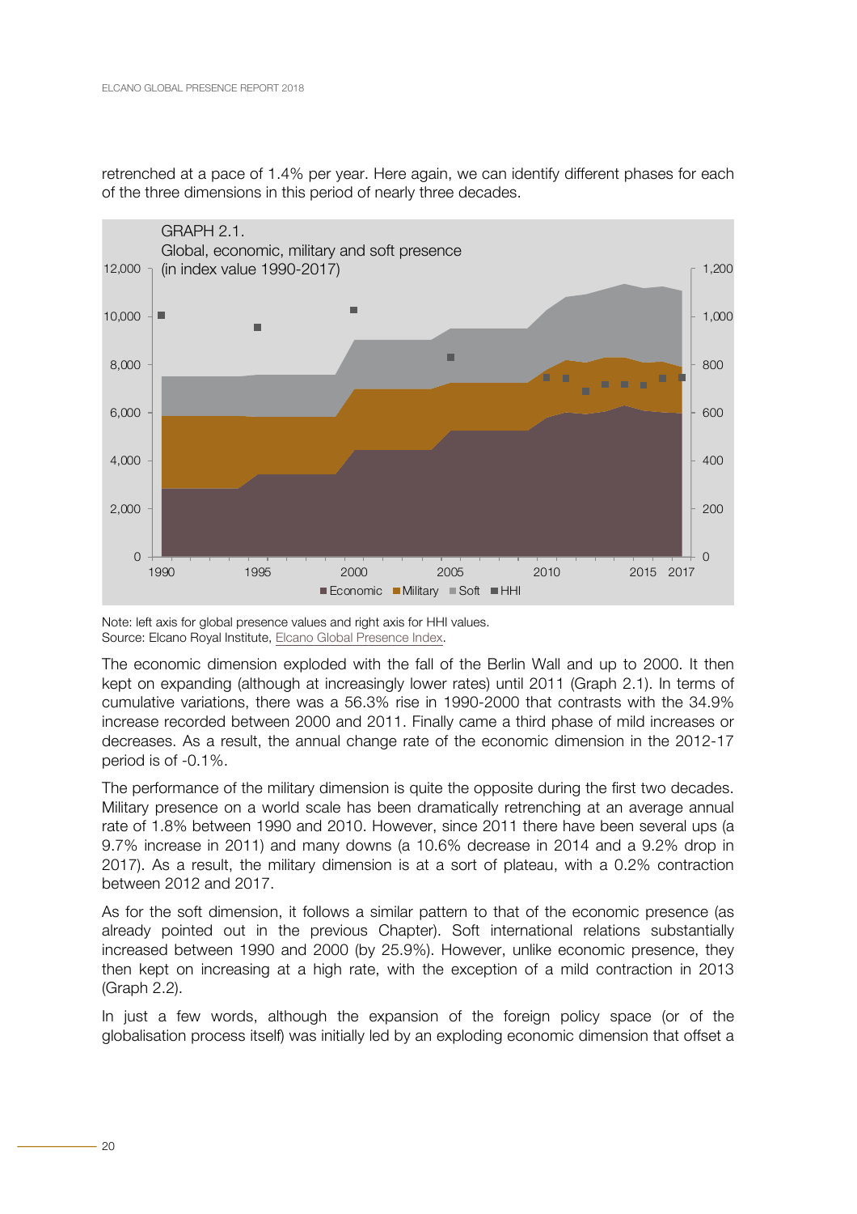retrenched at a pace of 1.4% per year. Here again, we can identify different phases for each of the three dimensions in this period of nearly three decades.

GRAPH 2.1.
Global, economic, military and soft presence
(in index value 1990-2017)

Note: left axis for global presence values and right axis for HHI values.
Source: Elcano Royal Institute, Elcano Global Presence Index.

The economic dimension exploded with the fall of the Berlin Wall and up to 2000. It then kept on expanding (although at increasingly lower rates) until 2011 (Graph 2.1). In terms of cumulative variations, there was a 56.3% rise in 1990-2000 that contrasts with the 34.9% increase recorded between 2000 and 2011. Finally came a third phase of mild increases or decreases. As a result, the annual change rate of the economic dimension in the 2012-17 period is of -0.1%.

The performance of the military dimension is quite the opposite during the first two decades. Military presence on a world scale has been dramatically retrenching at an average annual rate of 1.8% between 1990 and 2010. However, since 2011 there have been several ups (a 9.7% increase in 2011) and many downs (a 10.6% decrease in 2014 and a 9.2% drop in 2017). As a result, the military dimension is at a sort of plateau, with a 0.2% contraction between 2012 and 2017.

As for the soft dimension, it follows a similar pattern to that of the economic presence (as already pointed out in the previous Chapter). Soft international relations substantially increased between 1990 and 2000 (by 25.9%). However, unlike economic presence, they then kept on increasing at a high rate, with the exception of a mild contraction in 2013 (Graph 2.2).

In just a few words, although the expansion of the foreign policy space (or of the globalisation process itself) was initially led by an exploding economic dimension that offset a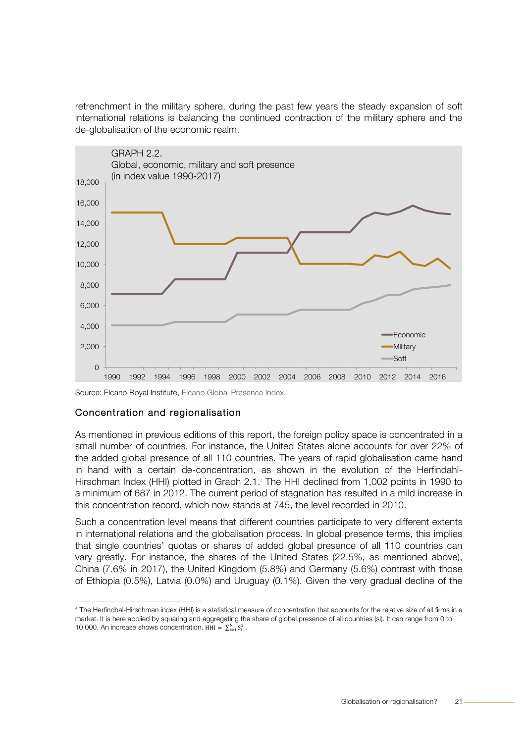retrenchment in the military sphere, during the past few years the steady expansion of soft international relations is balancing the continued contraction of the military sphere and the de-globalisation of the economic realm.

GRAPH 2.2.
Global, economic, military and soft presence
(in index value 1990-2017)

Source: Elcano Royal Institute, Elcano Global Presence Index.

## Concentration and regionalisation

As mentioned in previous editions of this report, the foreign policy space is concentrated in a small number of countries. For instance, the United States alone accounts for over 22% of the added global presence of all 110 countries. The years of rapid globalisation came hand in hand with a certain de-concentration, as shown in the evolution of the Herfindahl-Hirschman Index (HHI) plotted in Graph 2.1.[4] The HHI declined from 1,002 points in 1990 to a minimum of 687 in 2012. The current period of stagnation has resulted in a mild increase in this concentration record, which now stands at 745, the level recorded in 2010.

Such a concentration level means that different countries participate to very different extents in international relations and the globalisation process. In global presence terms, this implies that single countries' quotas or shares of added global presence of all 110 countries can vary greatly. For instance, the shares of the United States (22.5%, as mentioned above), China (7.6% in 2017), the United Kingdom (5.8%) and Germany (5.6%) contrast with those of Ethiopia (0.5%), Latvia (0.0%) and Uruguay (0.1%). Given the very gradual decline of the

[4] The Herfindhal-Hirschman index (HHI) is a statistical measure of concentration that accounts for the relative size of all firms in a market. It is here applied by squaring and aggregating the share of global presence of all countries (si). It can range from 0 to 10,000. An increase shows concentration. $HHI = \sum_{i=1}^{N} s_i^2$ .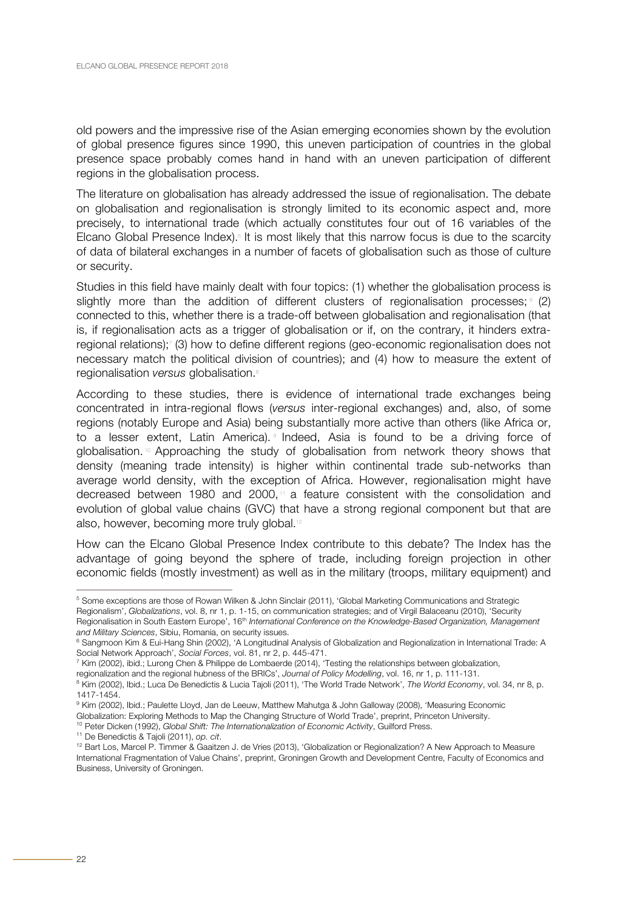old powers and the impressive rise of the Asian emerging economies shown by the evolution of global presence figures since 1990, this uneven participation of countries in the global presence space probably comes hand in hand with an uneven participation of different regions in the globalisation process.

The literature on globalisation has already addressed the issue of regionalisation. The debate on globalisation and regionalisation is strongly limited to its economic aspect and, more precisely, to international trade (which actually constitutes four out of 16 variables of the Elcano Global Presence Index).[5] It is most likely that this narrow focus is due to the scarcity of data of bilateral exchanges in a number of facets of globalisation such as those of culture or security.

Studies in this field have mainly dealt with four topics: (1) whether the globalisation process is slightly more than the addition of different clusters of regionalisation processes;[6] (2) connected to this, whether there is a trade-off between globalisation and regionalisation (that is, if regionalisation acts as a trigger of globalisation or if, on the contrary, it hinders extra-regional relations);[7] (3) how to define different regions (geo-economic regionalisation does not necessary match the political division of countries); and (4) how to measure the extent of regionalisation *versus* globalisation.[8]

According to these studies, there is evidence of international trade exchanges being concentrated in intra-regional flows (*versus* inter-regional exchanges) and, also, of some regions (notably Europe and Asia) being substantially more active than others (like Africa or, to a lesser extent, Latin America).[9] Indeed, Asia is found to be a driving force of globalisation.[10] Approaching the study of globalisation from network theory shows that density (meaning trade intensity) is higher within continental trade sub-networks than average world density, with the exception of Africa. However, regionalisation might have decreased between 1980 and 2000,[11] a feature consistent with the consolidation and evolution of global value chains (GVC) that have a strong regional component but that are also, however, becoming more truly global.[12]

How can the Elcano Global Presence Index contribute to this debate? The Index has the advantage of going beyond the sphere of trade, including foreign projection in other economic fields (mostly investment) as well as in the military (troops, military equipment) and

---

[5] Some exceptions are those of Rowan Wilken & John Sinclair (2011), 'Global Marketing Communications and Strategic Regionalism', *Globalizations*, vol. 8, nr 1, p. 1-15, on communication strategies; and of Virgil Balaceanu (2010), 'Security Regionalisation in South Eastern Europe', 16th *International Conference on the Knowledge-Based Organization, Management and Military Sciences*, Sibiu, Romania, on security issues.

[6] Sangmoon Kim & Eui-Hang Shin (2002), 'A Longitudinal Analysis of Globalization and Regionalization in International Trade: A Social Network Approach', *Social Forces*, vol. 81, nr 2, p. 445-471.

[7] Kim (2002), ibid.; Lurong Chen & Philippe de Lombaerde (2014), 'Testing the relationships between globalization, regionalization and the regional hubness of the BRICs', *Journal of Policy Modelling*, vol. 16, nr 1, p. 111-131.

[8] Kim (2002), Ibid.; Luca De Benedictis & Lucia Tajoli (2011), 'The World Trade Network', *The World Economy*, vol. 34, nr 8, p. 1417-1454.

[9] Kim (2002), Ibid.; Paulette Lloyd, Jan de Leeuw, Matthew Mahutga & John Galloway (2008), 'Measuring Economic Globalization: Exploring Methods to Map the Changing Structure of World Trade', preprint, Princeton University.

[10] Peter Dicken (1992), *Global Shift: The Internationalization of Economic Activity*, Guilford Press.

[11] De Benedictis & Tajoli (2011), *op. cit*.

[12] Bart Los, Marcel P. Timmer & Gaaitzen J. de Vries (2013), 'Globalization or Regionalization? A New Approach to Measure International Fragmentation of Value Chains', preprint, Groningen Growth and Development Centre, Faculty of Economics and Business, University of Groningen.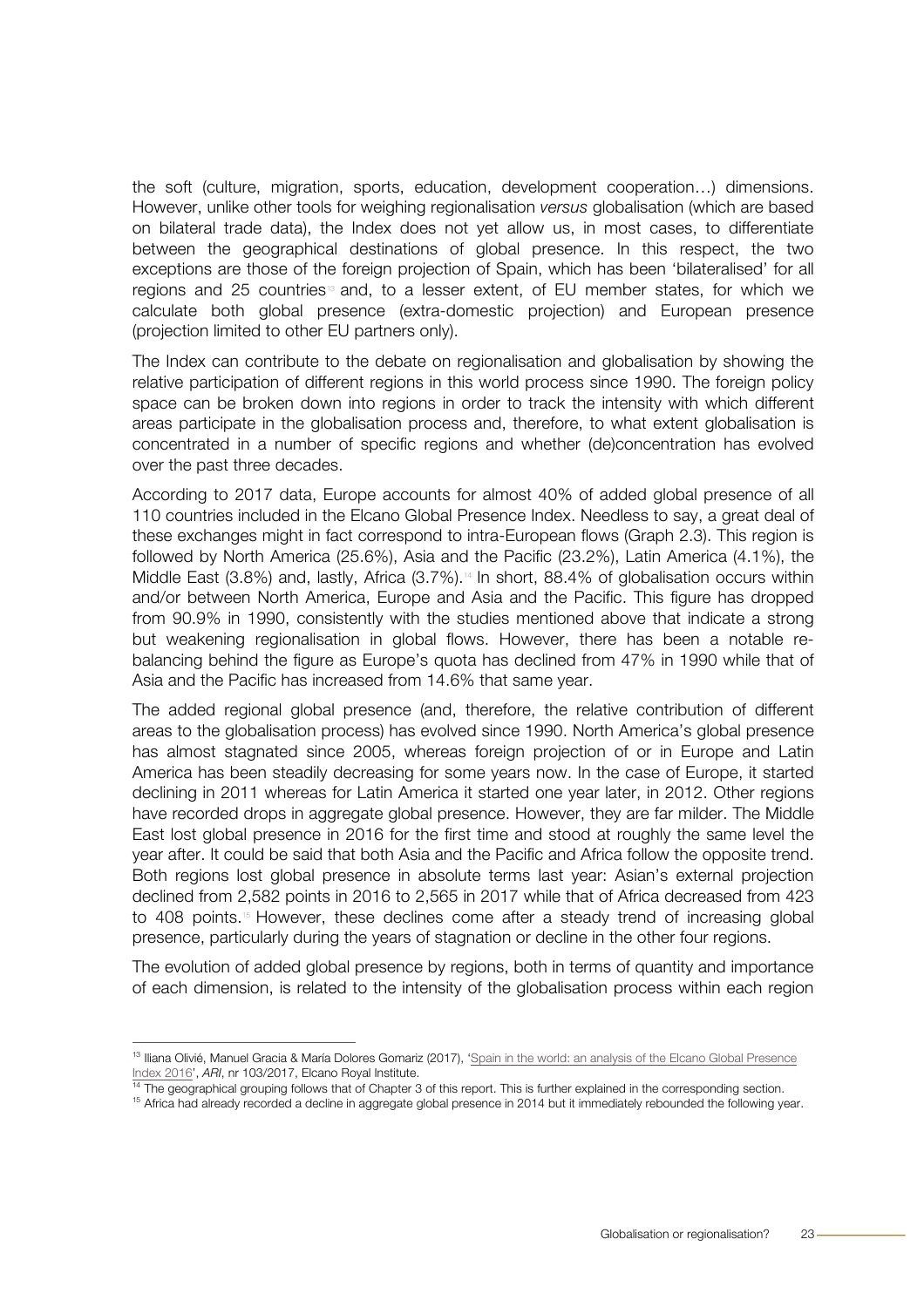the soft (culture, migration, sports, education, development cooperation…) dimensions. However, unlike other tools for weighing regionalisation *versus* globalisation (which are based on bilateral trade data), the Index does not yet allow us, in most cases, to differentiate between the geographical destinations of global presence. In this respect, the two exceptions are those of the foreign projection of Spain, which has been 'bilateralised' for all regions and 25 countries[13] and, to a lesser extent, of EU member states, for which we calculate both global presence (extra-domestic projection) and European presence (projection limited to other EU partners only).

The Index can contribute to the debate on regionalisation and globalisation by showing the relative participation of different regions in this world process since 1990. The foreign policy space can be broken down into regions in order to track the intensity with which different areas participate in the globalisation process and, therefore, to what extent globalisation is concentrated in a number of specific regions and whether (de)concentration has evolved over the past three decades.

According to 2017 data, Europe accounts for almost 40% of added global presence of all 110 countries included in the Elcano Global Presence Index. Needless to say, a great deal of these exchanges might in fact correspond to intra-European flows (Graph 2.3). This region is followed by North America (25.6%), Asia and the Pacific (23.2%), Latin America (4.1%), the Middle East (3.8%) and, lastly, Africa (3.7%).[14] In short, 88.4% of globalisation occurs within and/or between North America, Europe and Asia and the Pacific. This figure has dropped from 90.9% in 1990, consistently with the studies mentioned above that indicate a strong but weakening regionalisation in global flows. However, there has been a notable re-balancing behind the figure as Europe's quota has declined from 47% in 1990 while that of Asia and the Pacific has increased from 14.6% that same year.

The added regional global presence (and, therefore, the relative contribution of different areas to the globalisation process) has evolved since 1990. North America's global presence has almost stagnated since 2005, whereas foreign projection of or in Europe and Latin America has been steadily decreasing for some years now. In the case of Europe, it started declining in 2011 whereas for Latin America it started one year later, in 2012. Other regions have recorded drops in aggregate global presence. However, they are far milder. The Middle East lost global presence in 2016 for the first time and stood at roughly the same level the year after. It could be said that both Asia and the Pacific and Africa follow the opposite trend. Both regions lost global presence in absolute terms last year: Asian's external projection declined from 2,582 points in 2016 to 2,565 in 2017 while that of Africa decreased from 423 to 408 points.[15] However, these declines come after a steady trend of increasing global presence, particularly during the years of stagnation or decline in the other four regions.

The evolution of added global presence by regions, both in terms of quantity and importance of each dimension, is related to the intensity of the globalisation process within each region

---

[13] Iliana Olivié, Manuel Gracia & María Dolores Gomariz (2017), 'Spain in the world: an analysis of the Elcano Global Presence Index 2016', *ARI*, nr 103/2017, Elcano Royal Institute.

[14] The geographical grouping follows that of Chapter 3 of this report. This is further explained in the corresponding section.

[15] Africa had already recorded a decline in aggregate global presence in 2014 but it immediately rebounded the following year.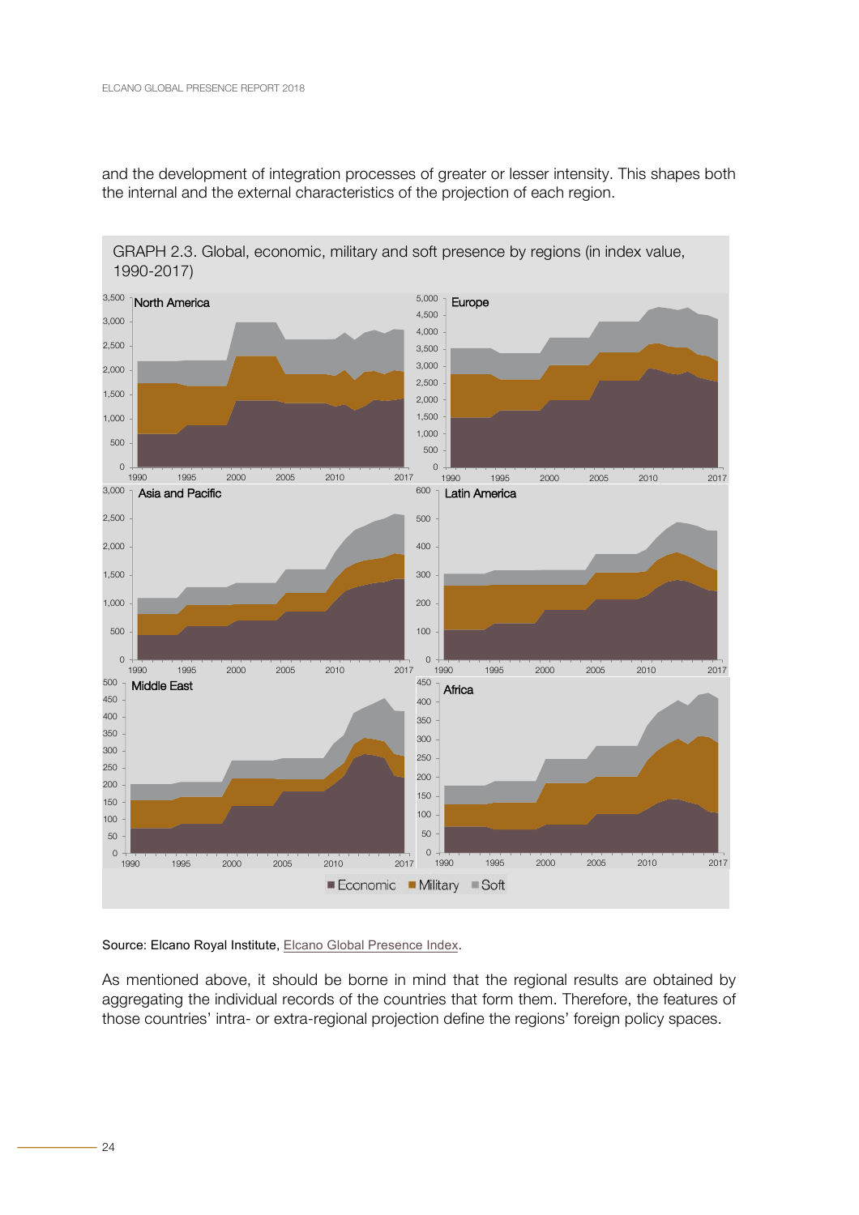and the development of integration processes of greater or lesser intensity. This shapes both the internal and the external characteristics of the projection of each region.

GRAPH 2.3. Global, economic, military and soft presence by regions (in index value, 1990-2017)

Source: Elcano Royal Institute, Elcano Global Presence Index.

As mentioned above, it should be borne in mind that the regional results are obtained by aggregating the individual records of the countries that form them. Therefore, the features of those countries' intra- or extra-regional projection define the regions' foreign policy spaces.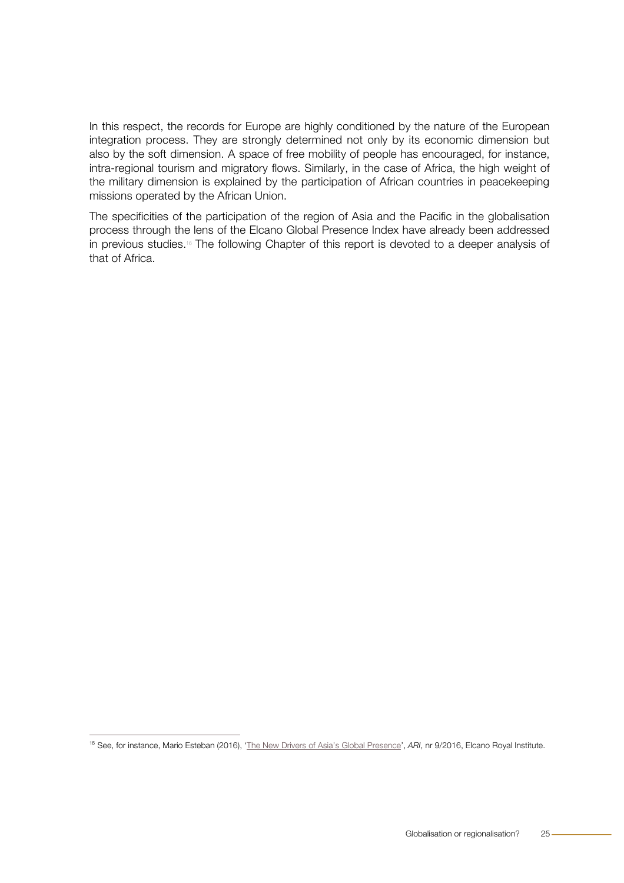In this respect, the records for Europe are highly conditioned by the nature of the European integration process. They are strongly determined not only by its economic dimension but also by the soft dimension. A space of free mobility of people has encouraged, for instance, intra-regional tourism and migratory flows. Similarly, in the case of Africa, the high weight of the military dimension is explained by the participation of African countries in peacekeeping missions operated by the African Union.

The specificities of the participation of the region of Asia and the Pacific in the globalisation process through the lens of the Elcano Global Presence Index have already been addressed in previous studies.[16] The following Chapter of this report is devoted to a deeper analysis of that of Africa.

---

[16] See, for instance, Mario Esteban (2016), 'The New Drivers of Asia's Global Presence', *ARI*, nr 9/2016, Elcano Royal Institute.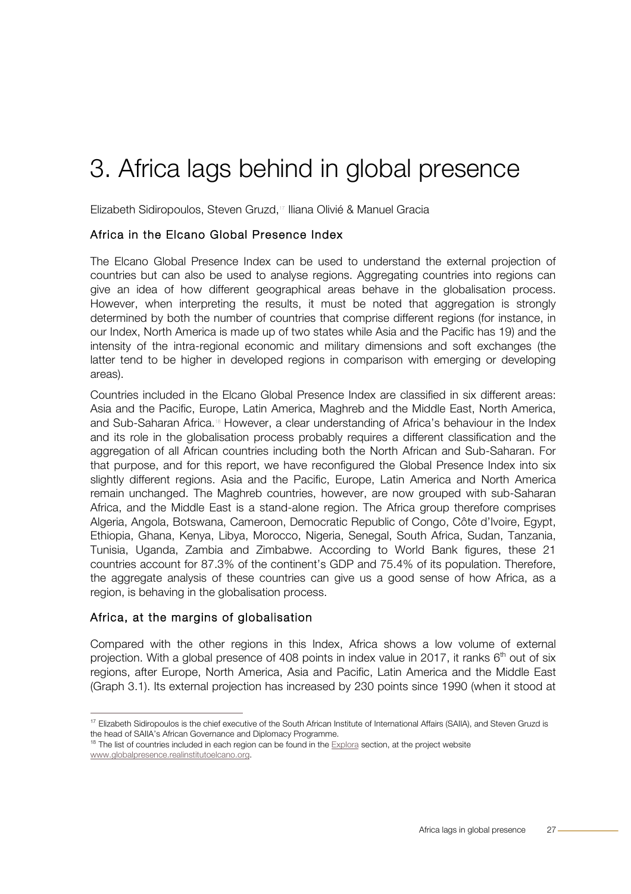# 3. Africa lags behind in global presence

Elizabeth Sidiropoulos, Steven Gruzd,[17] Iliana Olivié & Manuel Gracia

## Africa in the Elcano Global Presence Index

The Elcano Global Presence Index can be used to understand the external projection of countries but can also be used to analyse regions. Aggregating countries into regions can give an idea of how different geographical areas behave in the globalisation process. However, when interpreting the results, it must be noted that aggregation is strongly determined by both the number of countries that comprise different regions (for instance, in our Index, North America is made up of two states while Asia and the Pacific has 19) and the intensity of the intra-regional economic and military dimensions and soft exchanges (the latter tend to be higher in developed regions in comparison with emerging or developing areas).

Countries included in the Elcano Global Presence Index are classified in six different areas: Asia and the Pacific, Europe, Latin America, Maghreb and the Middle East, North America, and Sub-Saharan Africa.[18] However, a clear understanding of Africa's behaviour in the Index and its role in the globalisation process probably requires a different classification and the aggregation of all African countries including both the North African and Sub-Saharan. For that purpose, and for this report, we have reconfigured the Global Presence Index into six slightly different regions. Asia and the Pacific, Europe, Latin America and North America remain unchanged. The Maghreb countries, however, are now grouped with sub-Saharan Africa, and the Middle East is a stand-alone region. The Africa group therefore comprises Algeria, Angola, Botswana, Cameroon, Democratic Republic of Congo, Côte d'Ivoire, Egypt, Ethiopia, Ghana, Kenya, Libya, Morocco, Nigeria, Senegal, South Africa, Sudan, Tanzania, Tunisia, Uganda, Zambia and Zimbabwe. According to World Bank figures, these 21 countries account for 87.3% of the continent's GDP and 75.4% of its population. Therefore, the aggregate analysis of these countries can give us a good sense of how Africa, as a region, is behaving in the globalisation process.

## Africa, at the margins of globalisation

Compared with the other regions in this Index, Africa shows a low volume of external projection. With a global presence of 408 points in index value in 2017, it ranks 6th out of six regions, after Europe, North America, Asia and Pacific, Latin America and the Middle East (Graph 3.1). Its external projection has increased by 230 points since 1990 (when it stood at

---

[17] Elizabeth Sidiropoulos is the chief executive of the South African Institute of International Affairs (SAIIA), and Steven Gruzd is the head of SAIIA's African Governance and Diplomacy Programme.

[18] The list of countries included in each region can be found in the Explora section, at the project website www.globalpresence.realinstitutoelcano.org.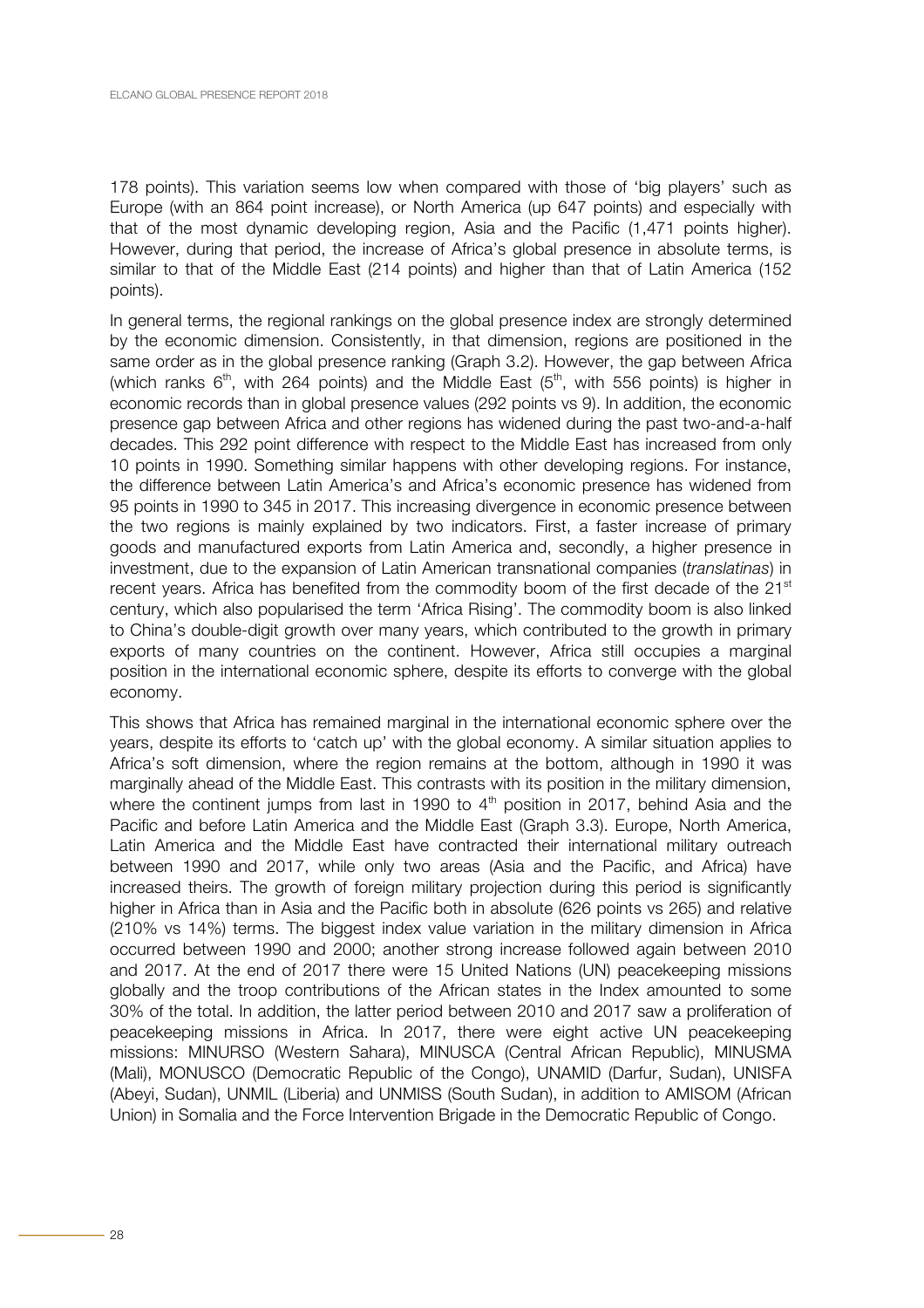178 points). This variation seems low when compared with those of 'big players' such as Europe (with an 864 point increase), or North America (up 647 points) and especially with that of the most dynamic developing region, Asia and the Pacific (1,471 points higher). However, during that period, the increase of Africa's global presence in absolute terms, is similar to that of the Middle East (214 points) and higher than that of Latin America (152 points).

In general terms, the regional rankings on the global presence index are strongly determined by the economic dimension. Consistently, in that dimension, regions are positioned in the same order as in the global presence ranking (Graph 3.2). However, the gap between Africa (which ranks 6th, with 264 points) and the Middle East (5th, with 556 points) is higher in economic records than in global presence values (292 points vs 9). In addition, the economic presence gap between Africa and other regions has widened during the past two-and-a-half decades. This 292 point difference with respect to the Middle East has increased from only 10 points in 1990. Something similar happens with other developing regions. For instance, the difference between Latin America's and Africa's economic presence has widened from 95 points in 1990 to 345 in 2017. This increasing divergence in economic presence between the two regions is mainly explained by two indicators. First, a faster increase of primary goods and manufactured exports from Latin America and, secondly, a higher presence in investment, due to the expansion of Latin American transnational companies (*translatinas*) in recent years. Africa has benefited from the commodity boom of the first decade of the 21st century, which also popularised the term 'Africa Rising'. The commodity boom is also linked to China's double-digit growth over many years, which contributed to the growth in primary exports of many countries on the continent. However, Africa still occupies a marginal position in the international economic sphere, despite its efforts to converge with the global economy.

This shows that Africa has remained marginal in the international economic sphere over the years, despite its efforts to 'catch up' with the global economy. A similar situation applies to Africa's soft dimension, where the region remains at the bottom, although in 1990 it was marginally ahead of the Middle East. This contrasts with its position in the military dimension, where the continent jumps from last in 1990 to 4th position in 2017, behind Asia and the Pacific and before Latin America and the Middle East (Graph 3.3). Europe, North America, Latin America and the Middle East have contracted their international military outreach between 1990 and 2017, while only two areas (Asia and the Pacific, and Africa) have increased theirs. The growth of foreign military projection during this period is significantly higher in Africa than in Asia and the Pacific both in absolute (626 points vs 265) and relative (210% vs 14%) terms. The biggest index value variation in the military dimension in Africa occurred between 1990 and 2000; another strong increase followed again between 2010 and 2017. At the end of 2017 there were 15 United Nations (UN) peacekeeping missions globally and the troop contributions of the African states in the Index amounted to some 30% of the total. In addition, the latter period between 2010 and 2017 saw a proliferation of peacekeeping missions in Africa. In 2017, there were eight active UN peacekeeping missions: MINURSO (Western Sahara), MINUSCA (Central African Republic), MINUSMA (Mali), MONUSCO (Democratic Republic of the Congo), UNAMID (Darfur, Sudan), UNISFA (Abeyi, Sudan), UNMIL (Liberia) and UNMISS (South Sudan), in addition to AMISOM (African Union) in Somalia and the Force Intervention Brigade in the Democratic Republic of Congo.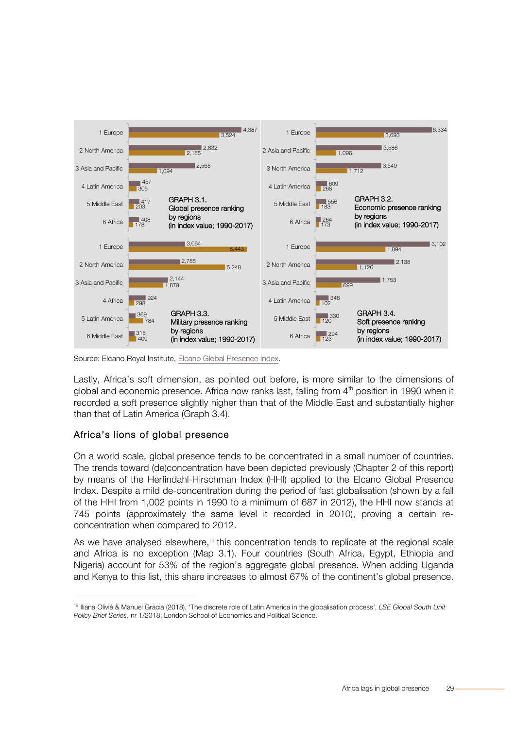**GRAPH 3.1. Global presence ranking by regions (in index value; 1990-2017)**

| Rank | Region | Value (upper bar) | Value (lower bar) |
|---|---|---|---|
| 1 | Europe | 4,387 | 3,524 |
| 2 | North America | 2,832 | 2,185 |
| 3 | Asia and Pacific | 2,565 | 1,094 |
| 4 | Latin America | 457 | 305 |
| 5 | Middle East | 417 | 203 |
| 6 | Africa | 408 | 178 |

**GRAPH 3.2. Economic presence ranking by regions (in index value; 1990-2017)**

| Rank | Region | Value (upper bar) | Value (lower bar) |
|---|---|---|---|
| 1 | Europe | 6,334 | 3,693 |
| 2 | Asia and Pacific | 3,586 | 1,096 |
| 3 | North America | 3,549 | 1,712 |
| 4 | Latin America | 609 | 268 |
| 5 | Middle East | 556 | 183 |
| 6 | Africa | 264 | 173 |

**GRAPH 3.3. Military presence ranking by regions (in index value; 1990-2017)**

| Rank | Region | Value (upper bar) | Value (lower bar) |
|---|---|---|---|
| 1 | Europe | 3,064 | 6,443 |
| 2 | North America | 2,785 | 5,248 |
| 3 | Asia and Pacific | 2,144 | 1,879 |
| 4 | Africa | 924 | 298 |
| 5 | Latin America | 369 | 784 |
| 6 | Middle East | 315 | 409 |

**GRAPH 3.4. Soft presence ranking by regions (in index value; 1990-2017)**

| Rank | Region | Value (upper bar) | Value (lower bar) |
|---|---|---|---|
| 1 | Europe | 3,102 | 1,894 |
| 2 | North America | 2,138 | 1,126 |
| 3 | Asia and Pacific | 1,753 | 699 |
| 4 | Latin America | 348 | 102 |
| 5 | Middle East | 330 | 120 |
| 6 | Africa | 294 | 123 |

Source: Elcano Royal Institute, Elcano Global Presence Index.

Lastly, Africa's soft dimension, as pointed out before, is more similar to the dimensions of global and economic presence. Africa now ranks last, falling from 4th position in 1990 when it recorded a soft presence slightly higher than that of the Middle East and substantially higher than that of Latin America (Graph 3.4).

## Africa's lions of global presence

On a world scale, global presence tends to be concentrated in a small number of countries. The trends toward (de)concentration have been depicted previously (Chapter 2 of this report) by means of the Herfindahl-Hirschman Index (HHI) applied to the Elcano Global Presence Index. Despite a mild de-concentration during the period of fast globalisation (shown by a fall of the HHI from 1,002 points in 1990 to a minimum of 687 in 2012), the HHI now stands at 745 points (approximately the same level it recorded in 2010), proving a certain re-concentration when compared to 2012.

As we have analysed elsewhere,[19] this concentration tends to replicate at the regional scale and Africa is no exception (Map 3.1). Four countries (South Africa, Egypt, Ethiopia and Nigeria) account for 53% of the region's aggregate global presence. When adding Uganda and Kenya to this list, this share increases to almost 67% of the continent's global presence.

---

[19] Iliana Olivié & Manuel Gracia (2018), 'The discrete role of Latin America in the globalisation process', *LSE Global South Unit Policy Brief Series*, nr 1/2018, London School of Economics and Political Science.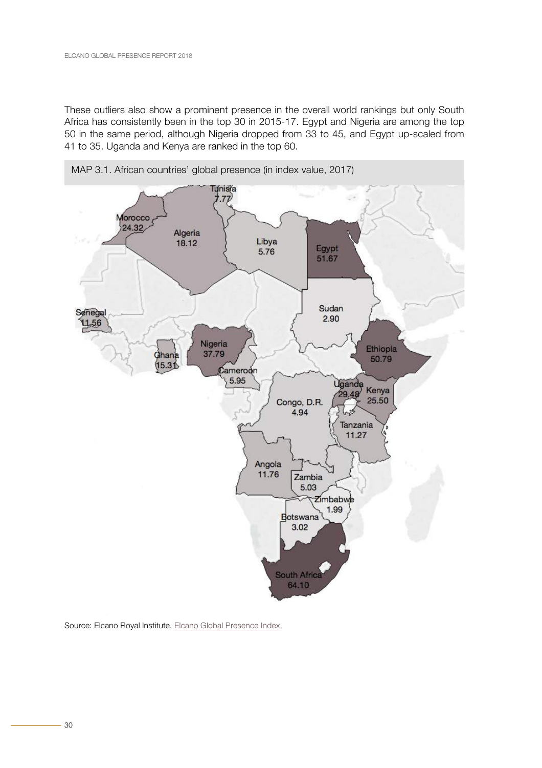These outliers also show a prominent presence in the overall world rankings but only South Africa has consistently been in the top 30 in 2015-17. Egypt and Nigeria are among the top 50 in the same period, although Nigeria dropped from 33 to 45, and Egypt up-scaled from 41 to 35. Uganda and Kenya are ranked in the top 60.

MAP 3.1. African countries' global presence (in index value, 2017)

Tunisia 7.77
Morocco 24.32
Algeria 18.12
Libya 5.76
Egypt 51.67
Sudan 2.90
Senegal 11.56
Ghana 15.31
Nigeria 37.79
Ethiopia 50.79
Cameroon 5.95
Uganda 29.48
Kenya 25.50
Congo, D.R. 4.94
Tanzania 11.27
Angola 11.76
Zambia 5.03
Zimbabwe 1.99
Botswana 3.02
South Africa 64.10

Source: Elcano Royal Institute, Elcano Global Presence Index.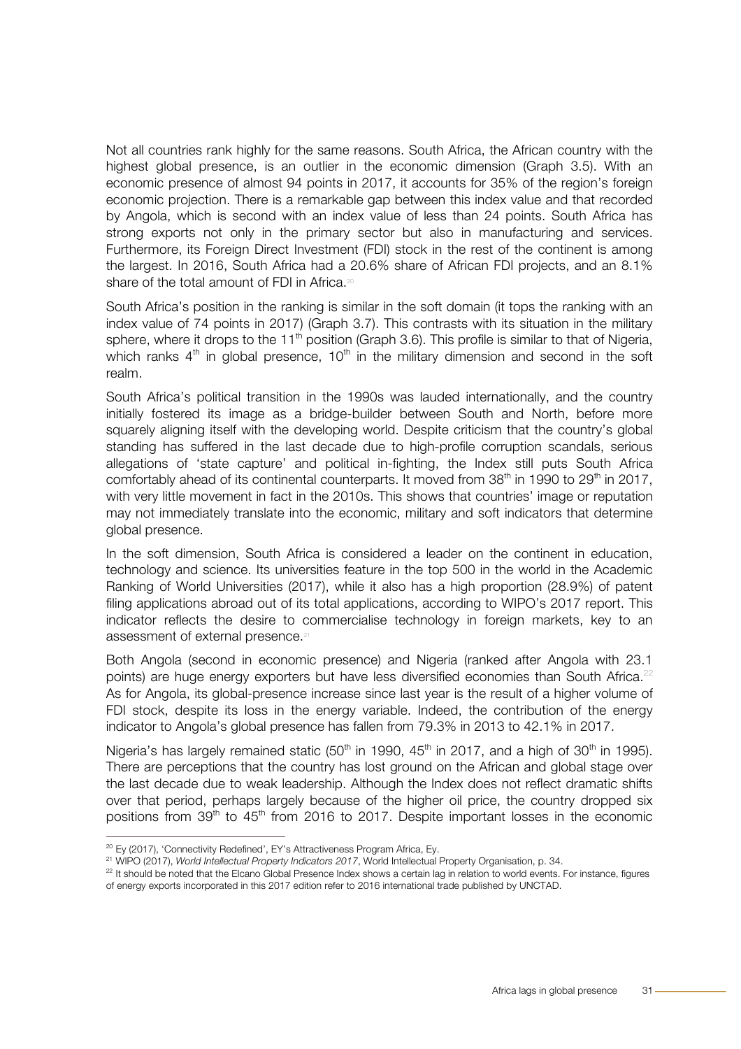Not all countries rank highly for the same reasons. South Africa, the African country with the highest global presence, is an outlier in the economic dimension (Graph 3.5). With an economic presence of almost 94 points in 2017, it accounts for 35% of the region's foreign economic projection. There is a remarkable gap between this index value and that recorded by Angola, which is second with an index value of less than 24 points. South Africa has strong exports not only in the primary sector but also in manufacturing and services. Furthermore, its Foreign Direct Investment (FDI) stock in the rest of the continent is among the largest. In 2016, South Africa had a 20.6% share of African FDI projects, and an 8.1% share of the total amount of FDI in Africa.[20]

South Africa's position in the ranking is similar in the soft domain (it tops the ranking with an index value of 74 points in 2017) (Graph 3.7). This contrasts with its situation in the military sphere, where it drops to the 11th position (Graph 3.6). This profile is similar to that of Nigeria, which ranks 4th in global presence, 10th in the military dimension and second in the soft realm.

South Africa's political transition in the 1990s was lauded internationally, and the country initially fostered its image as a bridge-builder between South and North, before more squarely aligning itself with the developing world. Despite criticism that the country's global standing has suffered in the last decade due to high-profile corruption scandals, serious allegations of 'state capture' and political in-fighting, the Index still puts South Africa comfortably ahead of its continental counterparts. It moved from 38th in 1990 to 29th in 2017, with very little movement in fact in the 2010s. This shows that countries' image or reputation may not immediately translate into the economic, military and soft indicators that determine global presence.

In the soft dimension, South Africa is considered a leader on the continent in education, technology and science. Its universities feature in the top 500 in the world in the Academic Ranking of World Universities (2017), while it also has a high proportion (28.9%) of patent filing applications abroad out of its total applications, according to WIPO's 2017 report. This indicator reflects the desire to commercialise technology in foreign markets, key to an assessment of external presence.[21]

Both Angola (second in economic presence) and Nigeria (ranked after Angola with 23.1 points) are huge energy exporters but have less diversified economies than South Africa.[22] As for Angola, its global-presence increase since last year is the result of a higher volume of FDI stock, despite its loss in the energy variable. Indeed, the contribution of the energy indicator to Angola's global presence has fallen from 79.3% in 2013 to 42.1% in 2017.

Nigeria's has largely remained static (50th in 1990, 45th in 2017, and a high of 30th in 1995). There are perceptions that the country has lost ground on the African and global stage over the last decade due to weak leadership. Although the Index does not reflect dramatic shifts over that period, perhaps largely because of the higher oil price, the country dropped six positions from 39th to 45th from 2016 to 2017. Despite important losses in the economic

---

[20] Ey (2017), 'Connectivity Redefined', EY's Attractiveness Program Africa, Ey.

[21] WIPO (2017), *World Intellectual Property Indicators 2017*, World Intellectual Property Organisation, p. 34.

[22] It should be noted that the Elcano Global Presence Index shows a certain lag in relation to world events. For instance, figures of energy exports incorporated in this 2017 edition refer to 2016 international trade published by UNCTAD.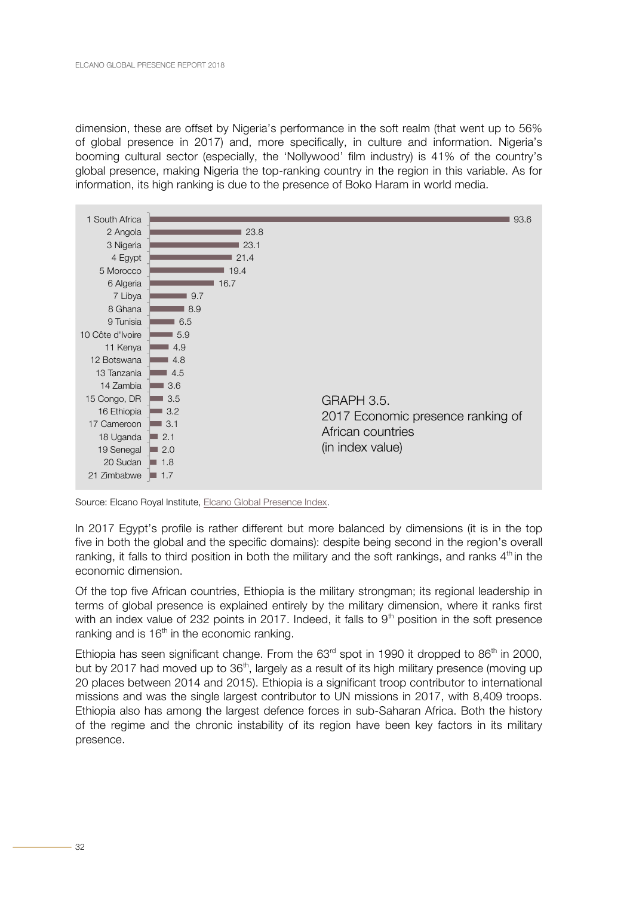dimension, these are offset by Nigeria's performance in the soft realm (that went up to 56% of global presence in 2017) and, more specifically, in culture and information. Nigeria's booming cultural sector (especially, the 'Nollywood' film industry) is 41% of the country's global presence, making Nigeria the top-ranking country in the region in this variable. As for information, its high ranking is due to the presence of Boko Haram in world media.

GRAPH 3.5.
2017 Economic presence ranking of African countries
(in index value)

| Rank | Country | Index value |
|---|---|---|
| 1 | South Africa | 93.6 |
| 2 | Angola | 23.8 |
| 3 | Nigeria | 23.1 |
| 4 | Egypt | 21.4 |
| 5 | Morocco | 19.4 |
| 6 | Algeria | 16.7 |
| 7 | Libya | 9.7 |
| 8 | Ghana | 8.9 |
| 9 | Tunisia | 6.5 |
| 10 | Côte d'Ivoire | 5.9 |
| 11 | Kenya | 4.9 |
| 12 | Botswana | 4.8 |
| 13 | Tanzania | 4.5 |
| 14 | Zambia | 3.6 |
| 15 | Congo, DR | 3.5 |
| 16 | Ethiopia | 3.2 |
| 17 | Cameroon | 3.1 |
| 18 | Uganda | 2.1 |
| 19 | Senegal | 2.0 |
| 20 | Sudan | 1.8 |
| 21 | Zimbabwe | 1.7 |

Source: Elcano Royal Institute, Elcano Global Presence Index.

In 2017 Egypt's profile is rather different but more balanced by dimensions (it is in the top five in both the global and the specific domains): despite being second in the region's overall ranking, it falls to third position in both the military and the soft rankings, and ranks 4th in the economic dimension.

Of the top five African countries, Ethiopia is the military strongman; its regional leadership in terms of global presence is explained entirely by the military dimension, where it ranks first with an index value of 232 points in 2017. Indeed, it falls to 9th position in the soft presence ranking and is 16th in the economic ranking.

Ethiopia has seen significant change. From the 63rd spot in 1990 it dropped to 86th in 2000, but by 2017 had moved up to 36th, largely as a result of its high military presence (moving up 20 places between 2014 and 2015). Ethiopia is a significant troop contributor to international missions and was the single largest contributor to UN missions in 2017, with 8,409 troops. Ethiopia also has among the largest defence forces in sub-Saharan Africa. Both the history of the regime and the chronic instability of its region have been key factors in its military presence.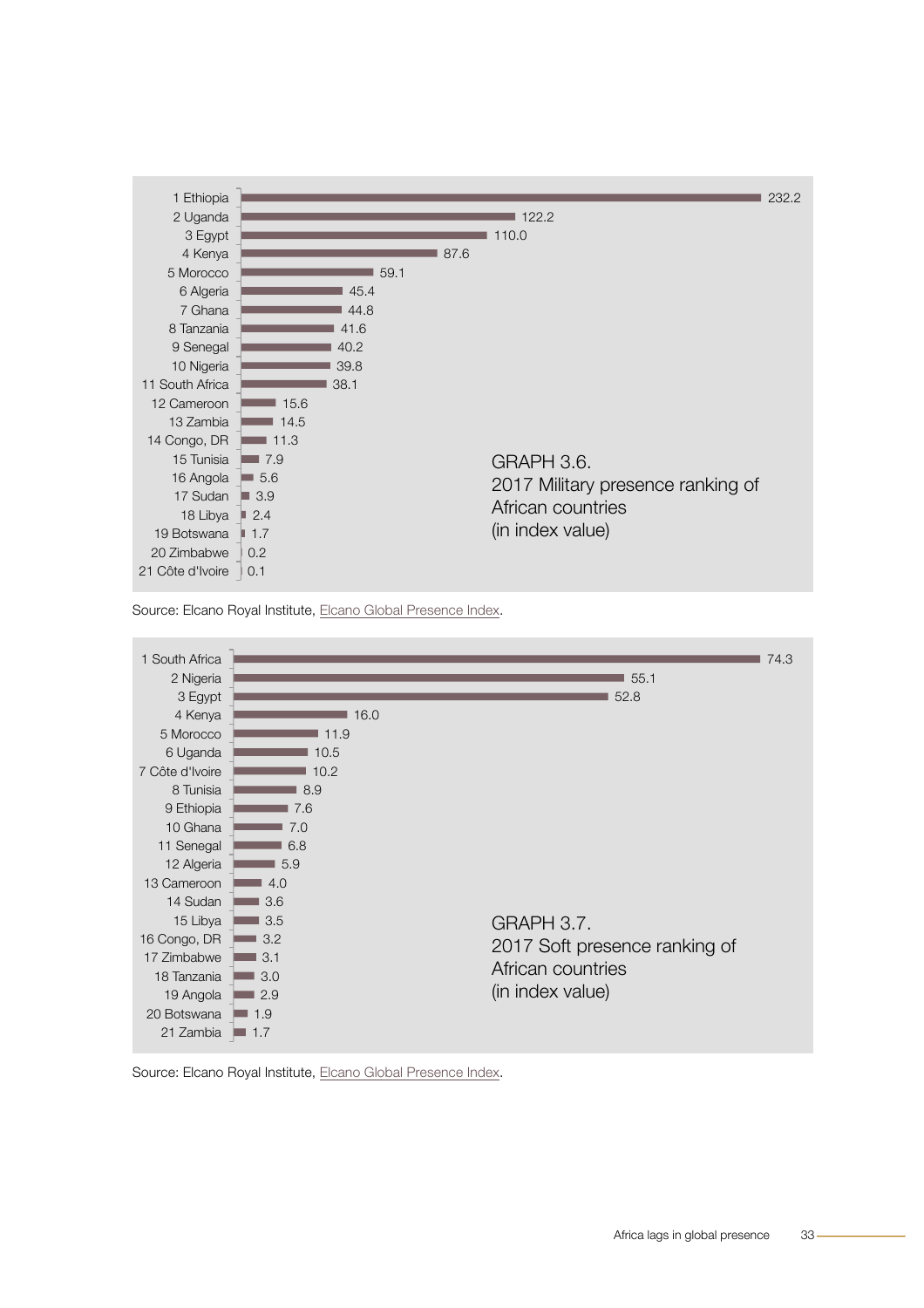GRAPH 3.6.
2017 Military presence ranking of African countries
(in index value)

| Rank | Country | Index value |
|---|---|---|
| 1 | Ethiopia | 232.2 |
| 2 | Uganda | 122.2 |
| 3 | Egypt | 110.0 |
| 4 | Kenya | 87.6 |
| 5 | Morocco | 59.1 |
| 6 | Algeria | 45.4 |
| 7 | Ghana | 44.8 |
| 8 | Tanzania | 41.6 |
| 9 | Senegal | 40.2 |
| 10 | Nigeria | 39.8 |
| 11 | South Africa | 38.1 |
| 12 | Cameroon | 15.6 |
| 13 | Zambia | 14.5 |
| 14 | Congo, DR | 11.3 |
| 15 | Tunisia | 7.9 |
| 16 | Angola | 5.6 |
| 17 | Sudan | 3.9 |
| 18 | Libya | 2.4 |
| 19 | Botswana | 1.7 |
| 20 | Zimbabwe | 0.2 |
| 21 | Côte d'Ivoire | 0.1 |

Source: Elcano Royal Institute, Elcano Global Presence Index.

GRAPH 3.7.
2017 Soft presence ranking of African countries
(in index value)

| Rank | Country | Index value |
|---|---|---|
| 1 | South Africa | 74.3 |
| 2 | Nigeria | 55.1 |
| 3 | Egypt | 52.8 |
| 4 | Kenya | 16.0 |
| 5 | Morocco | 11.9 |
| 6 | Uganda | 10.5 |
| 7 | Côte d'Ivoire | 10.2 |
| 8 | Tunisia | 8.9 |
| 9 | Ethiopia | 7.6 |
| 10 | Ghana | 7.0 |
| 11 | Senegal | 6.8 |
| 12 | Algeria | 5.9 |
| 13 | Cameroon | 4.0 |
| 14 | Sudan | 3.6 |
| 15 | Libya | 3.5 |
| 16 | Congo, DR | 3.2 |
| 17 | Zimbabwe | 3.1 |
| 18 | Tanzania | 3.0 |
| 19 | Angola | 2.9 |
| 20 | Botswana | 1.9 |
| 21 | Zambia | 1.7 |

Source: Elcano Royal Institute, Elcano Global Presence Index.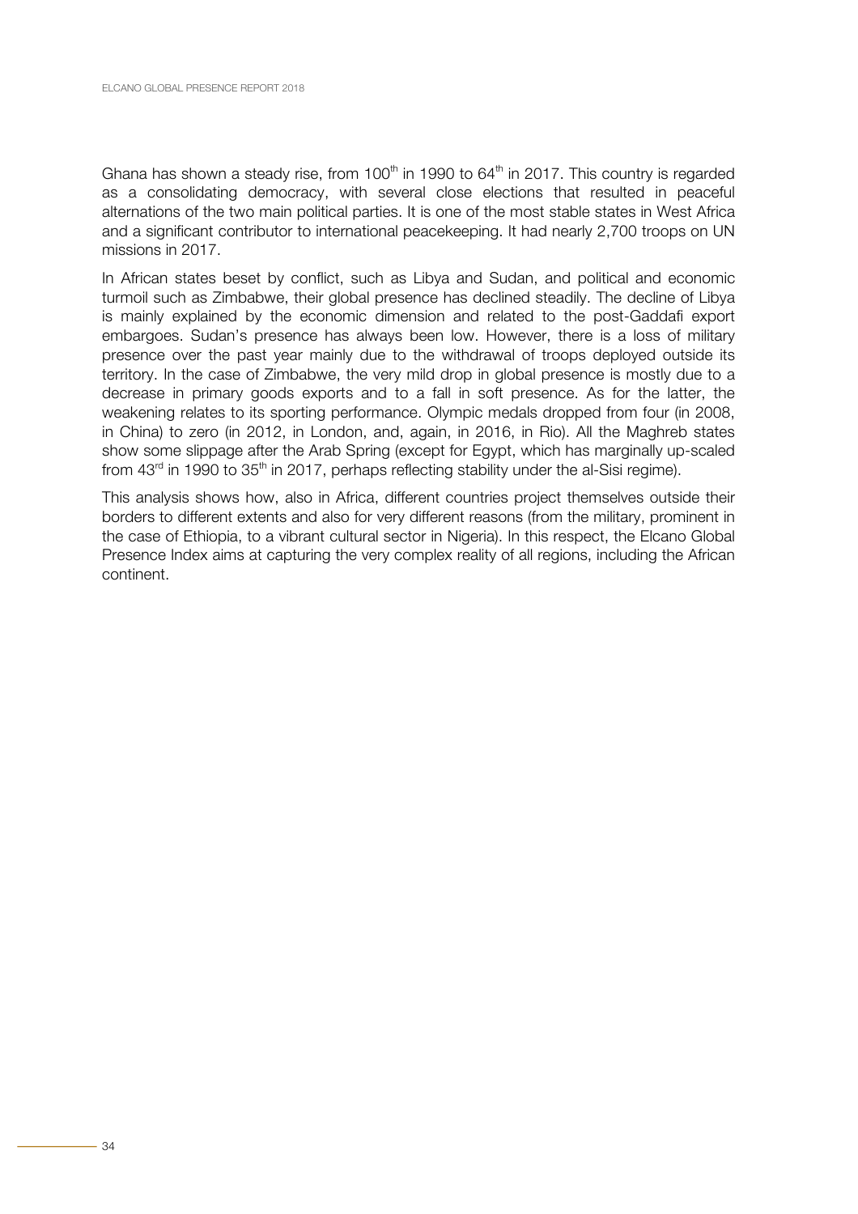Ghana has shown a steady rise, from 100th in 1990 to 64th in 2017. This country is regarded as a consolidating democracy, with several close elections that resulted in peaceful alternations of the two main political parties. It is one of the most stable states in West Africa and a significant contributor to international peacekeeping. It had nearly 2,700 troops on UN missions in 2017.

In African states beset by conflict, such as Libya and Sudan, and political and economic turmoil such as Zimbabwe, their global presence has declined steadily. The decline of Libya is mainly explained by the economic dimension and related to the post-Gaddafi export embargoes. Sudan's presence has always been low. However, there is a loss of military presence over the past year mainly due to the withdrawal of troops deployed outside its territory. In the case of Zimbabwe, the very mild drop in global presence is mostly due to a decrease in primary goods exports and to a fall in soft presence. As for the latter, the weakening relates to its sporting performance. Olympic medals dropped from four (in 2008, in China) to zero (in 2012, in London, and, again, in 2016, in Rio). All the Maghreb states show some slippage after the Arab Spring (except for Egypt, which has marginally up-scaled from 43rd in 1990 to 35th in 2017, perhaps reflecting stability under the al-Sisi regime).

This analysis shows how, also in Africa, different countries project themselves outside their borders to different extents and also for very different reasons (from the military, prominent in the case of Ethiopia, to a vibrant cultural sector in Nigeria). In this respect, the Elcano Global Presence Index aims at capturing the very complex reality of all regions, including the African continent.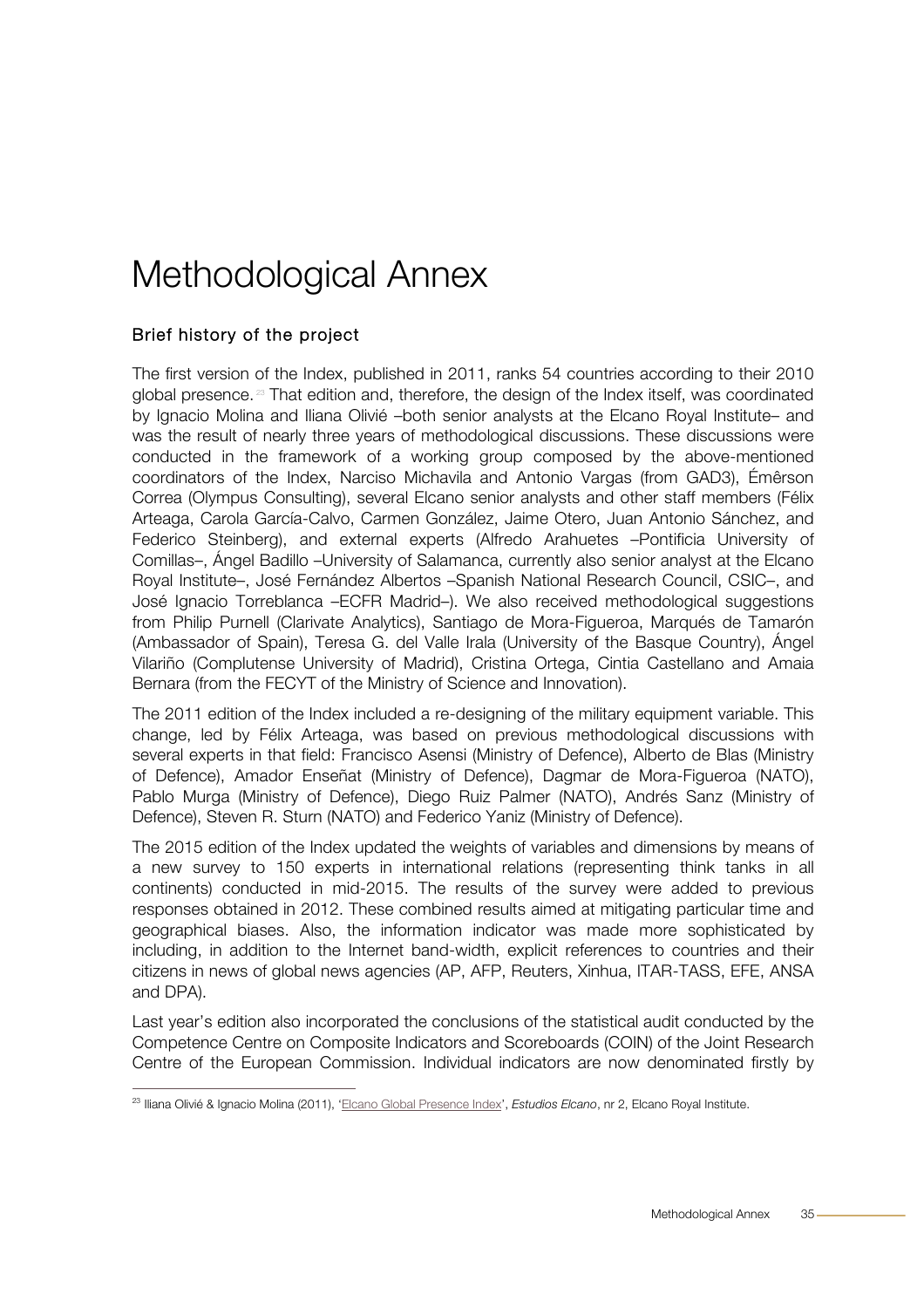# Methodological Annex

## Brief history of the project

The first version of the Index, published in 2011, ranks 54 countries according to their 2010 global presence.[23] That edition and, therefore, the design of the Index itself, was coordinated by Ignacio Molina and Iliana Olivié –both senior analysts at the Elcano Royal Institute– and was the result of nearly three years of methodological discussions. These discussions were conducted in the framework of a working group composed by the above-mentioned coordinators of the Index, Narciso Michavila and Antonio Vargas (from GAD3), Émêrson Correa (Olympus Consulting), several Elcano senior analysts and other staff members (Félix Arteaga, Carola García-Calvo, Carmen González, Jaime Otero, Juan Antonio Sánchez, and Federico Steinberg), and external experts (Alfredo Arahuetes –Pontificia University of Comillas–, Ángel Badillo –University of Salamanca, currently also senior analyst at the Elcano Royal Institute–, José Fernández Albertos –Spanish National Research Council, CSIC–, and José Ignacio Torreblanca –ECFR Madrid–). We also received methodological suggestions from Philip Purnell (Clarivate Analytics), Santiago de Mora-Figueroa, Marqués de Tamarón (Ambassador of Spain), Teresa G. del Valle Irala (University of the Basque Country), Ángel Vilariño (Complutense University of Madrid), Cristina Ortega, Cintia Castellano and Amaia Bernara (from the FECYT of the Ministry of Science and Innovation).

The 2011 edition of the Index included a re-designing of the military equipment variable. This change, led by Félix Arteaga, was based on previous methodological discussions with several experts in that field: Francisco Asensi (Ministry of Defence), Alberto de Blas (Ministry of Defence), Amador Enseñat (Ministry of Defence), Dagmar de Mora-Figueroa (NATO), Pablo Murga (Ministry of Defence), Diego Ruiz Palmer (NATO), Andrés Sanz (Ministry of Defence), Steven R. Sturn (NATO) and Federico Yaniz (Ministry of Defence).

The 2015 edition of the Index updated the weights of variables and dimensions by means of a new survey to 150 experts in international relations (representing think tanks in all continents) conducted in mid-2015. The results of the survey were added to previous responses obtained in 2012. These combined results aimed at mitigating particular time and geographical biases. Also, the information indicator was made more sophisticated by including, in addition to the Internet band-width, explicit references to countries and their citizens in news of global news agencies (AP, AFP, Reuters, Xinhua, ITAR-TASS, EFE, ANSA and DPA).

Last year's edition also incorporated the conclusions of the statistical audit conducted by the Competence Centre on Composite Indicators and Scoreboards (COIN) of the Joint Research Centre of the European Commission. Individual indicators are now denominated firstly by

[23] Iliana Olivié & Ignacio Molina (2011), 'Elcano Global Presence Index', *Estudios Elcano*, nr 2, Elcano Royal Institute.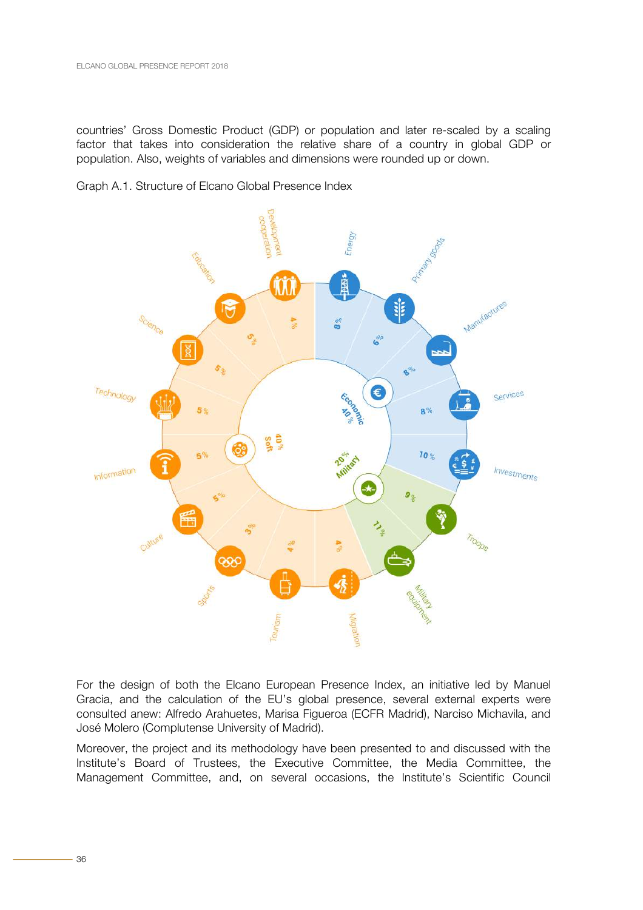countries' Gross Domestic Product (GDP) or population and later re-scaled by a scaling factor that takes into consideration the relative share of a country in global GDP or population. Also, weights of variables and dimensions were rounded up or down.

Graph A.1. Structure of Elcano Global Presence Index

| Dimension | Variable | Weight |
|---|---|---|
| Economic 40% | Energy | 8% |
| | Primary goods | 6% |
| | Manufactures | 8% |
| | Services | 8% |
| | Investments | 10% |
| Military 20% | Troops | 9% |
| | Military equipment | 11% |
| Soft 40% | Migration | 4% |
| | Tourism | 4% |
| | Sports | 3% |
| | Culture | 5% |
| | Information | 5% |
| | Technology | 5% |
| | Science | 5% |
| | Education | 5% |
| | Development cooperation | 4% |

For the design of both the Elcano European Presence Index, an initiative led by Manuel Gracia, and the calculation of the EU's global presence, several external experts were consulted anew: Alfredo Arahuetes, Marisa Figueroa (ECFR Madrid), Narciso Michavila, and José Molero (Complutense University of Madrid).

Moreover, the project and its methodology have been presented to and discussed with the Institute's Board of Trustees, the Executive Committee, the Media Committee, the Management Committee, and, on several occasions, the Institute's Scientific Council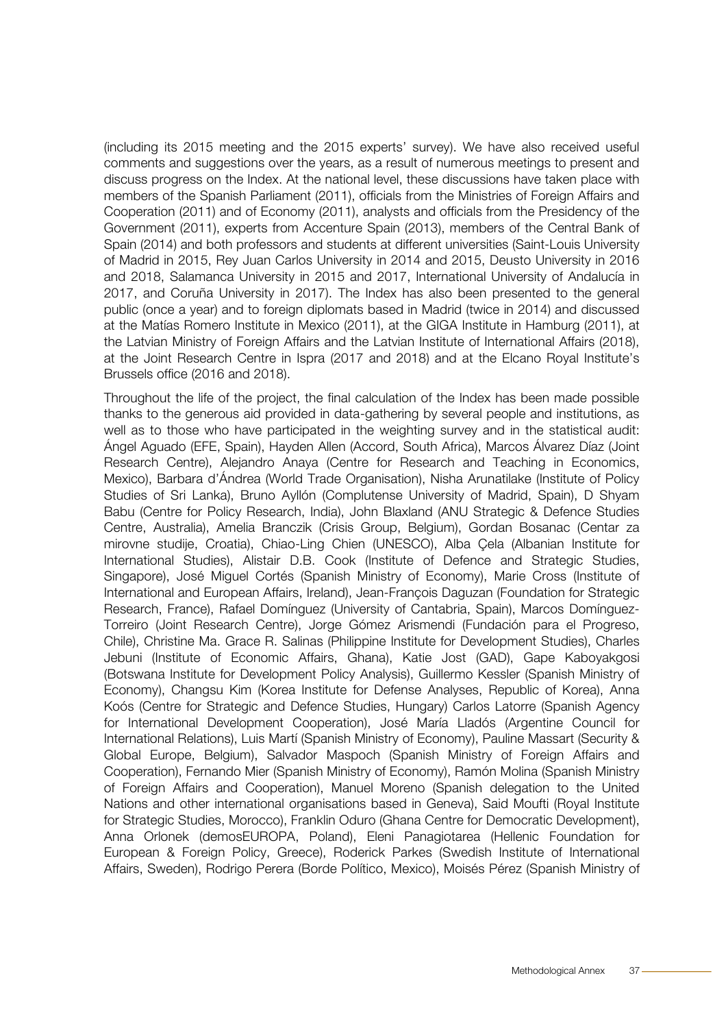(including its 2015 meeting and the 2015 experts' survey). We have also received useful comments and suggestions over the years, as a result of numerous meetings to present and discuss progress on the Index. At the national level, these discussions have taken place with members of the Spanish Parliament (2011), officials from the Ministries of Foreign Affairs and Cooperation (2011) and of Economy (2011), analysts and officials from the Presidency of the Government (2011), experts from Accenture Spain (2013), members of the Central Bank of Spain (2014) and both professors and students at different universities (Saint-Louis University of Madrid in 2015, Rey Juan Carlos University in 2014 and 2015, Deusto University in 2016 and 2018, Salamanca University in 2015 and 2017, International University of Andalucía in 2017, and Coruña University in 2017). The Index has also been presented to the general public (once a year) and to foreign diplomats based in Madrid (twice in 2014) and discussed at the Matías Romero Institute in Mexico (2011), at the GIGA Institute in Hamburg (2011), at the Latvian Ministry of Foreign Affairs and the Latvian Institute of International Affairs (2018), at the Joint Research Centre in Ispra (2017 and 2018) and at the Elcano Royal Institute's Brussels office (2016 and 2018).

Throughout the life of the project, the final calculation of the Index has been made possible thanks to the generous aid provided in data-gathering by several people and institutions, as well as to those who have participated in the weighting survey and in the statistical audit: Ángel Aguado (EFE, Spain), Hayden Allen (Accord, South Africa), Marcos Álvarez Díaz (Joint Research Centre), Alejandro Anaya (Centre for Research and Teaching in Economics, Mexico), Barbara d'Ándrea (World Trade Organisation), Nisha Arunatilake (Institute of Policy Studies of Sri Lanka), Bruno Ayllón (Complutense University of Madrid, Spain), D Shyam Babu (Centre for Policy Research, India), John Blaxland (ANU Strategic & Defence Studies Centre, Australia), Amelia Branczik (Crisis Group, Belgium), Gordan Bosanac (Centar za mirovne studije, Croatia), Chiao-Ling Chien (UNESCO), Alba Çela (Albanian Institute for International Studies), Alistair D.B. Cook (Institute of Defence and Strategic Studies, Singapore), José Miguel Cortés (Spanish Ministry of Economy), Marie Cross (Institute of International and European Affairs, Ireland), Jean-François Daguzan (Foundation for Strategic Research, France), Rafael Domínguez (University of Cantabria, Spain), Marcos Domínguez-Torreiro (Joint Research Centre), Jorge Gómez Arismendi (Fundación para el Progreso, Chile), Christine Ma. Grace R. Salinas (Philippine Institute for Development Studies), Charles Jebuni (Institute of Economic Affairs, Ghana), Katie Jost (GAD), Gape Kaboyakgosi (Botswana Institute for Development Policy Analysis), Guillermo Kessler (Spanish Ministry of Economy), Changsu Kim (Korea Institute for Defense Analyses, Republic of Korea), Anna Koós (Centre for Strategic and Defence Studies, Hungary) Carlos Latorre (Spanish Agency for International Development Cooperation), José María Lladós (Argentine Council for International Relations), Luis Martí (Spanish Ministry of Economy), Pauline Massart (Security & Global Europe, Belgium), Salvador Maspoch (Spanish Ministry of Foreign Affairs and Cooperation), Fernando Mier (Spanish Ministry of Economy), Ramón Molina (Spanish Ministry of Foreign Affairs and Cooperation), Manuel Moreno (Spanish delegation to the United Nations and other international organisations based in Geneva), Said Moufti (Royal Institute for Strategic Studies, Morocco), Franklin Oduro (Ghana Centre for Democratic Development), Anna Orlonek (demosEUROPA, Poland), Eleni Panagiotarea (Hellenic Foundation for European & Foreign Policy, Greece), Roderick Parkes (Swedish Institute of International Affairs, Sweden), Rodrigo Perera (Borde Político, Mexico), Moisés Pérez (Spanish Ministry of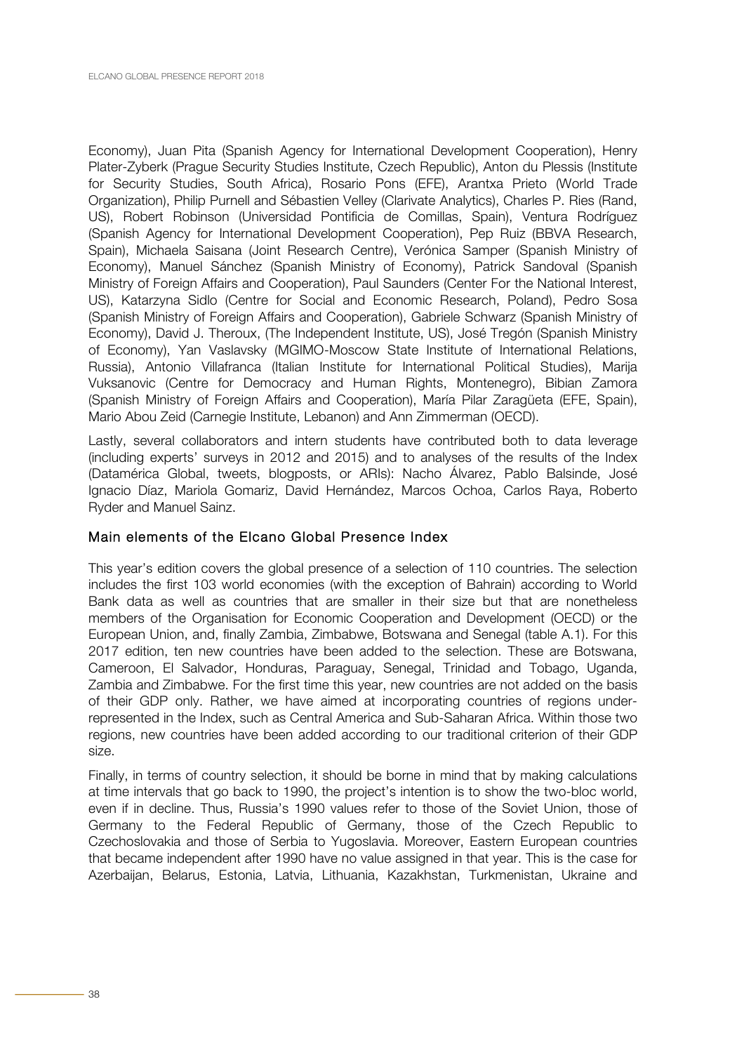Economy), Juan Pita (Spanish Agency for International Development Cooperation), Henry Plater-Zyberk (Prague Security Studies Institute, Czech Republic), Anton du Plessis (Institute for Security Studies, South Africa), Rosario Pons (EFE), Arantxa Prieto (World Trade Organization), Philip Purnell and Sébastien Velley (Clarivate Analytics), Charles P. Ries (Rand, US), Robert Robinson (Universidad Pontificia de Comillas, Spain), Ventura Rodríguez (Spanish Agency for International Development Cooperation), Pep Ruiz (BBVA Research, Spain), Michaela Saisana (Joint Research Centre), Verónica Samper (Spanish Ministry of Economy), Manuel Sánchez (Spanish Ministry of Economy), Patrick Sandoval (Spanish Ministry of Foreign Affairs and Cooperation), Paul Saunders (Center For the National Interest, US), Katarzyna Sidlo (Centre for Social and Economic Research, Poland), Pedro Sosa (Spanish Ministry of Foreign Affairs and Cooperation), Gabriele Schwarz (Spanish Ministry of Economy), David J. Theroux, (The Independent Institute, US), José Tregón (Spanish Ministry of Economy), Yan Vaslavsky (MGIMO-Moscow State Institute of International Relations, Russia), Antonio Villafranca (Italian Institute for International Political Studies), Marija Vuksanovic (Centre for Democracy and Human Rights, Montenegro), Bibian Zamora (Spanish Ministry of Foreign Affairs and Cooperation), María Pilar Zaragüeta (EFE, Spain), Mario Abou Zeid (Carnegie Institute, Lebanon) and Ann Zimmerman (OECD).

Lastly, several collaborators and intern students have contributed both to data leverage (including experts' surveys in 2012 and 2015) and to analyses of the results of the Index (Datamérica Global, tweets, blogposts, or ARIs): Nacho Álvarez, Pablo Balsinde, José Ignacio Díaz, Mariola Gomariz, David Hernández, Marcos Ochoa, Carlos Raya, Roberto Ryder and Manuel Sainz.

## Main elements of the Elcano Global Presence Index

This year's edition covers the global presence of a selection of 110 countries. The selection includes the first 103 world economies (with the exception of Bahrain) according to World Bank data as well as countries that are smaller in their size but that are nonetheless members of the Organisation for Economic Cooperation and Development (OECD) or the European Union, and, finally Zambia, Zimbabwe, Botswana and Senegal (table A.1). For this 2017 edition, ten new countries have been added to the selection. These are Botswana, Cameroon, El Salvador, Honduras, Paraguay, Senegal, Trinidad and Tobago, Uganda, Zambia and Zimbabwe. For the first time this year, new countries are not added on the basis of their GDP only. Rather, we have aimed at incorporating countries of regions under-represented in the Index, such as Central America and Sub-Saharan Africa. Within those two regions, new countries have been added according to our traditional criterion of their GDP size.

Finally, in terms of country selection, it should be borne in mind that by making calculations at time intervals that go back to 1990, the project's intention is to show the two-bloc world, even if in decline. Thus, Russia's 1990 values refer to those of the Soviet Union, those of Germany to the Federal Republic of Germany, those of the Czech Republic to Czechoslovakia and those of Serbia to Yugoslavia. Moreover, Eastern European countries that became independent after 1990 have no value assigned in that year. This is the case for Azerbaijan, Belarus, Estonia, Latvia, Lithuania, Kazakhstan, Turkmenistan, Ukraine and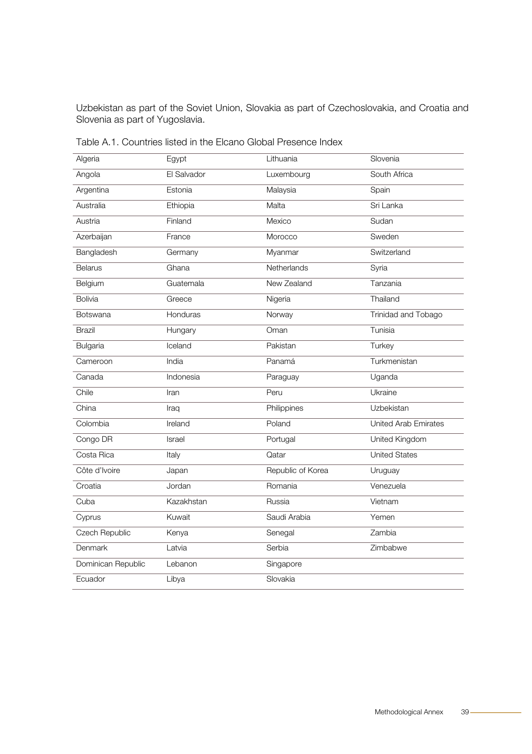Uzbekistan as part of the Soviet Union, Slovakia as part of Czechoslovakia, and Croatia and Slovenia as part of Yugoslavia.

Table A.1. Countries listed in the Elcano Global Presence Index

| | | | |
|---|---|---|---|
| Algeria | Egypt | Lithuania | Slovenia |
| Angola | El Salvador | Luxembourg | South Africa |
| Argentina | Estonia | Malaysia | Spain |
| Australia | Ethiopia | Malta | Sri Lanka |
| Austria | Finland | Mexico | Sudan |
| Azerbaijan | France | Morocco | Sweden |
| Bangladesh | Germany | Myanmar | Switzerland |
| Belarus | Ghana | Netherlands | Syria |
| Belgium | Guatemala | New Zealand | Tanzania |
| Bolivia | Greece | Nigeria | Thailand |
| Botswana | Honduras | Norway | Trinidad and Tobago |
| Brazil | Hungary | Oman | Tunisia |
| Bulgaria | Iceland | Pakistan | Turkey |
| Cameroon | India | Panamá | Turkmenistan |
| Canada | Indonesia | Paraguay | Uganda |
| Chile | Iran | Peru | Ukraine |
| China | Iraq | Philippines | Uzbekistan |
| Colombia | Ireland | Poland | United Arab Emirates |
| Congo DR | Israel | Portugal | United Kingdom |
| Costa Rica | Italy | Qatar | United States |
| Côte d'Ivoire | Japan | Republic of Korea | Uruguay |
| Croatia | Jordan | Romania | Venezuela |
| Cuba | Kazakhstan | Russia | Vietnam |
| Cyprus | Kuwait | Saudi Arabia | Yemen |
| Czech Republic | Kenya | Senegal | Zambia |
| Denmark | Latvia | Serbia | Zimbabwe |
| Dominican Republic | Lebanon | Singapore | |
| Ecuador | Libya | Slovakia | |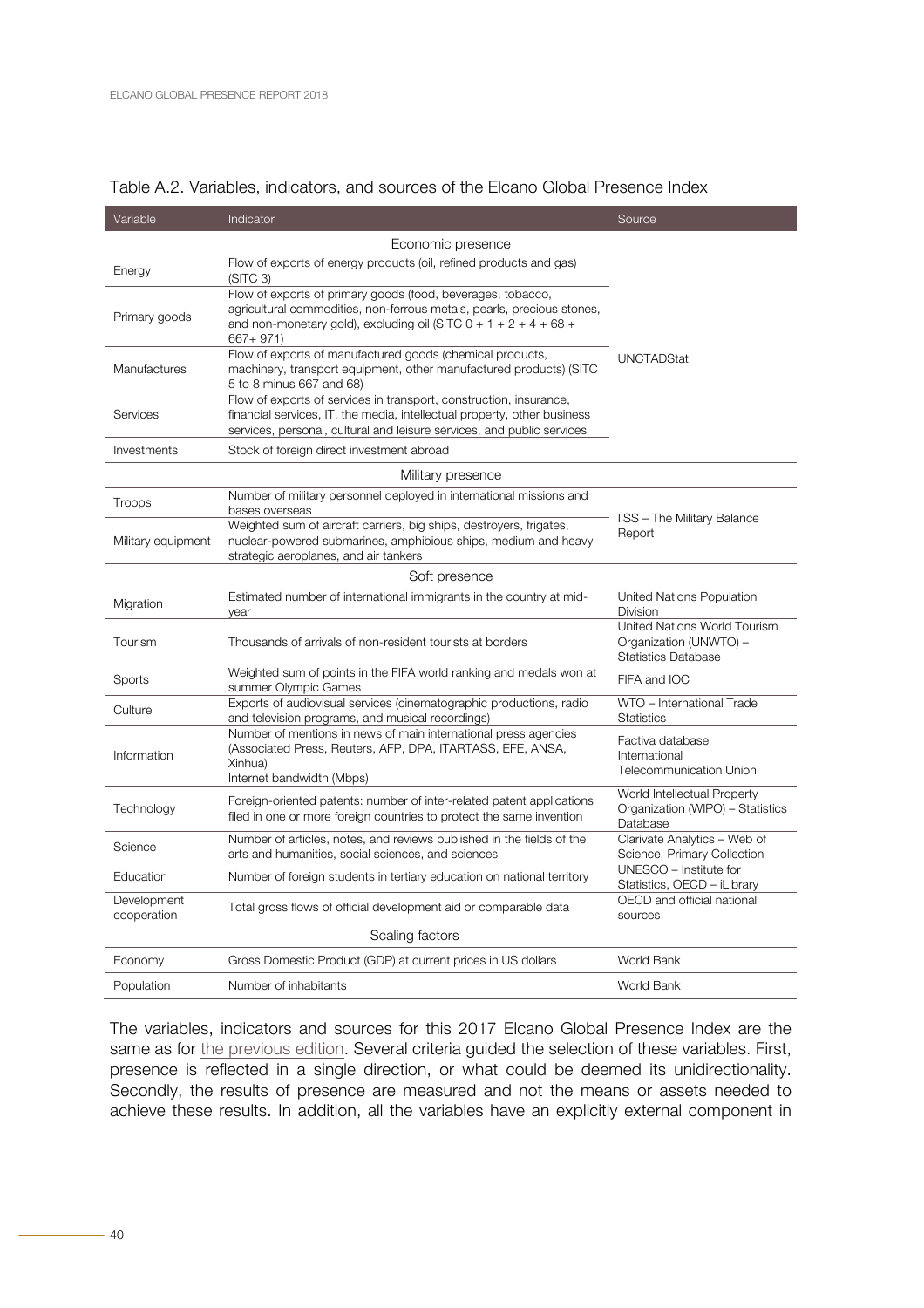Table A.2. Variables, indicators, and sources of the Elcano Global Presence Index

| Variable | Indicator | Source |
|---|---|---|
| **Economic presence** | | |
| Energy | Flow of exports of energy products (oil, refined products and gas) (SITC 3) | UNCTADStat |
| Primary goods | Flow of exports of primary goods (food, beverages, tobacco, agricultural commodities, non-ferrous metals, pearls, precious stones, and non-monetary gold), excluding oil (SITC 0 + 1 + 2 + 4 + 68 + 667+ 971) | UNCTADStat |
| Manufactures | Flow of exports of manufactured goods (chemical products, machinery, transport equipment, other manufactured products) (SITC 5 to 8 minus 667 and 68) | UNCTADStat |
| Services | Flow of exports of services in transport, construction, insurance, financial services, IT, the media, intellectual property, other business services, personal, cultural and leisure services, and public services | UNCTADStat |
| Investments | Stock of foreign direct investment abroad | UNCTADStat |
| **Military presence** | | |
| Troops | Number of military personnel deployed in international missions and bases overseas | IISS – The Military Balance Report |
| Military equipment | Weighted sum of aircraft carriers, big ships, destroyers, frigates, nuclear-powered submarines, amphibious ships, medium and heavy strategic aeroplanes, and air tankers | IISS – The Military Balance Report |
| **Soft presence** | | |
| Migration | Estimated number of international immigrants in the country at mid-year | United Nations Population Division |
| Tourism | Thousands of arrivals of non-resident tourists at borders | United Nations World Tourism Organization (UNWTO) – Statistics Database |
| Sports | Weighted sum of points in the FIFA world ranking and medals won at summer Olympic Games | FIFA and IOC |
| Culture | Exports of audiovisual services (cinematographic productions, radio and television programs, and musical recordings) | WTO – International Trade Statistics |
| Information | Number of mentions in news of main international press agencies (Associated Press, Reuters, AFP, DPA, ITARTASS, EFE, ANSA, Xinhua)<br>Internet bandwidth (Mbps) | Factiva database<br>International Telecommunication Union |
| Technology | Foreign-oriented patents: number of inter-related patent applications filed in one or more foreign countries to protect the same invention | World Intellectual Property Organization (WIPO) – Statistics Database |
| Science | Number of articles, notes, and reviews published in the fields of the arts and humanities, social sciences, and sciences | Clarivate Analytics – Web of Science, Primary Collection |
| Education | Number of foreign students in tertiary education on national territory | UNESCO – Institute for Statistics, OECD – iLibrary |
| Development cooperation | Total gross flows of official development aid or comparable data | OECD and official national sources |
| **Scaling factors** | | |
| Economy | Gross Domestic Product (GDP) at current prices in US dollars | World Bank |
| Population | Number of inhabitants | World Bank |

The variables, indicators and sources for this 2017 Elcano Global Presence Index are the same as for the previous edition. Several criteria guided the selection of these variables. First, presence is reflected in a single direction, or what could be deemed its unidirectionality. Secondly, the results of presence are measured and not the means or assets needed to achieve these results. In addition, all the variables have an explicitly external component in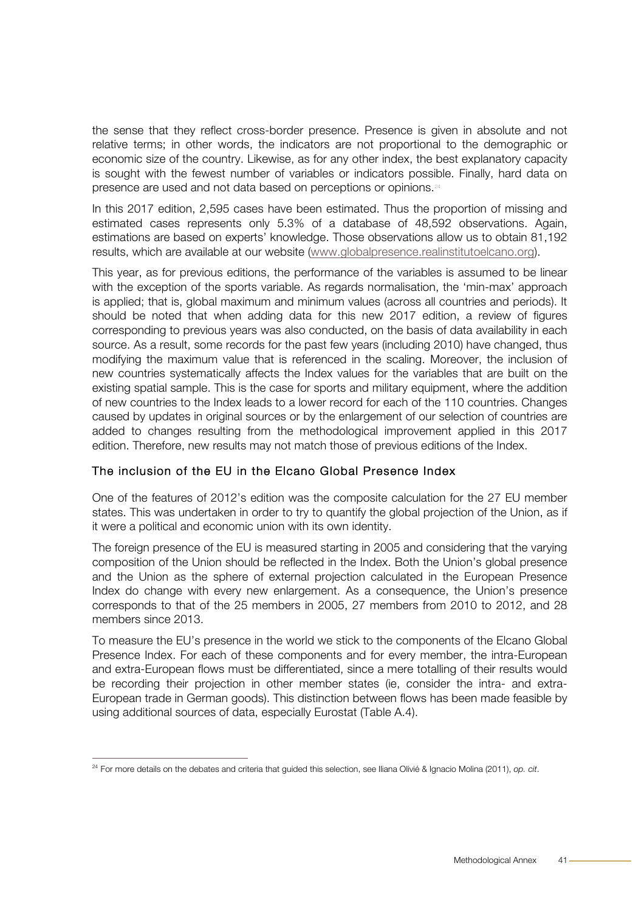the sense that they reflect cross-border presence. Presence is given in absolute and not relative terms; in other words, the indicators are not proportional to the demographic or economic size of the country. Likewise, as for any other index, the best explanatory capacity is sought with the fewest number of variables or indicators possible. Finally, hard data on presence are used and not data based on perceptions or opinions.[24]

In this 2017 edition, 2,595 cases have been estimated. Thus the proportion of missing and estimated cases represents only 5.3% of a database of 48,592 observations. Again, estimations are based on experts' knowledge. Those observations allow us to obtain 81,192 results, which are available at our website (www.globalpresence.realinstitutoelcano.org).

This year, as for previous editions, the performance of the variables is assumed to be linear with the exception of the sports variable. As regards normalisation, the 'min-max' approach is applied; that is, global maximum and minimum values (across all countries and periods). It should be noted that when adding data for this new 2017 edition, a review of figures corresponding to previous years was also conducted, on the basis of data availability in each source. As a result, some records for the past few years (including 2010) have changed, thus modifying the maximum value that is referenced in the scaling. Moreover, the inclusion of new countries systematically affects the Index values for the variables that are built on the existing spatial sample. This is the case for sports and military equipment, where the addition of new countries to the Index leads to a lower record for each of the 110 countries. Changes caused by updates in original sources or by the enlargement of our selection of countries are added to changes resulting from the methodological improvement applied in this 2017 edition. Therefore, new results may not match those of previous editions of the Index.

### The inclusion of the EU in the Elcano Global Presence Index

One of the features of 2012's edition was the composite calculation for the 27 EU member states. This was undertaken in order to try to quantify the global projection of the Union, as if it were a political and economic union with its own identity.

The foreign presence of the EU is measured starting in 2005 and considering that the varying composition of the Union should be reflected in the Index. Both the Union's global presence and the Union as the sphere of external projection calculated in the European Presence Index do change with every new enlargement. As a consequence, the Union's presence corresponds to that of the 25 members in 2005, 27 members from 2010 to 2012, and 28 members since 2013.

To measure the EU's presence in the world we stick to the components of the Elcano Global Presence Index. For each of these components and for every member, the intra-European and extra-European flows must be differentiated, since a mere totalling of their results would be recording their projection in other member states (ie, consider the intra- and extra-European trade in German goods). This distinction between flows has been made feasible by using additional sources of data, especially Eurostat (Table A.4).

[24] For more details on the debates and criteria that guided this selection, see Iliana Olivié & Ignacio Molina (2011), *op. cit*.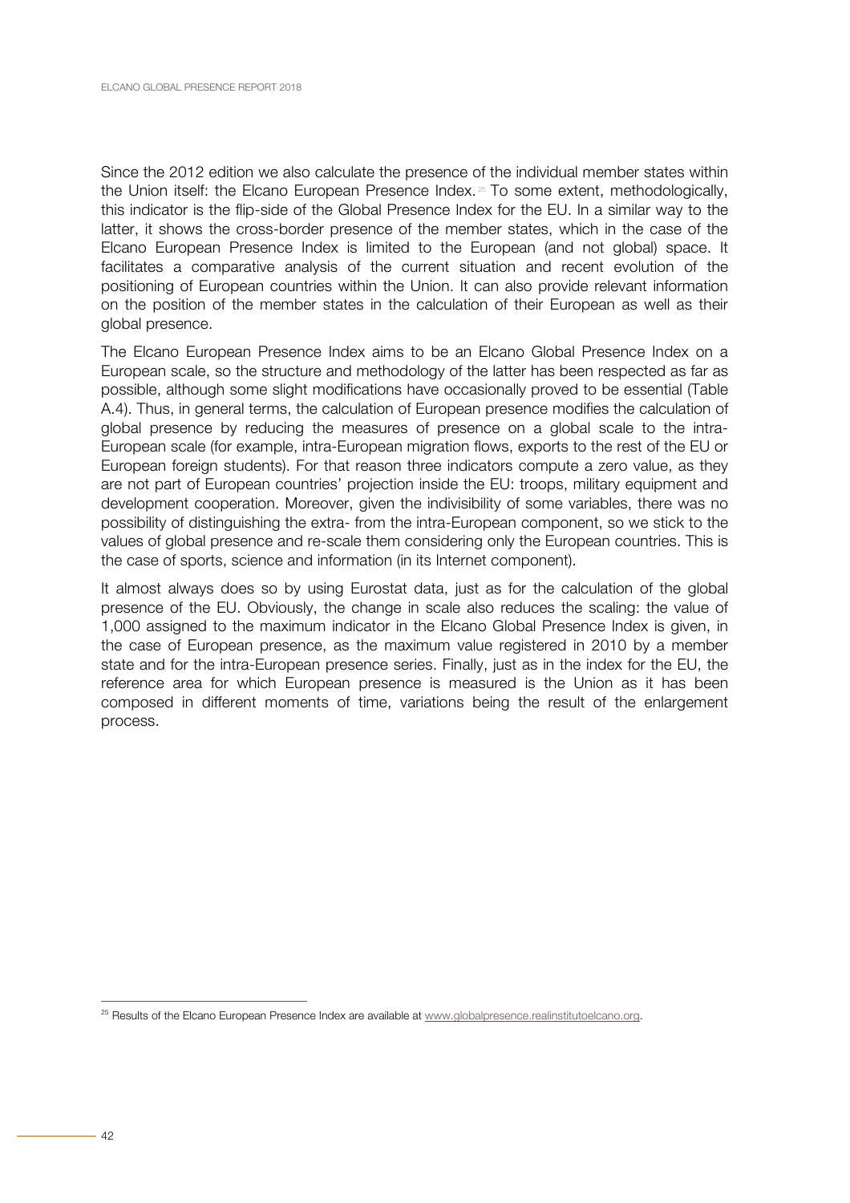Since the 2012 edition we also calculate the presence of the individual member states within the Union itself: the Elcano European Presence Index.[25] To some extent, methodologically, this indicator is the flip-side of the Global Presence Index for the EU. In a similar way to the latter, it shows the cross-border presence of the member states, which in the case of the Elcano European Presence Index is limited to the European (and not global) space. It facilitates a comparative analysis of the current situation and recent evolution of the positioning of European countries within the Union. It can also provide relevant information on the position of the member states in the calculation of their European as well as their global presence.

The Elcano European Presence Index aims to be an Elcano Global Presence Index on a European scale, so the structure and methodology of the latter has been respected as far as possible, although some slight modifications have occasionally proved to be essential (Table A.4). Thus, in general terms, the calculation of European presence modifies the calculation of global presence by reducing the measures of presence on a global scale to the intra-European scale (for example, intra-European migration flows, exports to the rest of the EU or European foreign students). For that reason three indicators compute a zero value, as they are not part of European countries' projection inside the EU: troops, military equipment and development cooperation. Moreover, given the indivisibility of some variables, there was no possibility of distinguishing the extra- from the intra-European component, so we stick to the values of global presence and re-scale them considering only the European countries. This is the case of sports, science and information (in its Internet component).

It almost always does so by using Eurostat data, just as for the calculation of the global presence of the EU. Obviously, the change in scale also reduces the scaling: the value of 1,000 assigned to the maximum indicator in the Elcano Global Presence Index is given, in the case of European presence, as the maximum value registered in 2010 by a member state and for the intra-European presence series. Finally, just as in the index for the EU, the reference area for which European presence is measured is the Union as it has been composed in different moments of time, variations being the result of the enlargement process.

[25] Results of the Elcano European Presence Index are available at www.globalpresence.realinstitutoelcano.org.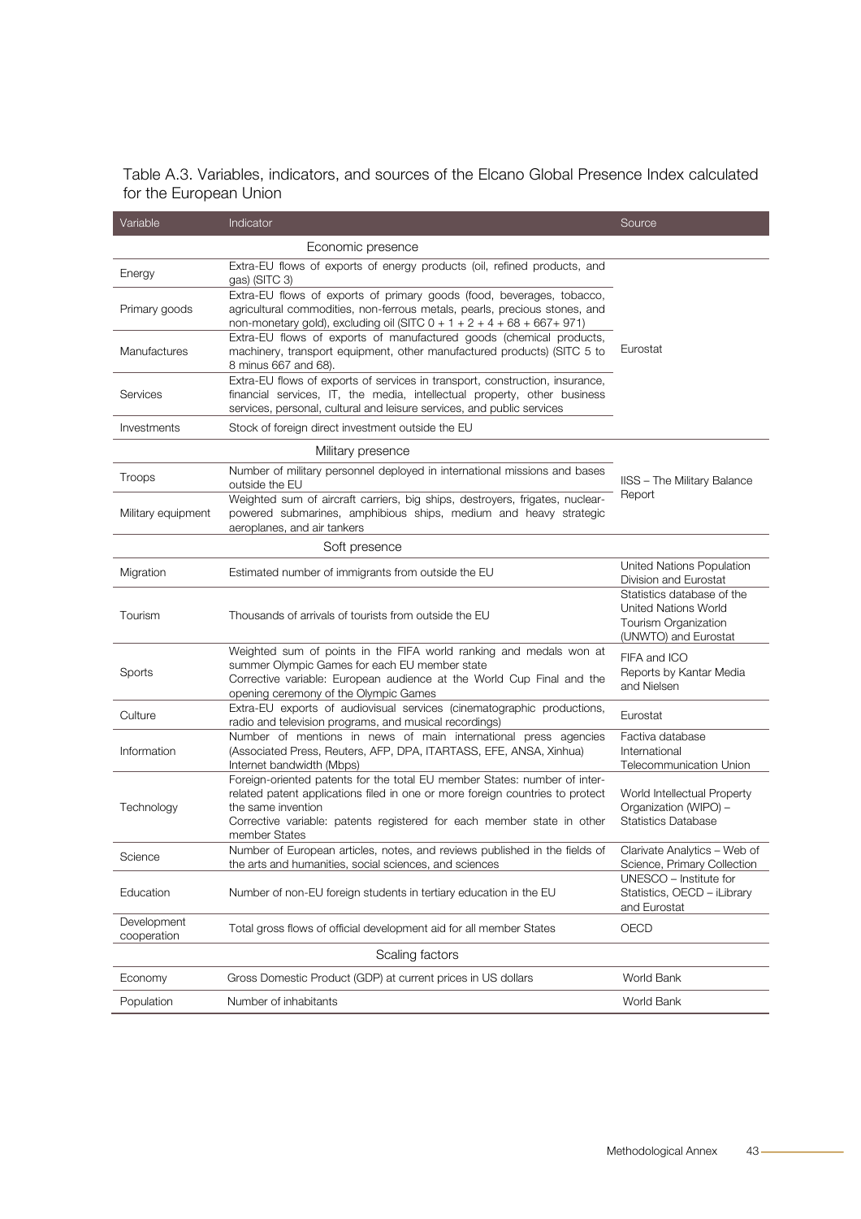Table A.3. Variables, indicators, and sources of the Elcano Global Presence Index calculated for the European Union

| Variable | Indicator | Source |
|---|---|---|
| | **Economic presence** | |
| Energy | Extra-EU flows of exports of energy products (oil, refined products, and gas) (SITC 3) | Eurostat |
| Primary goods | Extra-EU flows of exports of primary goods (food, beverages, tobacco, agricultural commodities, non-ferrous metals, pearls, precious stones, and non-monetary gold), excluding oil (SITC 0 + 1 + 2 + 4 + 68 + 667+ 971) | |
| Manufactures | Extra-EU flows of exports of manufactured goods (chemical products, machinery, transport equipment, other manufactured products) (SITC 5 to 8 minus 667 and 68). | |
| Services | Extra-EU flows of exports of services in transport, construction, insurance, financial services, IT, the media, intellectual property, other business services, personal, cultural and leisure services, and public services | |
| Investments | Stock of foreign direct investment outside the EU | |
| | **Military presence** | |
| Troops | Number of military personnel deployed in international missions and bases outside the EU | IISS – The Military Balance Report |
| Military equipment | Weighted sum of aircraft carriers, big ships, destroyers, frigates, nuclear-powered submarines, amphibious ships, medium and heavy strategic aeroplanes, and air tankers | |
| | **Soft presence** | |
| Migration | Estimated number of immigrants from outside the EU | United Nations Population Division and Eurostat |
| Tourism | Thousands of arrivals of tourists from outside the EU | Statistics database of the United Nations World Tourism Organization (UNWTO) and Eurostat |
| Sports | Weighted sum of points in the FIFA world ranking and medals won at summer Olympic Games for each EU member state<br>Corrective variable: European audience at the World Cup Final and the opening ceremony of the Olympic Games | FIFA and ICO<br>Reports by Kantar Media and Nielsen |
| Culture | Extra-EU exports of audiovisual services (cinematographic productions, radio and television programs, and musical recordings) | Eurostat |
| Information | Number of mentions in news of main international press agencies (Associated Press, Reuters, AFP, DPA, ITARTASS, EFE, ANSA, Xinhua)<br>Internet bandwidth (Mbps) | Factiva database<br>International Telecommunication Union |
| Technology | Foreign-oriented patents for the total EU member States: number of inter-related patent applications filed in one or more foreign countries to protect the same invention<br>Corrective variable: patents registered for each member state in other member States | World Intellectual Property Organization (WIPO) – Statistics Database |
| Science | Number of European articles, notes, and reviews published in the fields of the arts and humanities, social sciences, and sciences | Clarivate Analytics – Web of Science, Primary Collection |
| Education | Number of non-EU foreign students in tertiary education in the EU | UNESCO – Institute for Statistics, OECD – iLibrary and Eurostat |
| Development cooperation | Total gross flows of official development aid for all member States | OECD |
| | **Scaling factors** | |
| Economy | Gross Domestic Product (GDP) at current prices in US dollars | World Bank |
| Population | Number of inhabitants | World Bank |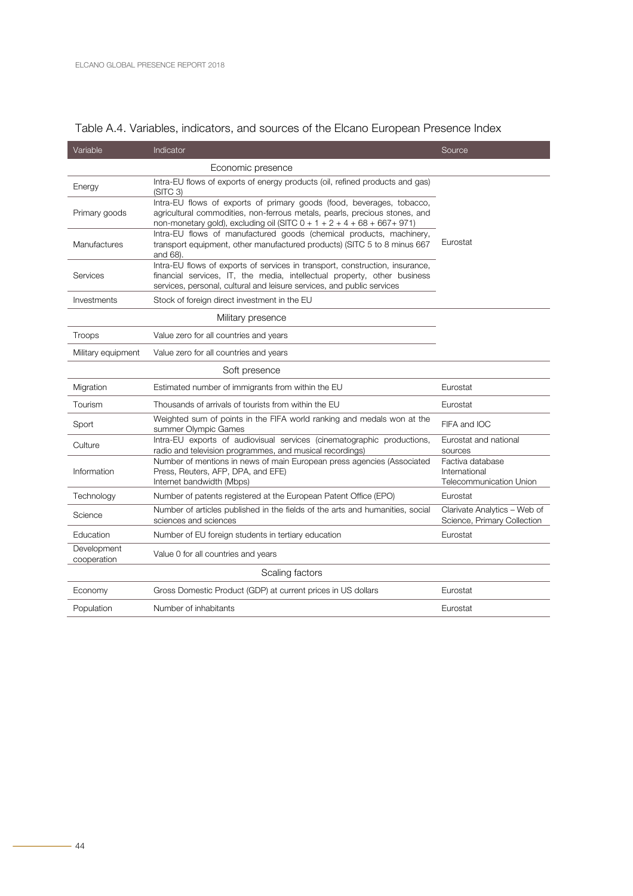Table A.4. Variables, indicators, and sources of the Elcano European Presence Index

| Variable | Indicator | Source |
|---|---|---|
| | Economic presence | |
| Energy | Intra-EU flows of exports of energy products (oil, refined products and gas) (SITC 3) | Eurostat |
| Primary goods | Intra-EU flows of exports of primary goods (food, beverages, tobacco, agricultural commodities, non-ferrous metals, pearls, precious stones, and non-monetary gold), excluding oil (SITC 0 + 1 + 2 + 4 + 68 + 667+ 971) | Eurostat |
| Manufactures | Intra-EU flows of manufactured goods (chemical products, machinery, transport equipment, other manufactured products) (SITC 5 to 8 minus 667 and 68). | Eurostat |
| Services | Intra-EU flows of exports of services in transport, construction, insurance, financial services, IT, the media, intellectual property, other business services, personal, cultural and leisure services, and public services | Eurostat |
| Investments | Stock of foreign direct investment in the EU | Eurostat |
| | Military presence | |
| Troops | Value zero for all countries and years | |
| Military equipment | Value zero for all countries and years | |
| | Soft presence | |
| Migration | Estimated number of immigrants from within the EU | Eurostat |
| Tourism | Thousands of arrivals of tourists from within the EU | Eurostat |
| Sport | Weighted sum of points in the FIFA world ranking and medals won at the summer Olympic Games | FIFA and IOC |
| Culture | Intra-EU exports of audiovisual services (cinematographic productions, radio and television programmes, and musical recordings) | Eurostat and national sources |
| Information | Number of mentions in news of main European press agencies (Associated Press, Reuters, AFP, DPA, and EFE)<br>Internet bandwidth (Mbps) | Factiva database<br>International Telecommunication Union |
| Technology | Number of patents registered at the European Patent Office (EPO) | Eurostat |
| Science | Number of articles published in the fields of the arts and humanities, social sciences and sciences | Clarivate Analytics – Web of Science, Primary Collection |
| Education | Number of EU foreign students in tertiary education | Eurostat |
| Development cooperation | Value 0 for all countries and years | |
| | Scaling factors | |
| Economy | Gross Domestic Product (GDP) at current prices in US dollars | Eurostat |
| Population | Number of inhabitants | Eurostat |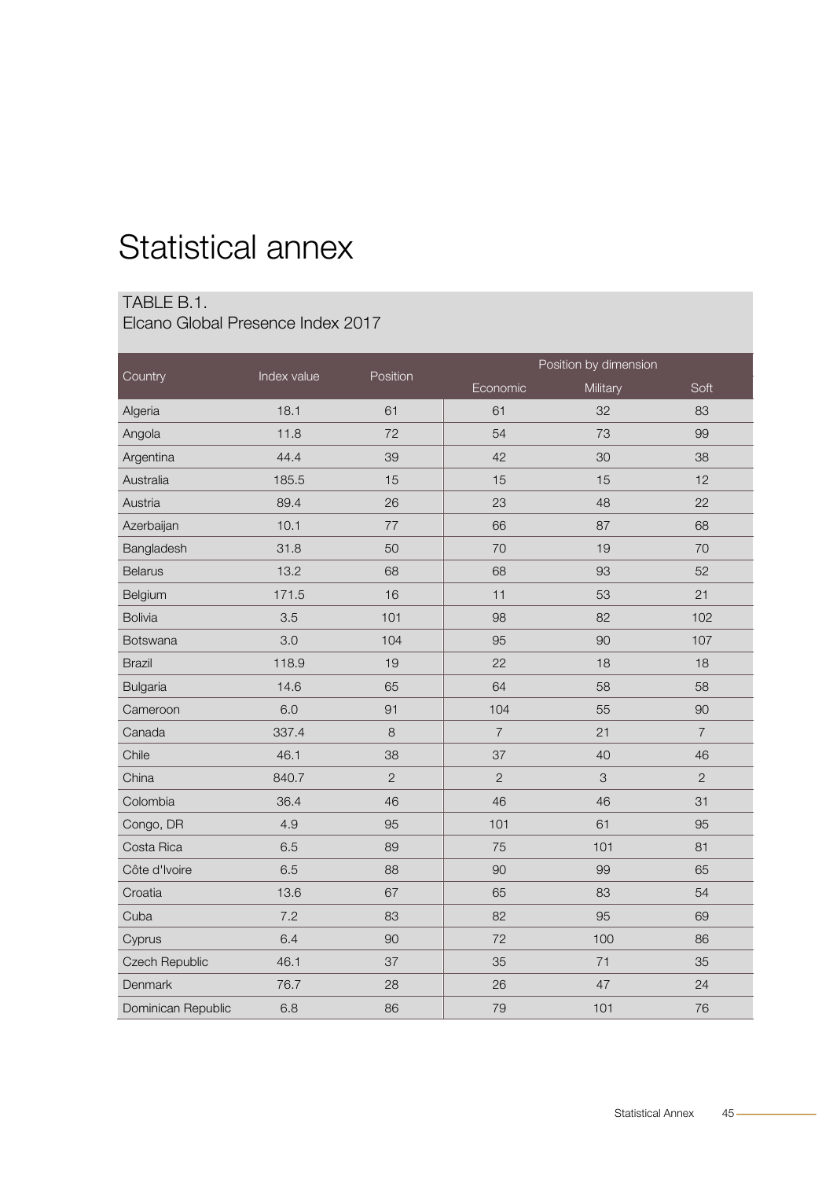# Statistical annex

TABLE B.1.
Elcano Global Presence Index 2017

| Country | Index value | Position | Position by dimension | | |
|---|---|---|---|---|---|
| | | | Economic | Military | Soft |
| Algeria | 18.1 | 61 | 61 | 32 | 83 |
| Angola | 11.8 | 72 | 54 | 73 | 99 |
| Argentina | 44.4 | 39 | 42 | 30 | 38 |
| Australia | 185.5 | 15 | 15 | 15 | 12 |
| Austria | 89.4 | 26 | 23 | 48 | 22 |
| Azerbaijan | 10.1 | 77 | 66 | 87 | 68 |
| Bangladesh | 31.8 | 50 | 70 | 19 | 70 |
| Belarus | 13.2 | 68 | 68 | 93 | 52 |
| Belgium | 171.5 | 16 | 11 | 53 | 21 |
| Bolivia | 3.5 | 101 | 98 | 82 | 102 |
| Botswana | 3.0 | 104 | 95 | 90 | 107 |
| Brazil | 118.9 | 19 | 22 | 18 | 18 |
| Bulgaria | 14.6 | 65 | 64 | 58 | 58 |
| Cameroon | 6.0 | 91 | 104 | 55 | 90 |
| Canada | 337.4 | 8 | 7 | 21 | 7 |
| Chile | 46.1 | 38 | 37 | 40 | 46 |
| China | 840.7 | 2 | 2 | 3 | 2 |
| Colombia | 36.4 | 46 | 46 | 46 | 31 |
| Congo, DR | 4.9 | 95 | 101 | 61 | 95 |
| Costa Rica | 6.5 | 89 | 75 | 101 | 81 |
| Côte d'Ivoire | 6.5 | 88 | 90 | 99 | 65 |
| Croatia | 13.6 | 67 | 65 | 83 | 54 |
| Cuba | 7.2 | 83 | 82 | 95 | 69 |
| Cyprus | 6.4 | 90 | 72 | 100 | 86 |
| Czech Republic | 46.1 | 37 | 35 | 71 | 35 |
| Denmark | 76.7 | 28 | 26 | 47 | 24 |
| Dominican Republic | 6.8 | 86 | 79 | 101 | 76 |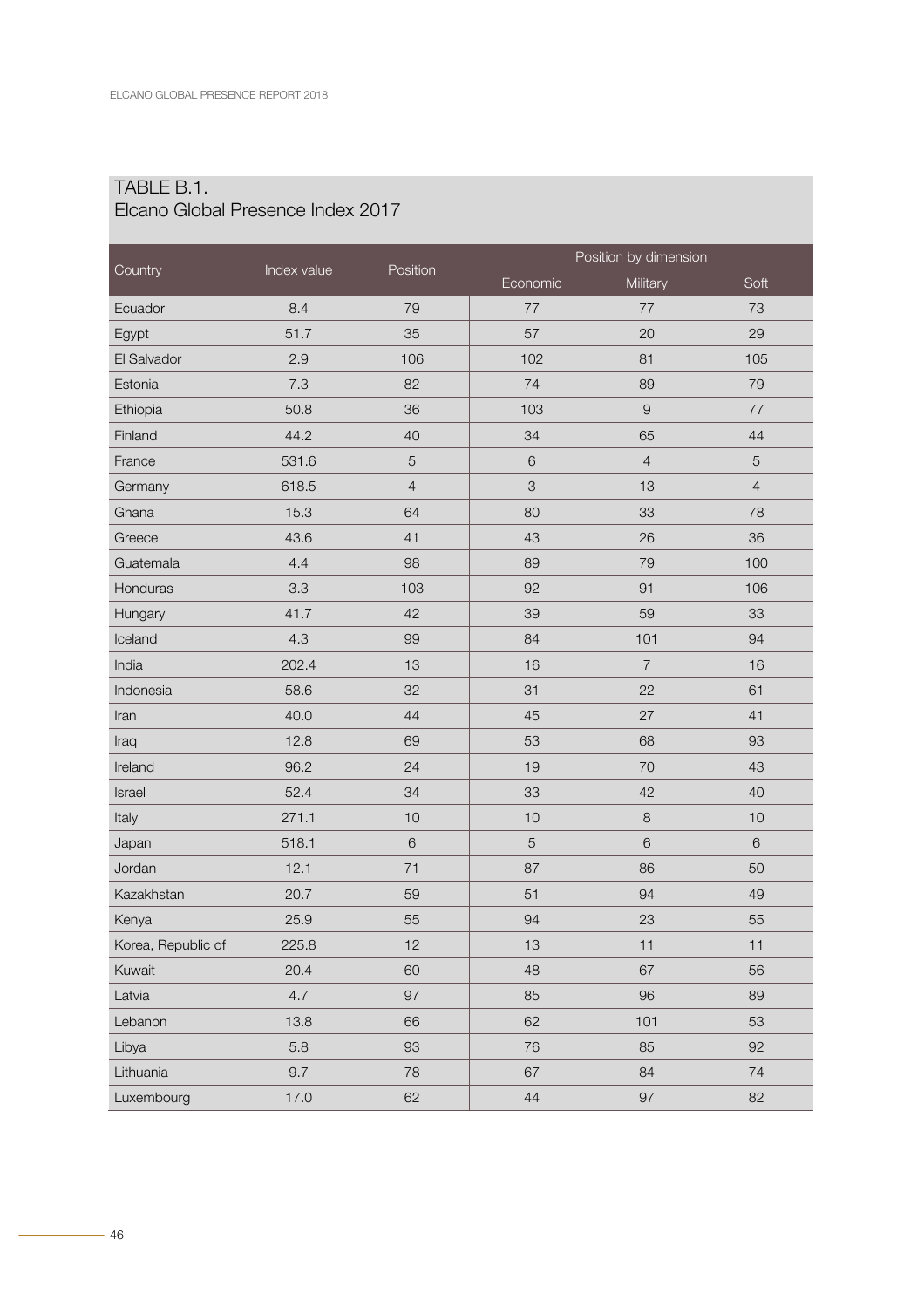## TABLE B.1.
Elcano Global Presence Index 2017

| Country | Index value | Position | Position by dimension | | |
|---|---|---|---|---|---|
| | | | Economic | Military | Soft |
| Ecuador | 8.4 | 79 | 77 | 77 | 73 |
| Egypt | 51.7 | 35 | 57 | 20 | 29 |
| El Salvador | 2.9 | 106 | 102 | 81 | 105 |
| Estonia | 7.3 | 82 | 74 | 89 | 79 |
| Ethiopia | 50.8 | 36 | 103 | 9 | 77 |
| Finland | 44.2 | 40 | 34 | 65 | 44 |
| France | 531.6 | 5 | 6 | 4 | 5 |
| Germany | 618.5 | 4 | 3 | 13 | 4 |
| Ghana | 15.3 | 64 | 80 | 33 | 78 |
| Greece | 43.6 | 41 | 43 | 26 | 36 |
| Guatemala | 4.4 | 98 | 89 | 79 | 100 |
| Honduras | 3.3 | 103 | 92 | 91 | 106 |
| Hungary | 41.7 | 42 | 39 | 59 | 33 |
| Iceland | 4.3 | 99 | 84 | 101 | 94 |
| India | 202.4 | 13 | 16 | 7 | 16 |
| Indonesia | 58.6 | 32 | 31 | 22 | 61 |
| Iran | 40.0 | 44 | 45 | 27 | 41 |
| Iraq | 12.8 | 69 | 53 | 68 | 93 |
| Ireland | 96.2 | 24 | 19 | 70 | 43 |
| Israel | 52.4 | 34 | 33 | 42 | 40 |
| Italy | 271.1 | 10 | 10 | 8 | 10 |
| Japan | 518.1 | 6 | 5 | 6 | 6 |
| Jordan | 12.1 | 71 | 87 | 86 | 50 |
| Kazakhstan | 20.7 | 59 | 51 | 94 | 49 |
| Kenya | 25.9 | 55 | 94 | 23 | 55 |
| Korea, Republic of | 225.8 | 12 | 13 | 11 | 11 |
| Kuwait | 20.4 | 60 | 48 | 67 | 56 |
| Latvia | 4.7 | 97 | 85 | 96 | 89 |
| Lebanon | 13.8 | 66 | 62 | 101 | 53 |
| Libya | 5.8 | 93 | 76 | 85 | 92 |
| Lithuania | 9.7 | 78 | 67 | 84 | 74 |
| Luxembourg | 17.0 | 62 | 44 | 97 | 82 |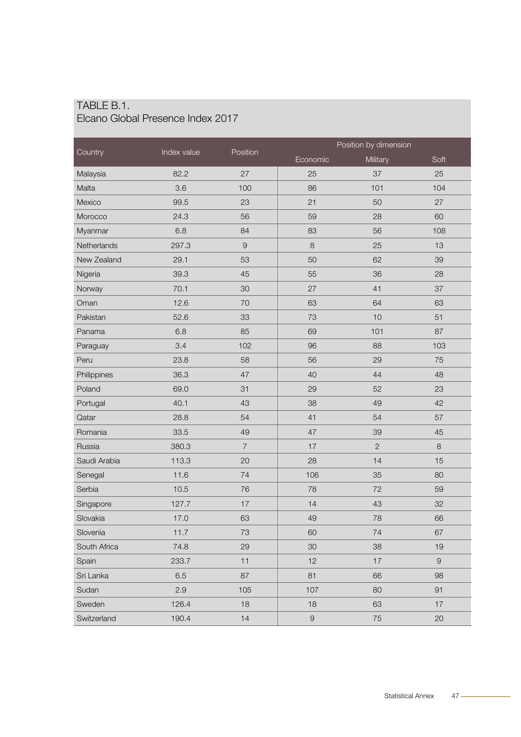TABLE B.1.
Elcano Global Presence Index 2017

| Country | Index value | Position | Position by dimension | | |
|---|---|---|---|---|---|
| | | | Economic | Military | Soft |
| Malaysia | 82.2 | 27 | 25 | 37 | 25 |
| Malta | 3.6 | 100 | 86 | 101 | 104 |
| Mexico | 99.5 | 23 | 21 | 50 | 27 |
| Morocco | 24.3 | 56 | 59 | 28 | 60 |
| Myanmar | 6.8 | 84 | 83 | 56 | 108 |
| Netherlands | 297.3 | 9 | 8 | 25 | 13 |
| New Zealand | 29.1 | 53 | 50 | 62 | 39 |
| Nigeria | 39.3 | 45 | 55 | 36 | 28 |
| Norway | 70.1 | 30 | 27 | 41 | 37 |
| Oman | 12.6 | 70 | 63 | 64 | 63 |
| Pakistan | 52.6 | 33 | 73 | 10 | 51 |
| Panama | 6.8 | 85 | 69 | 101 | 87 |
| Paraguay | 3.4 | 102 | 96 | 88 | 103 |
| Peru | 23.8 | 58 | 56 | 29 | 75 |
| Philippines | 36.3 | 47 | 40 | 44 | 48 |
| Poland | 69.0 | 31 | 29 | 52 | 23 |
| Portugal | 40.1 | 43 | 38 | 49 | 42 |
| Qatar | 28.8 | 54 | 41 | 54 | 57 |
| Romania | 33.5 | 49 | 47 | 39 | 45 |
| Russia | 380.3 | 7 | 17 | 2 | 8 |
| Saudi Arabia | 113.3 | 20 | 28 | 14 | 15 |
| Senegal | 11.6 | 74 | 106 | 35 | 80 |
| Serbia | 10.5 | 76 | 78 | 72 | 59 |
| Singapore | 127.7 | 17 | 14 | 43 | 32 |
| Slovakia | 17.0 | 63 | 49 | 78 | 66 |
| Slovenia | 11.7 | 73 | 60 | 74 | 67 |
| South Africa | 74.8 | 29 | 30 | 38 | 19 |
| Spain | 233.7 | 11 | 12 | 17 | 9 |
| Sri Lanka | 6.5 | 87 | 81 | 66 | 98 |
| Sudan | 2.9 | 105 | 107 | 80 | 91 |
| Sweden | 126.4 | 18 | 18 | 63 | 17 |
| Switzerland | 190.4 | 14 | 9 | 75 | 20 |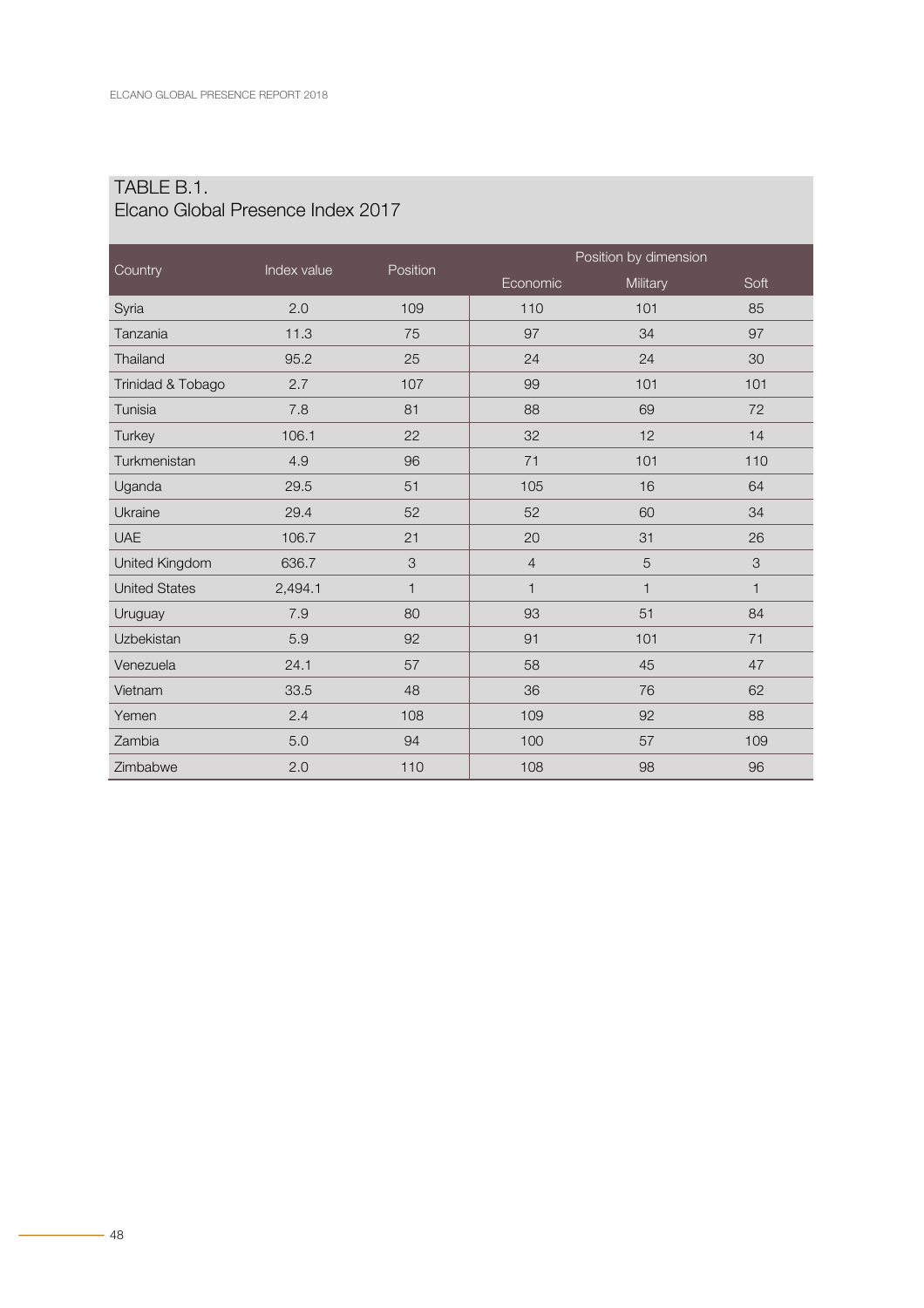## TABLE B.1.
Elcano Global Presence Index 2017

| Country | Index value | Position | Position by dimension | | |
|---|---|---|---|---|---|
| | | | Economic | Military | Soft |
| Syria | 2.0 | 109 | 110 | 101 | 85 |
| Tanzania | 11.3 | 75 | 97 | 34 | 97 |
| Thailand | 95.2 | 25 | 24 | 24 | 30 |
| Trinidad & Tobago | 2.7 | 107 | 99 | 101 | 101 |
| Tunisia | 7.8 | 81 | 88 | 69 | 72 |
| Turkey | 106.1 | 22 | 32 | 12 | 14 |
| Turkmenistan | 4.9 | 96 | 71 | 101 | 110 |
| Uganda | 29.5 | 51 | 105 | 16 | 64 |
| Ukraine | 29.4 | 52 | 52 | 60 | 34 |
| UAE | 106.7 | 21 | 20 | 31 | 26 |
| United Kingdom | 636.7 | 3 | 4 | 5 | 3 |
| United States | 2,494.1 | 1 | 1 | 1 | 1 |
| Uruguay | 7.9 | 80 | 93 | 51 | 84 |
| Uzbekistan | 5.9 | 92 | 91 | 101 | 71 |
| Venezuela | 24.1 | 57 | 58 | 45 | 47 |
| Vietnam | 33.5 | 48 | 36 | 76 | 62 |
| Yemen | 2.4 | 108 | 109 | 92 | 88 |
| Zambia | 5.0 | 94 | 100 | 57 | 109 |
| Zimbabwe | 2.0 | 110 | 108 | 98 | 96 |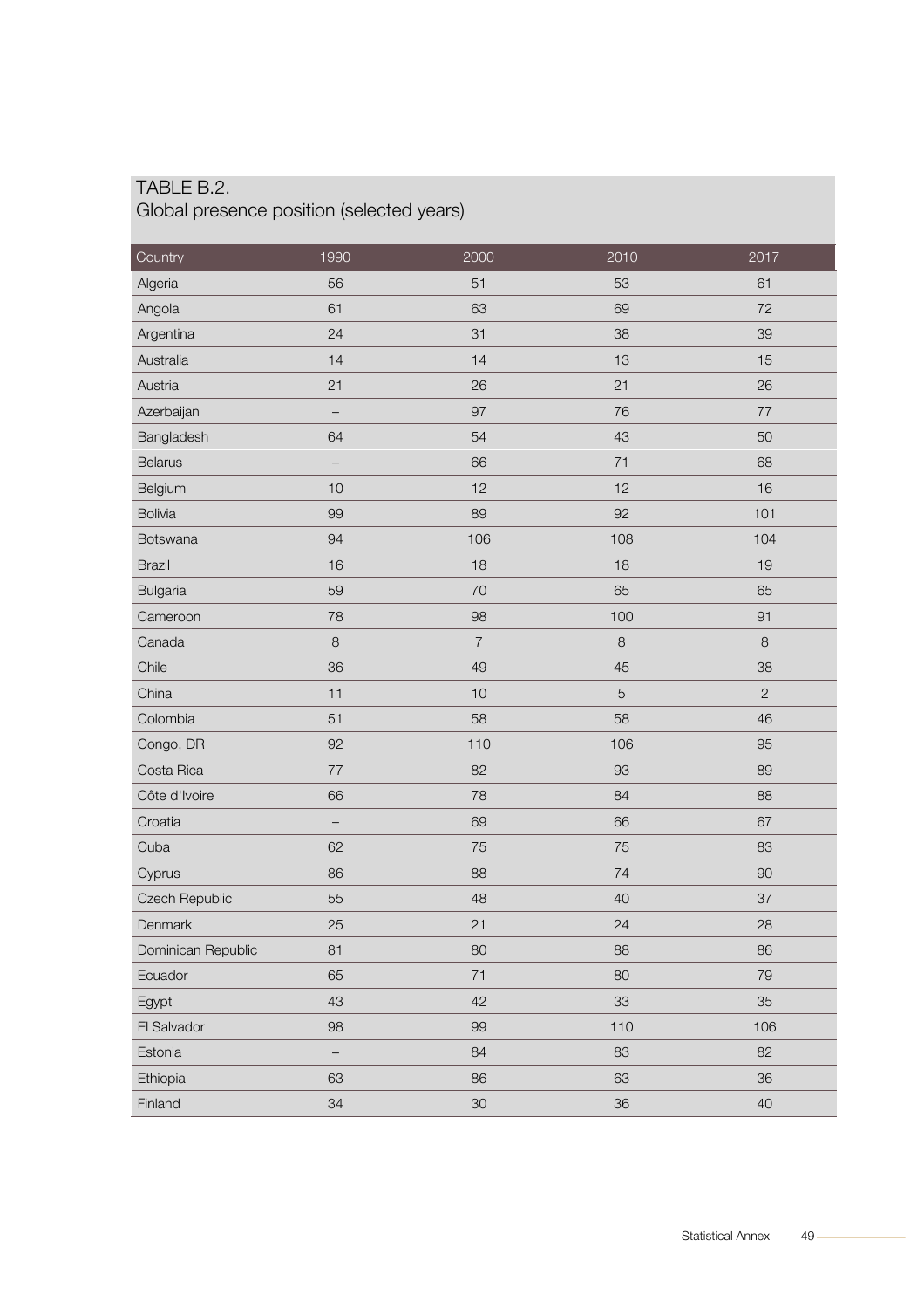TABLE B.2.
Global presence position (selected years)

| Country | 1990 | 2000 | 2010 | 2017 |
|---|---|---|---|---|
| Algeria | 56 | 51 | 53 | 61 |
| Angola | 61 | 63 | 69 | 72 |
| Argentina | 24 | 31 | 38 | 39 |
| Australia | 14 | 14 | 13 | 15 |
| Austria | 21 | 26 | 21 | 26 |
| Azerbaijan | – | 97 | 76 | 77 |
| Bangladesh | 64 | 54 | 43 | 50 |
| Belarus | – | 66 | 71 | 68 |
| Belgium | 10 | 12 | 12 | 16 |
| Bolivia | 99 | 89 | 92 | 101 |
| Botswana | 94 | 106 | 108 | 104 |
| Brazil | 16 | 18 | 18 | 19 |
| Bulgaria | 59 | 70 | 65 | 65 |
| Cameroon | 78 | 98 | 100 | 91 |
| Canada | 8 | 7 | 8 | 8 |
| Chile | 36 | 49 | 45 | 38 |
| China | 11 | 10 | 5 | 2 |
| Colombia | 51 | 58 | 58 | 46 |
| Congo, DR | 92 | 110 | 106 | 95 |
| Costa Rica | 77 | 82 | 93 | 89 |
| Côte d'Ivoire | 66 | 78 | 84 | 88 |
| Croatia | – | 69 | 66 | 67 |
| Cuba | 62 | 75 | 75 | 83 |
| Cyprus | 86 | 88 | 74 | 90 |
| Czech Republic | 55 | 48 | 40 | 37 |
| Denmark | 25 | 21 | 24 | 28 |
| Dominican Republic | 81 | 80 | 88 | 86 |
| Ecuador | 65 | 71 | 80 | 79 |
| Egypt | 43 | 42 | 33 | 35 |
| El Salvador | 98 | 99 | 110 | 106 |
| Estonia | – | 84 | 83 | 82 |
| Ethiopia | 63 | 86 | 63 | 36 |
| Finland | 34 | 30 | 36 | 40 |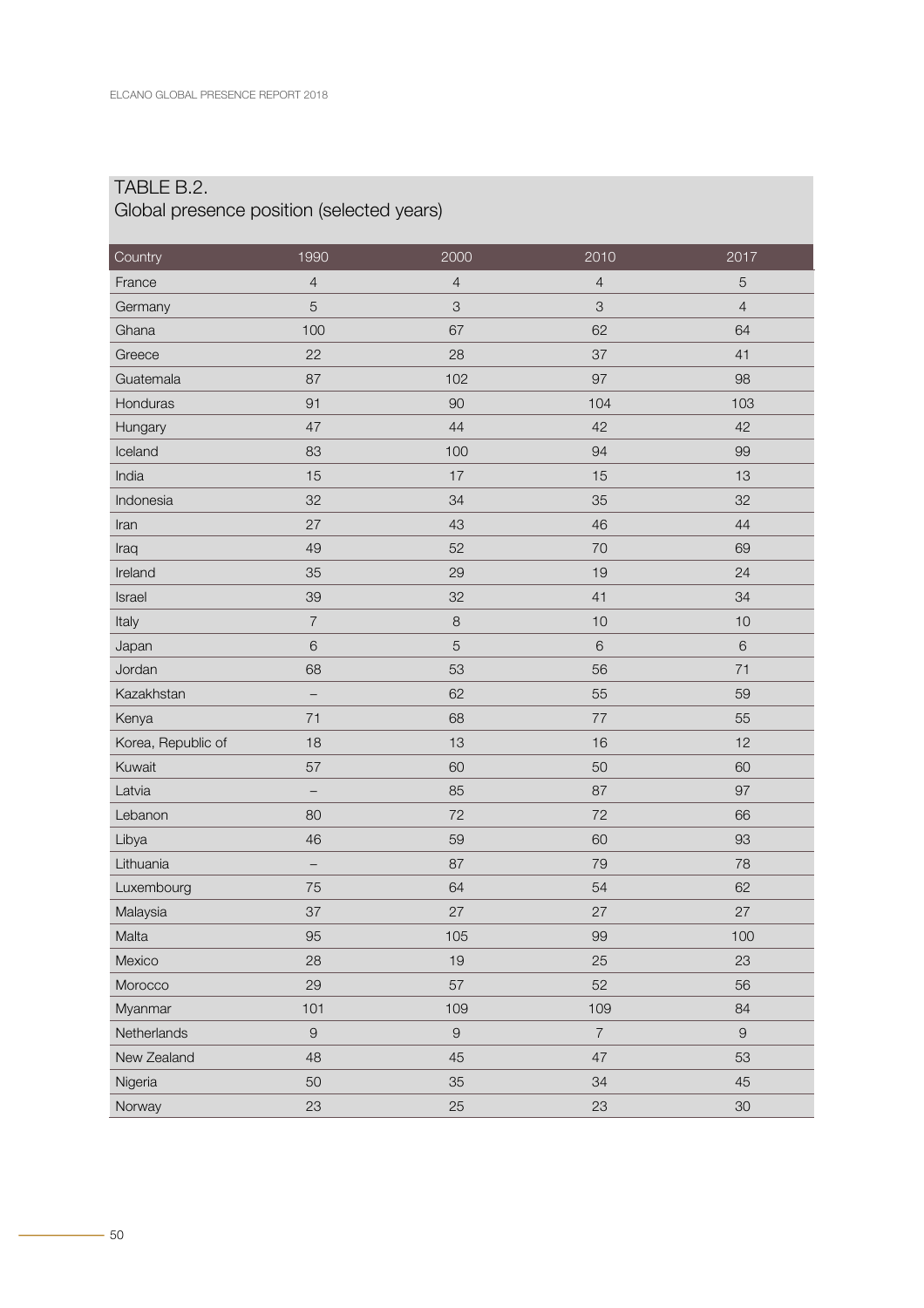## TABLE B.2.
Global presence position (selected years)

| Country | 1990 | 2000 | 2010 | 2017 |
|---|---|---|---|---|
| France | 4 | 4 | 4 | 5 |
| Germany | 5 | 3 | 3 | 4 |
| Ghana | 100 | 67 | 62 | 64 |
| Greece | 22 | 28 | 37 | 41 |
| Guatemala | 87 | 102 | 97 | 98 |
| Honduras | 91 | 90 | 104 | 103 |
| Hungary | 47 | 44 | 42 | 42 |
| Iceland | 83 | 100 | 94 | 99 |
| India | 15 | 17 | 15 | 13 |
| Indonesia | 32 | 34 | 35 | 32 |
| Iran | 27 | 43 | 46 | 44 |
| Iraq | 49 | 52 | 70 | 69 |
| Ireland | 35 | 29 | 19 | 24 |
| Israel | 39 | 32 | 41 | 34 |
| Italy | 7 | 8 | 10 | 10 |
| Japan | 6 | 5 | 6 | 6 |
| Jordan | 68 | 53 | 56 | 71 |
| Kazakhstan | – | 62 | 55 | 59 |
| Kenya | 71 | 68 | 77 | 55 |
| Korea, Republic of | 18 | 13 | 16 | 12 |
| Kuwait | 57 | 60 | 50 | 60 |
| Latvia | – | 85 | 87 | 97 |
| Lebanon | 80 | 72 | 72 | 66 |
| Libya | 46 | 59 | 60 | 93 |
| Lithuania | – | 87 | 79 | 78 |
| Luxembourg | 75 | 64 | 54 | 62 |
| Malaysia | 37 | 27 | 27 | 27 |
| Malta | 95 | 105 | 99 | 100 |
| Mexico | 28 | 19 | 25 | 23 |
| Morocco | 29 | 57 | 52 | 56 |
| Myanmar | 101 | 109 | 109 | 84 |
| Netherlands | 9 | 9 | 7 | 9 |
| New Zealand | 48 | 45 | 47 | 53 |
| Nigeria | 50 | 35 | 34 | 45 |
| Norway | 23 | 25 | 23 | 30 |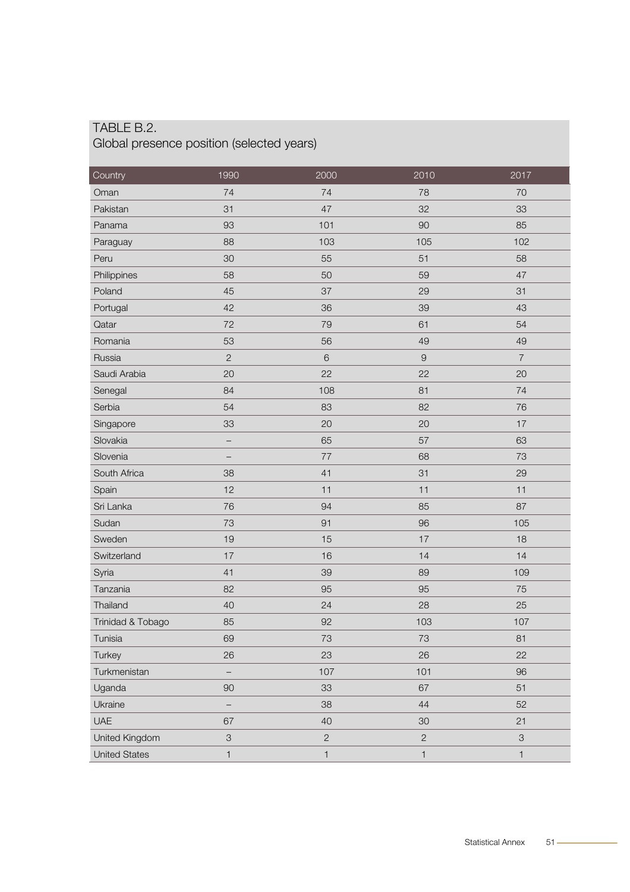TABLE B.2.
Global presence position (selected years)

| Country | 1990 | 2000 | 2010 | 2017 |
|---|---|---|---|---|
| Oman | 74 | 74 | 78 | 70 |
| Pakistan | 31 | 47 | 32 | 33 |
| Panama | 93 | 101 | 90 | 85 |
| Paraguay | 88 | 103 | 105 | 102 |
| Peru | 30 | 55 | 51 | 58 |
| Philippines | 58 | 50 | 59 | 47 |
| Poland | 45 | 37 | 29 | 31 |
| Portugal | 42 | 36 | 39 | 43 |
| Qatar | 72 | 79 | 61 | 54 |
| Romania | 53 | 56 | 49 | 49 |
| Russia | 2 | 6 | 9 | 7 |
| Saudi Arabia | 20 | 22 | 22 | 20 |
| Senegal | 84 | 108 | 81 | 74 |
| Serbia | 54 | 83 | 82 | 76 |
| Singapore | 33 | 20 | 20 | 17 |
| Slovakia | – | 65 | 57 | 63 |
| Slovenia | – | 77 | 68 | 73 |
| South Africa | 38 | 41 | 31 | 29 |
| Spain | 12 | 11 | 11 | 11 |
| Sri Lanka | 76 | 94 | 85 | 87 |
| Sudan | 73 | 91 | 96 | 105 |
| Sweden | 19 | 15 | 17 | 18 |
| Switzerland | 17 | 16 | 14 | 14 |
| Syria | 41 | 39 | 89 | 109 |
| Tanzania | 82 | 95 | 95 | 75 |
| Thailand | 40 | 24 | 28 | 25 |
| Trinidad & Tobago | 85 | 92 | 103 | 107 |
| Tunisia | 69 | 73 | 73 | 81 |
| Turkey | 26 | 23 | 26 | 22 |
| Turkmenistan | – | 107 | 101 | 96 |
| Uganda | 90 | 33 | 67 | 51 |
| Ukraine | – | 38 | 44 | 52 |
| UAE | 67 | 40 | 30 | 21 |
| United Kingdom | 3 | 2 | 2 | 3 |
| United States | 1 | 1 | 1 | 1 |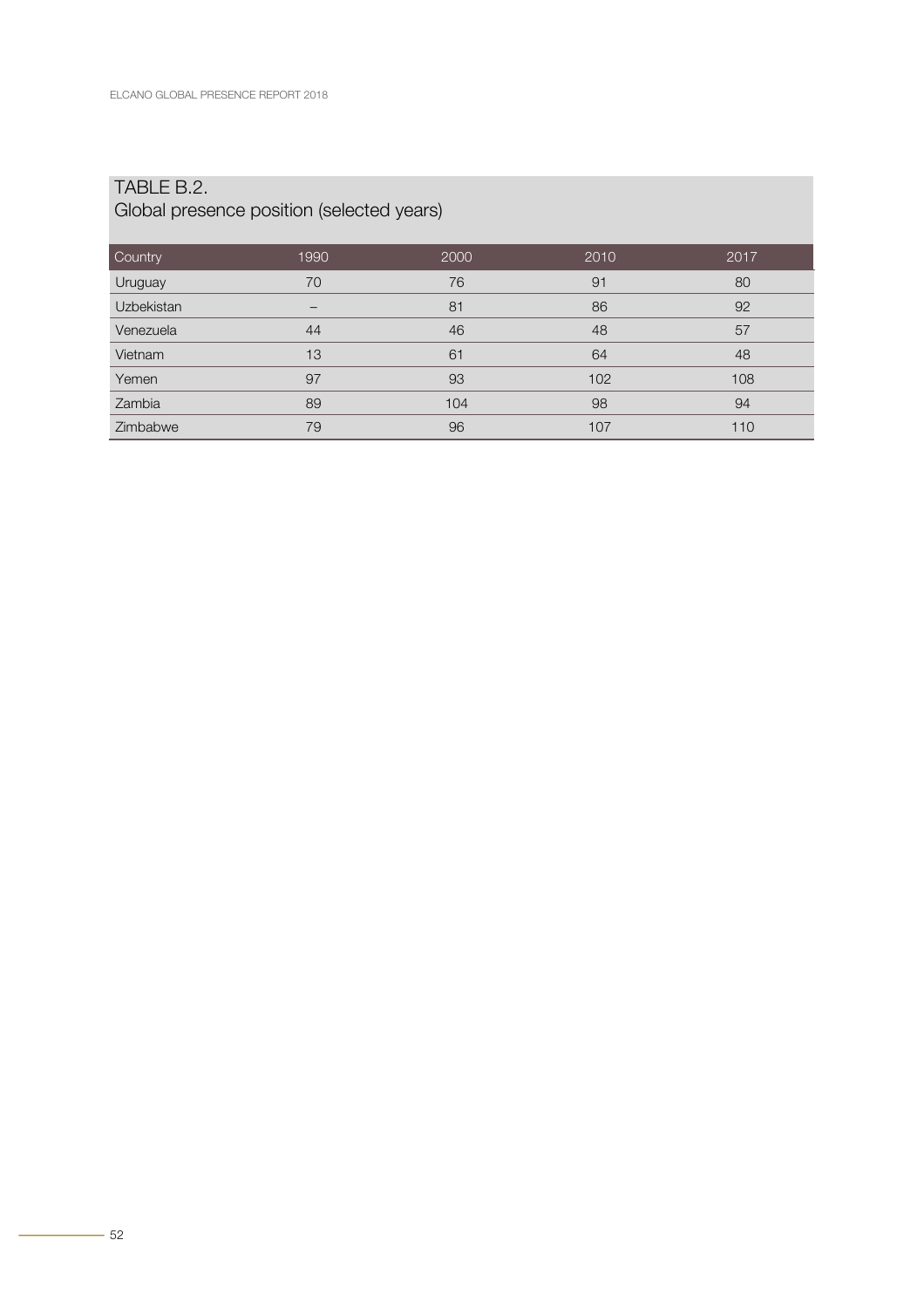TABLE B.2.
Global presence position (selected years)

| Country | 1990 | 2000 | 2010 | 2017 |
|---|---|---|---|---|
| Uruguay | 70 | 76 | 91 | 80 |
| Uzbekistan | – | 81 | 86 | 92 |
| Venezuela | 44 | 46 | 48 | 57 |
| Vietnam | 13 | 61 | 64 | 48 |
| Yemen | 97 | 93 | 102 | 108 |
| Zambia | 89 | 104 | 98 | 94 |
| Zimbabwe | 79 | 96 | 107 | 110 |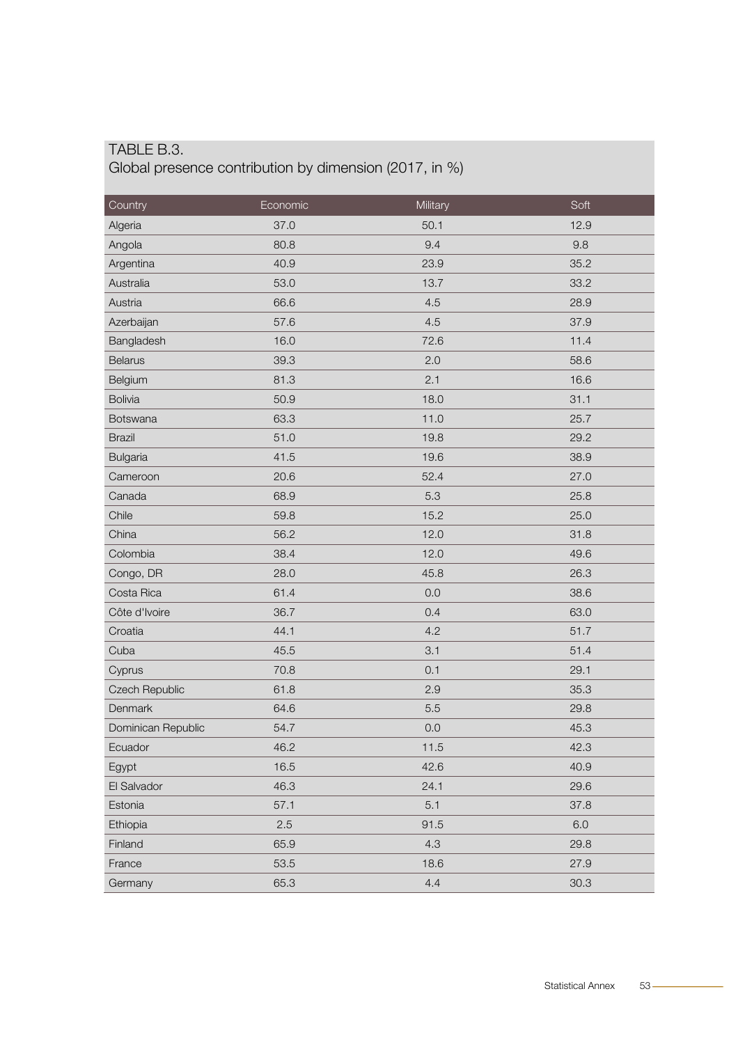TABLE B.3.
Global presence contribution by dimension (2017, in %)

| Country | Economic | Military | Soft |
|---|---|---|---|
| Algeria | 37.0 | 50.1 | 12.9 |
| Angola | 80.8 | 9.4 | 9.8 |
| Argentina | 40.9 | 23.9 | 35.2 |
| Australia | 53.0 | 13.7 | 33.2 |
| Austria | 66.6 | 4.5 | 28.9 |
| Azerbaijan | 57.6 | 4.5 | 37.9 |
| Bangladesh | 16.0 | 72.6 | 11.4 |
| Belarus | 39.3 | 2.0 | 58.6 |
| Belgium | 81.3 | 2.1 | 16.6 |
| Bolivia | 50.9 | 18.0 | 31.1 |
| Botswana | 63.3 | 11.0 | 25.7 |
| Brazil | 51.0 | 19.8 | 29.2 |
| Bulgaria | 41.5 | 19.6 | 38.9 |
| Cameroon | 20.6 | 52.4 | 27.0 |
| Canada | 68.9 | 5.3 | 25.8 |
| Chile | 59.8 | 15.2 | 25.0 |
| China | 56.2 | 12.0 | 31.8 |
| Colombia | 38.4 | 12.0 | 49.6 |
| Congo, DR | 28.0 | 45.8 | 26.3 |
| Costa Rica | 61.4 | 0.0 | 38.6 |
| Côte d'Ivoire | 36.7 | 0.4 | 63.0 |
| Croatia | 44.1 | 4.2 | 51.7 |
| Cuba | 45.5 | 3.1 | 51.4 |
| Cyprus | 70.8 | 0.1 | 29.1 |
| Czech Republic | 61.8 | 2.9 | 35.3 |
| Denmark | 64.6 | 5.5 | 29.8 |
| Dominican Republic | 54.7 | 0.0 | 45.3 |
| Ecuador | 46.2 | 11.5 | 42.3 |
| Egypt | 16.5 | 42.6 | 40.9 |
| El Salvador | 46.3 | 24.1 | 29.6 |
| Estonia | 57.1 | 5.1 | 37.8 |
| Ethiopia | 2.5 | 91.5 | 6.0 |
| Finland | 65.9 | 4.3 | 29.8 |
| France | 53.5 | 18.6 | 27.9 |
| Germany | 65.3 | 4.4 | 30.3 |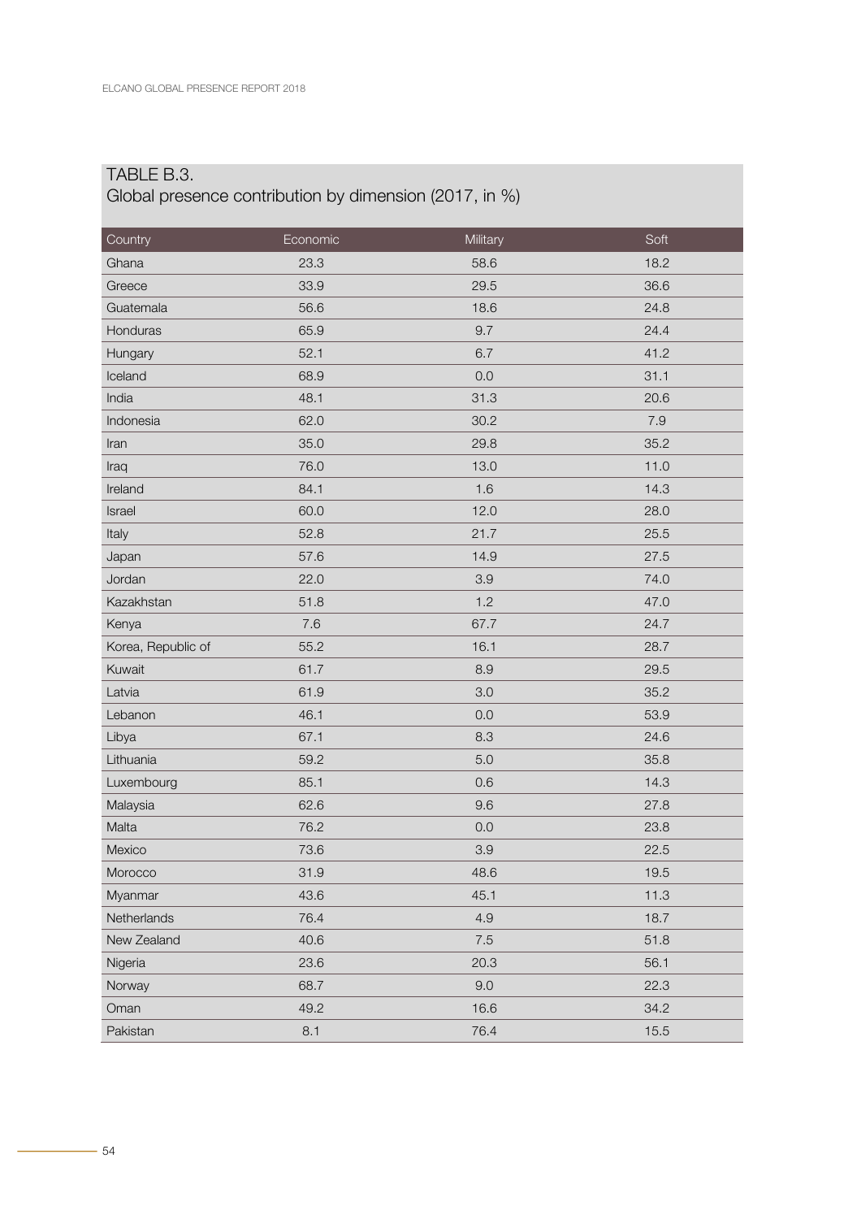## TABLE B.3.
Global presence contribution by dimension (2017, in %)

| Country | Economic | Military | Soft |
|---|---|---|---|
| Ghana | 23.3 | 58.6 | 18.2 |
| Greece | 33.9 | 29.5 | 36.6 |
| Guatemala | 56.6 | 18.6 | 24.8 |
| Honduras | 65.9 | 9.7 | 24.4 |
| Hungary | 52.1 | 6.7 | 41.2 |
| Iceland | 68.9 | 0.0 | 31.1 |
| India | 48.1 | 31.3 | 20.6 |
| Indonesia | 62.0 | 30.2 | 7.9 |
| Iran | 35.0 | 29.8 | 35.2 |
| Iraq | 76.0 | 13.0 | 11.0 |
| Ireland | 84.1 | 1.6 | 14.3 |
| Israel | 60.0 | 12.0 | 28.0 |
| Italy | 52.8 | 21.7 | 25.5 |
| Japan | 57.6 | 14.9 | 27.5 |
| Jordan | 22.0 | 3.9 | 74.0 |
| Kazakhstan | 51.8 | 1.2 | 47.0 |
| Kenya | 7.6 | 67.7 | 24.7 |
| Korea, Republic of | 55.2 | 16.1 | 28.7 |
| Kuwait | 61.7 | 8.9 | 29.5 |
| Latvia | 61.9 | 3.0 | 35.2 |
| Lebanon | 46.1 | 0.0 | 53.9 |
| Libya | 67.1 | 8.3 | 24.6 |
| Lithuania | 59.2 | 5.0 | 35.8 |
| Luxembourg | 85.1 | 0.6 | 14.3 |
| Malaysia | 62.6 | 9.6 | 27.8 |
| Malta | 76.2 | 0.0 | 23.8 |
| Mexico | 73.6 | 3.9 | 22.5 |
| Morocco | 31.9 | 48.6 | 19.5 |
| Myanmar | 43.6 | 45.1 | 11.3 |
| Netherlands | 76.4 | 4.9 | 18.7 |
| New Zealand | 40.6 | 7.5 | 51.8 |
| Nigeria | 23.6 | 20.3 | 56.1 |
| Norway | 68.7 | 9.0 | 22.3 |
| Oman | 49.2 | 16.6 | 34.2 |
| Pakistan | 8.1 | 76.4 | 15.5 |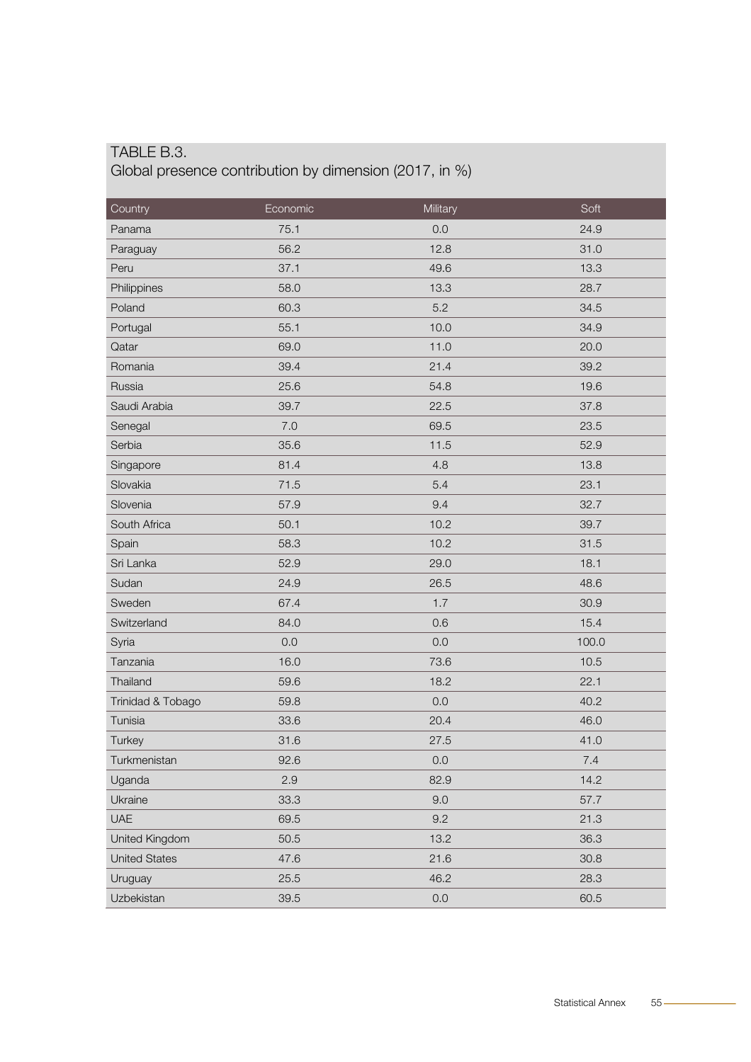TABLE B.3.
Global presence contribution by dimension (2017, in %)

| Country | Economic | Military | Soft |
|---|---|---|---|
| Panama | 75.1 | 0.0 | 24.9 |
| Paraguay | 56.2 | 12.8 | 31.0 |
| Peru | 37.1 | 49.6 | 13.3 |
| Philippines | 58.0 | 13.3 | 28.7 |
| Poland | 60.3 | 5.2 | 34.5 |
| Portugal | 55.1 | 10.0 | 34.9 |
| Qatar | 69.0 | 11.0 | 20.0 |
| Romania | 39.4 | 21.4 | 39.2 |
| Russia | 25.6 | 54.8 | 19.6 |
| Saudi Arabia | 39.7 | 22.5 | 37.8 |
| Senegal | 7.0 | 69.5 | 23.5 |
| Serbia | 35.6 | 11.5 | 52.9 |
| Singapore | 81.4 | 4.8 | 13.8 |
| Slovakia | 71.5 | 5.4 | 23.1 |
| Slovenia | 57.9 | 9.4 | 32.7 |
| South Africa | 50.1 | 10.2 | 39.7 |
| Spain | 58.3 | 10.2 | 31.5 |
| Sri Lanka | 52.9 | 29.0 | 18.1 |
| Sudan | 24.9 | 26.5 | 48.6 |
| Sweden | 67.4 | 1.7 | 30.9 |
| Switzerland | 84.0 | 0.6 | 15.4 |
| Syria | 0.0 | 0.0 | 100.0 |
| Tanzania | 16.0 | 73.6 | 10.5 |
| Thailand | 59.6 | 18.2 | 22.1 |
| Trinidad & Tobago | 59.8 | 0.0 | 40.2 |
| Tunisia | 33.6 | 20.4 | 46.0 |
| Turkey | 31.6 | 27.5 | 41.0 |
| Turkmenistan | 92.6 | 0.0 | 7.4 |
| Uganda | 2.9 | 82.9 | 14.2 |
| Ukraine | 33.3 | 9.0 | 57.7 |
| UAE | 69.5 | 9.2 | 21.3 |
| United Kingdom | 50.5 | 13.2 | 36.3 |
| United States | 47.6 | 21.6 | 30.8 |
| Uruguay | 25.5 | 46.2 | 28.3 |
| Uzbekistan | 39.5 | 0.0 | 60.5 |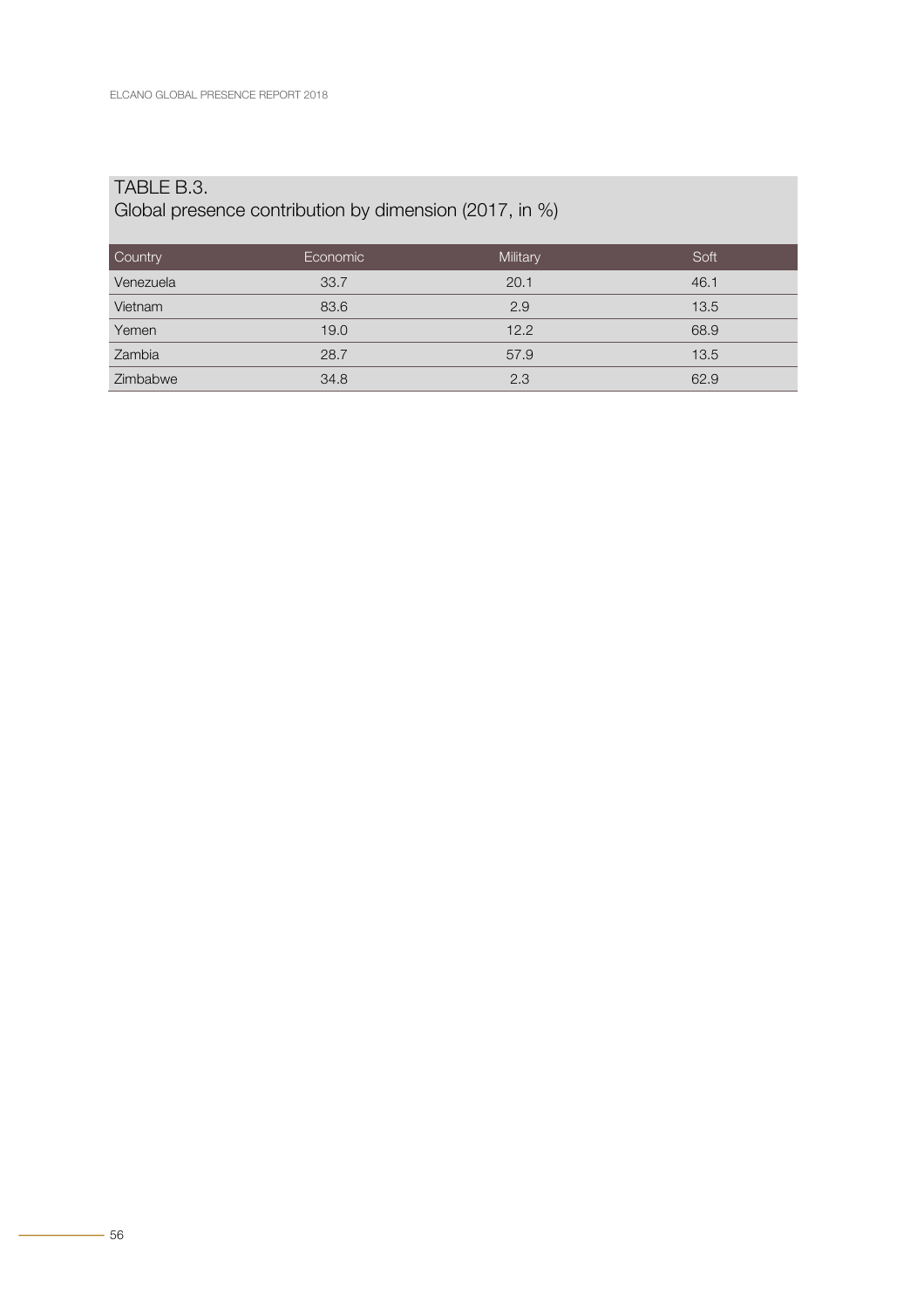## TABLE B.3.
Global presence contribution by dimension (2017, in %)

| Country | Economic | Military | Soft |
|---|---|---|---|
| Venezuela | 33.7 | 20.1 | 46.1 |
| Vietnam | 83.6 | 2.9 | 13.5 |
| Yemen | 19.0 | 12.2 | 68.9 |
| Zambia | 28.7 | 57.9 | 13.5 |
| Zimbabwe | 34.8 | 2.3 | 62.9 |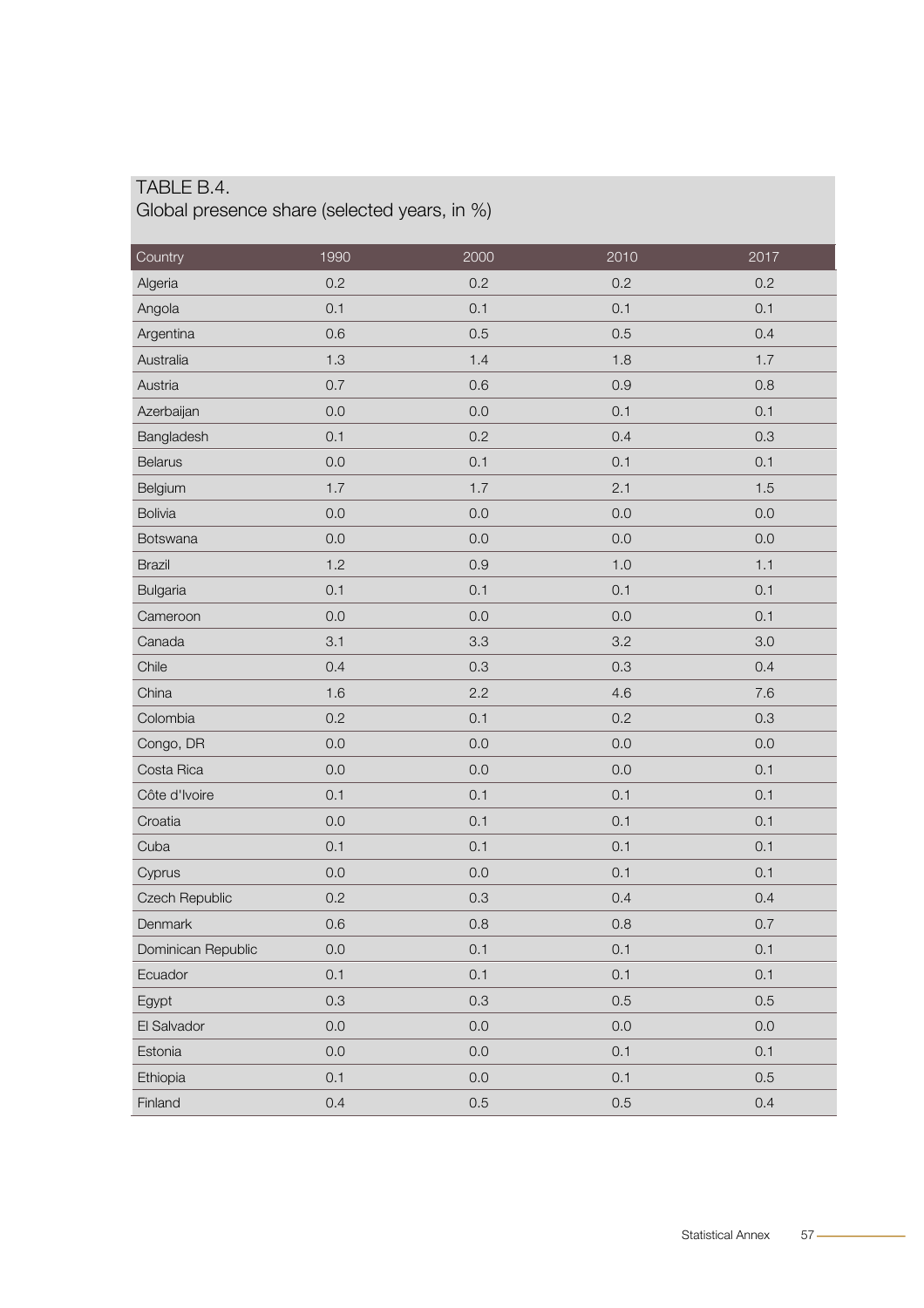TABLE B.4.
Global presence share (selected years, in %)

| Country | 1990 | 2000 | 2010 | 2017 |
|---|---|---|---|---|
| Algeria | 0.2 | 0.2 | 0.2 | 0.2 |
| Angola | 0.1 | 0.1 | 0.1 | 0.1 |
| Argentina | 0.6 | 0.5 | 0.5 | 0.4 |
| Australia | 1.3 | 1.4 | 1.8 | 1.7 |
| Austria | 0.7 | 0.6 | 0.9 | 0.8 |
| Azerbaijan | 0.0 | 0.0 | 0.1 | 0.1 |
| Bangladesh | 0.1 | 0.2 | 0.4 | 0.3 |
| Belarus | 0.0 | 0.1 | 0.1 | 0.1 |
| Belgium | 1.7 | 1.7 | 2.1 | 1.5 |
| Bolivia | 0.0 | 0.0 | 0.0 | 0.0 |
| Botswana | 0.0 | 0.0 | 0.0 | 0.0 |
| Brazil | 1.2 | 0.9 | 1.0 | 1.1 |
| Bulgaria | 0.1 | 0.1 | 0.1 | 0.1 |
| Cameroon | 0.0 | 0.0 | 0.0 | 0.1 |
| Canada | 3.1 | 3.3 | 3.2 | 3.0 |
| Chile | 0.4 | 0.3 | 0.3 | 0.4 |
| China | 1.6 | 2.2 | 4.6 | 7.6 |
| Colombia | 0.2 | 0.1 | 0.2 | 0.3 |
| Congo, DR | 0.0 | 0.0 | 0.0 | 0.0 |
| Costa Rica | 0.0 | 0.0 | 0.0 | 0.1 |
| Côte d'Ivoire | 0.1 | 0.1 | 0.1 | 0.1 |
| Croatia | 0.0 | 0.1 | 0.1 | 0.1 |
| Cuba | 0.1 | 0.1 | 0.1 | 0.1 |
| Cyprus | 0.0 | 0.0 | 0.1 | 0.1 |
| Czech Republic | 0.2 | 0.3 | 0.4 | 0.4 |
| Denmark | 0.6 | 0.8 | 0.8 | 0.7 |
| Dominican Republic | 0.0 | 0.1 | 0.1 | 0.1 |
| Ecuador | 0.1 | 0.1 | 0.1 | 0.1 |
| Egypt | 0.3 | 0.3 | 0.5 | 0.5 |
| El Salvador | 0.0 | 0.0 | 0.0 | 0.0 |
| Estonia | 0.0 | 0.0 | 0.1 | 0.1 |
| Ethiopia | 0.1 | 0.0 | 0.1 | 0.5 |
| Finland | 0.4 | 0.5 | 0.5 | 0.4 |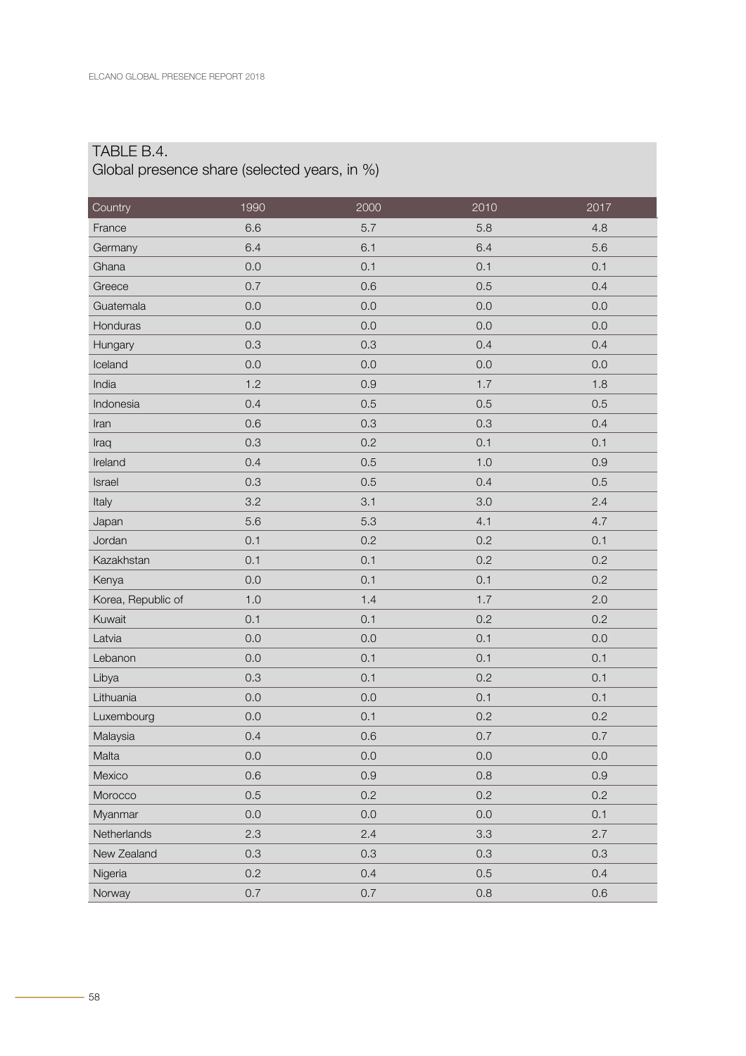## TABLE B.4.
Global presence share (selected years, in %)

| Country | 1990 | 2000 | 2010 | 2017 |
|---|---|---|---|---|
| France | 6.6 | 5.7 | 5.8 | 4.8 |
| Germany | 6.4 | 6.1 | 6.4 | 5.6 |
| Ghana | 0.0 | 0.1 | 0.1 | 0.1 |
| Greece | 0.7 | 0.6 | 0.5 | 0.4 |
| Guatemala | 0.0 | 0.0 | 0.0 | 0.0 |
| Honduras | 0.0 | 0.0 | 0.0 | 0.0 |
| Hungary | 0.3 | 0.3 | 0.4 | 0.4 |
| Iceland | 0.0 | 0.0 | 0.0 | 0.0 |
| India | 1.2 | 0.9 | 1.7 | 1.8 |
| Indonesia | 0.4 | 0.5 | 0.5 | 0.5 |
| Iran | 0.6 | 0.3 | 0.3 | 0.4 |
| Iraq | 0.3 | 0.2 | 0.1 | 0.1 |
| Ireland | 0.4 | 0.5 | 1.0 | 0.9 |
| Israel | 0.3 | 0.5 | 0.4 | 0.5 |
| Italy | 3.2 | 3.1 | 3.0 | 2.4 |
| Japan | 5.6 | 5.3 | 4.1 | 4.7 |
| Jordan | 0.1 | 0.2 | 0.2 | 0.1 |
| Kazakhstan | 0.1 | 0.1 | 0.2 | 0.2 |
| Kenya | 0.0 | 0.1 | 0.1 | 0.2 |
| Korea, Republic of | 1.0 | 1.4 | 1.7 | 2.0 |
| Kuwait | 0.1 | 0.1 | 0.2 | 0.2 |
| Latvia | 0.0 | 0.0 | 0.1 | 0.0 |
| Lebanon | 0.0 | 0.1 | 0.1 | 0.1 |
| Libya | 0.3 | 0.1 | 0.2 | 0.1 |
| Lithuania | 0.0 | 0.0 | 0.1 | 0.1 |
| Luxembourg | 0.0 | 0.1 | 0.2 | 0.2 |
| Malaysia | 0.4 | 0.6 | 0.7 | 0.7 |
| Malta | 0.0 | 0.0 | 0.0 | 0.0 |
| Mexico | 0.6 | 0.9 | 0.8 | 0.9 |
| Morocco | 0.5 | 0.2 | 0.2 | 0.2 |
| Myanmar | 0.0 | 0.0 | 0.0 | 0.1 |
| Netherlands | 2.3 | 2.4 | 3.3 | 2.7 |
| New Zealand | 0.3 | 0.3 | 0.3 | 0.3 |
| Nigeria | 0.2 | 0.4 | 0.5 | 0.4 |
| Norway | 0.7 | 0.7 | 0.8 | 0.6 |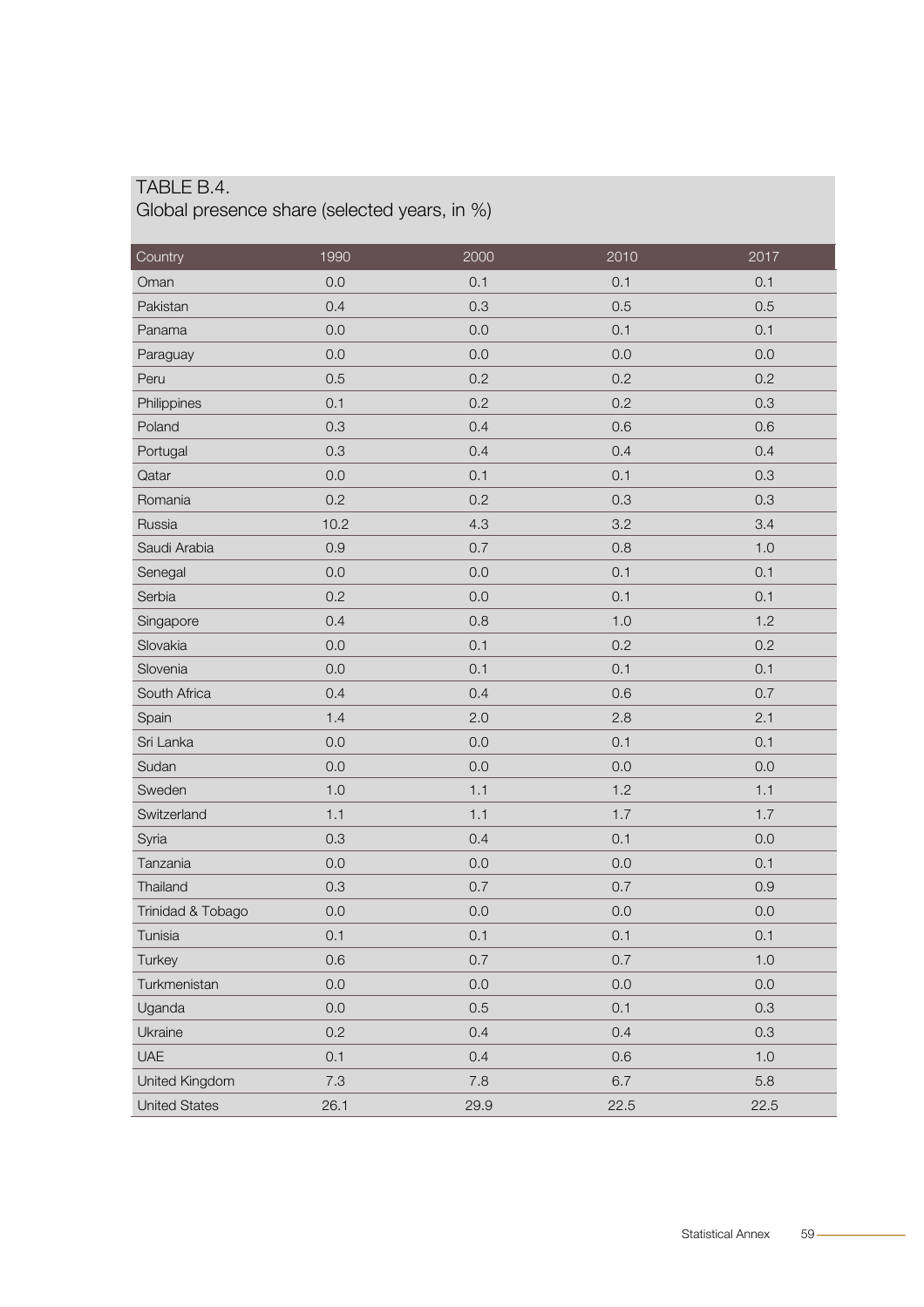## TABLE B.4.

Global presence share (selected years, in %)

| Country | 1990 | 2000 | 2010 | 2017 |
|---|---|---|---|---|
| Oman | 0.0 | 0.1 | 0.1 | 0.1 |
| Pakistan | 0.4 | 0.3 | 0.5 | 0.5 |
| Panama | 0.0 | 0.0 | 0.1 | 0.1 |
| Paraguay | 0.0 | 0.0 | 0.0 | 0.0 |
| Peru | 0.5 | 0.2 | 0.2 | 0.2 |
| Philippines | 0.1 | 0.2 | 0.2 | 0.3 |
| Poland | 0.3 | 0.4 | 0.6 | 0.6 |
| Portugal | 0.3 | 0.4 | 0.4 | 0.4 |
| Qatar | 0.0 | 0.1 | 0.1 | 0.3 |
| Romania | 0.2 | 0.2 | 0.3 | 0.3 |
| Russia | 10.2 | 4.3 | 3.2 | 3.4 |
| Saudi Arabia | 0.9 | 0.7 | 0.8 | 1.0 |
| Senegal | 0.0 | 0.0 | 0.1 | 0.1 |
| Serbia | 0.2 | 0.0 | 0.1 | 0.1 |
| Singapore | 0.4 | 0.8 | 1.0 | 1.2 |
| Slovakia | 0.0 | 0.1 | 0.2 | 0.2 |
| Slovenia | 0.0 | 0.1 | 0.1 | 0.1 |
| South Africa | 0.4 | 0.4 | 0.6 | 0.7 |
| Spain | 1.4 | 2.0 | 2.8 | 2.1 |
| Sri Lanka | 0.0 | 0.0 | 0.1 | 0.1 |
| Sudan | 0.0 | 0.0 | 0.0 | 0.0 |
| Sweden | 1.0 | 1.1 | 1.2 | 1.1 |
| Switzerland | 1.1 | 1.1 | 1.7 | 1.7 |
| Syria | 0.3 | 0.4 | 0.1 | 0.0 |
| Tanzania | 0.0 | 0.0 | 0.0 | 0.1 |
| Thailand | 0.3 | 0.7 | 0.7 | 0.9 |
| Trinidad & Tobago | 0.0 | 0.0 | 0.0 | 0.0 |
| Tunisia | 0.1 | 0.1 | 0.1 | 0.1 |
| Turkey | 0.6 | 0.7 | 0.7 | 1.0 |
| Turkmenistan | 0.0 | 0.0 | 0.0 | 0.0 |
| Uganda | 0.0 | 0.5 | 0.1 | 0.3 |
| Ukraine | 0.2 | 0.4 | 0.4 | 0.3 |
| UAE | 0.1 | 0.4 | 0.6 | 1.0 |
| United Kingdom | 7.3 | 7.8 | 6.7 | 5.8 |
| United States | 26.1 | 29.9 | 22.5 | 22.5 |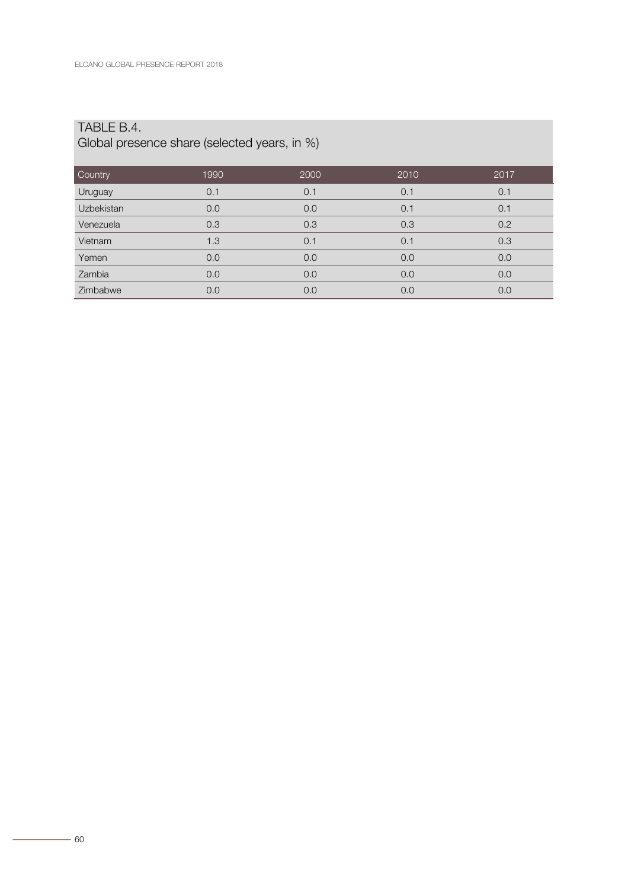## TABLE B.4.
Global presence share (selected years, in %)

| Country | 1990 | 2000 | 2010 | 2017 |
|---|---|---|---|---|
| Uruguay | 0.1 | 0.1 | 0.1 | 0.1 |
| Uzbekistan | 0.0 | 0.0 | 0.1 | 0.1 |
| Venezuela | 0.3 | 0.3 | 0.3 | 0.2 |
| Vietnam | 1.3 | 0.1 | 0.1 | 0.3 |
| Yemen | 0.0 | 0.0 | 0.0 | 0.0 |
| Zambia | 0.0 | 0.0 | 0.0 | 0.0 |
| Zimbabwe | 0.0 | 0.0 | 0.0 | 0.0 |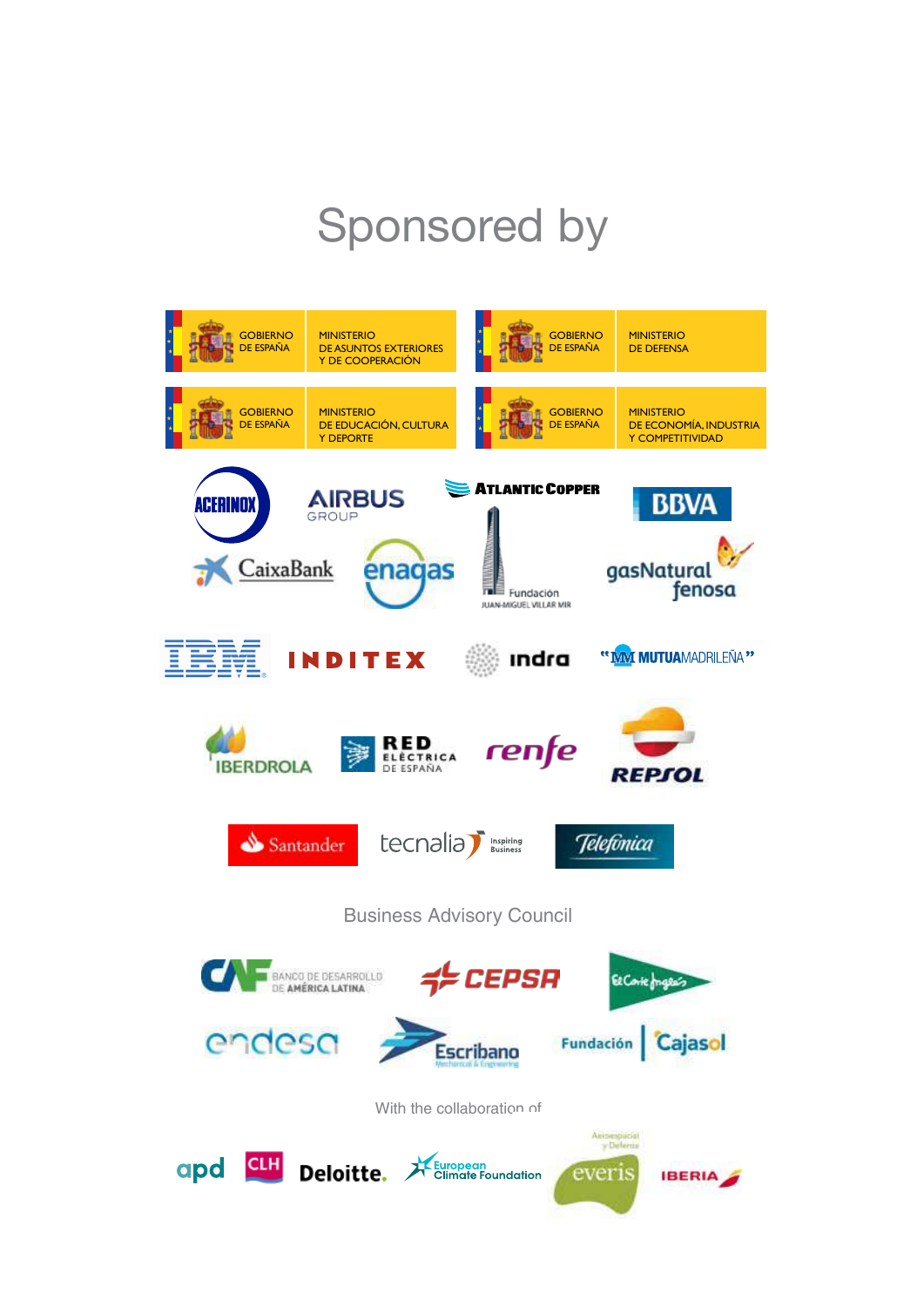# Sponsored by

GOBIERNO DE ESPAÑA — MINISTERIO DE ASUNTOS EXTERIORES Y DE COOPERACIÓN

GOBIERNO DE ESPAÑA — MINISTERIO DE DEFENSA

GOBIERNO DE ESPAÑA — MINISTERIO DE EDUCACIÓN, CULTURA Y DEPORTE

GOBIERNO DE ESPAÑA — MINISTERIO DE ECONOMÍA, INDUSTRIA Y COMPETITIVIDAD

ACERINOX

AIRBUS GROUP

ATLANTIC COPPER

BBVA

CaixaBank

enagas

Fundación JUAN-MIGUEL VILLAR MIR

gasNatural fenosa

IBM

INDITEX

indra

MUTUAMADRILEÑA

IBERDROLA

RED ELÉCTRICA DE ESPAÑA

renfe

REPSOL

Santander

tecnalia Inspiring Business

Telefónica

Business Advisory Council

CAF BANCO DE DESARROLLO DE AMÉRICA LATINA

CEPSA

El Corte Inglés

endesa

Escribano Mechanical & Engineering

Fundación Cajasol

With the collaboration of

apd

CLH

Deloitte.

European Climate Foundation

everis Aeroespacial y Defensa

IBERIA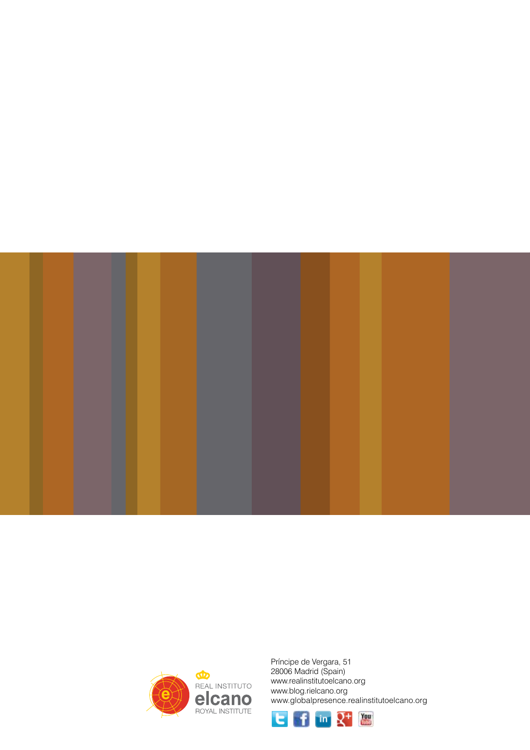REAL INSTITUTO
elcano
ROYAL INSTITUTE

Príncipe de Vergara, 51
28006 Madrid (Spain)
www.realinstitutoelcano.org
www.blog.rielcano.org
www.globalpresence.realinstitutoelcano.org